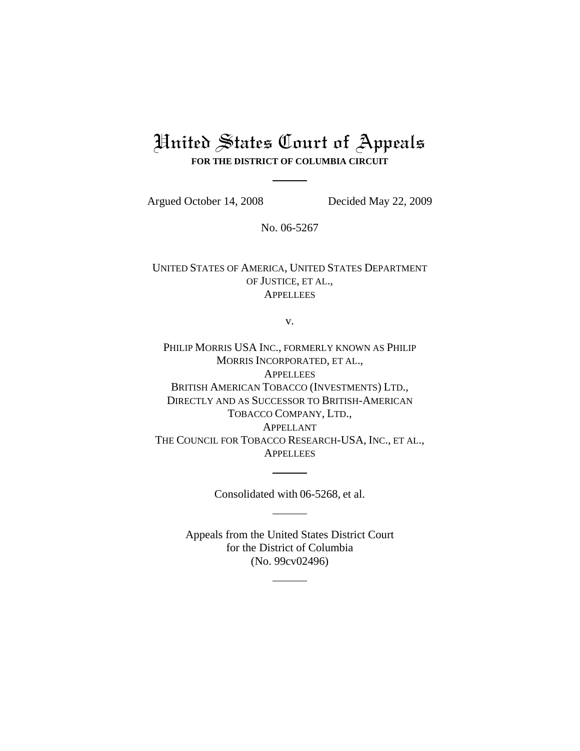# United States Court of Appeals

**FOR THE DISTRICT OF COLUMBIA CIRCUIT**

---

Argued October 14, 2008 Decided May 22, 2009

No. 06-5267

UNITED STATES OF AMERICA, UNITED STATES DEPARTMENT OF JUSTICE, ET AL.,
APPELLEES

v.

PHILIP MORRIS USA INC., FORMERLY KNOWN AS PHILIP MORRIS INCORPORATED, ET AL.,
APPELLEES
BRITISH AMERICAN TOBACCO (INVESTMENTS) LTD., DIRECTLY AND AS SUCCESSOR TO BRITISH-AMERICAN TOBACCO COMPANY, LTD.,
APPELLANT
THE COUNCIL FOR TOBACCO RESEARCH-USA, INC., ET AL.,
APPELLEES

---

Consolidated with 06-5268, et al.

---

Appeals from the United States District Court
for the District of Columbia
(No. 99cv02496)

---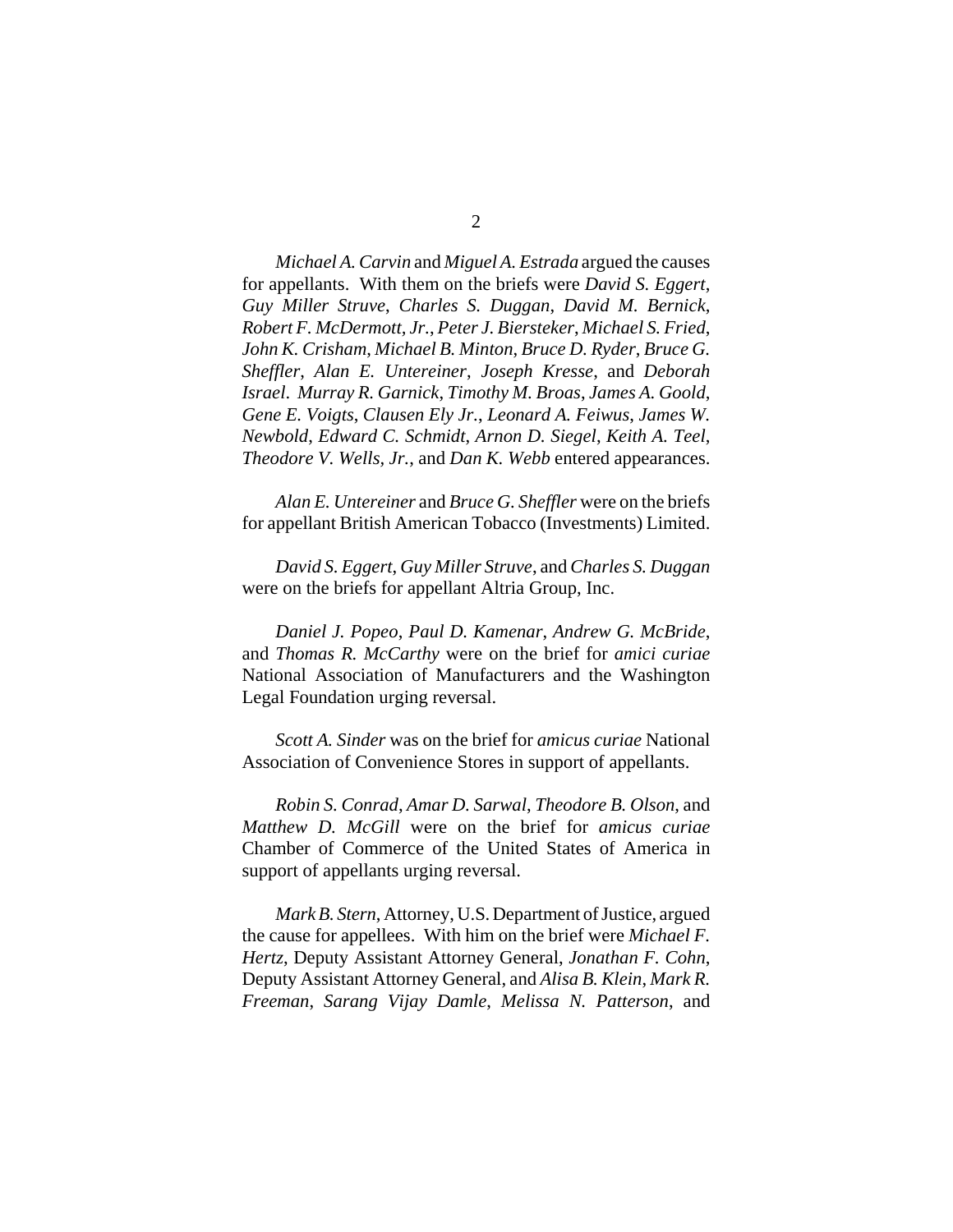*Michael A. Carvin* and *Miguel A. Estrada* argued the causes for appellants. With them on the briefs were *David S. Eggert*, *Guy Miller Struve*, *Charles S. Duggan*, *David M. Bernick*, *Robert F. McDermott, Jr.*, *Peter J. Biersteker*, *Michael S. Fried*, *John K. Crisham*, *Michael B. Minton*, *Bruce D. Ryder*, *Bruce G. Sheffler*, *Alan E. Untereiner*, *Joseph Kresse*, and *Deborah Israel*. *Murray R. Garnick*, *Timothy M. Broas*, *James A. Goold*, *Gene E. Voigts*, *Clausen Ely Jr.*, *Leonard A. Feiwus*, *James W. Newbold*, *Edward C. Schmidt*, *Arnon D. Siegel*, *Keith A. Teel*, *Theodore V. Wells, Jr.*, and *Dan K. Webb* entered appearances.

*Alan E. Untereiner* and *Bruce G. Sheffler* were on the briefs for appellant British American Tobacco (Investments) Limited.

*David S. Eggert*, *Guy Miller Struve*, and *Charles S. Duggan* were on the briefs for appellant Altria Group, Inc.

*Daniel J. Popeo*, *Paul D. Kamenar*, *Andrew G. McBride*, and *Thomas R. McCarthy* were on the brief for *amici curiae* National Association of Manufacturers and the Washington Legal Foundation urging reversal.

*Scott A. Sinder* was on the brief for *amicus curiae* National Association of Convenience Stores in support of appellants.

*Robin S. Conrad*, *Amar D. Sarwal*, *Theodore B. Olson*, and *Matthew D. McGill* were on the brief for *amicus curiae* Chamber of Commerce of the United States of America in support of appellants urging reversal.

*Mark B. Stern*, Attorney, U.S. Department of Justice, argued the cause for appellees. With him on the brief were *Michael F. Hertz*, Deputy Assistant Attorney General, *Jonathan F. Cohn*, Deputy Assistant Attorney General, and *Alisa B. Klein*, *Mark R. Freeman*, *Sarang Vijay Damle*, *Melissa N. Patterson*, and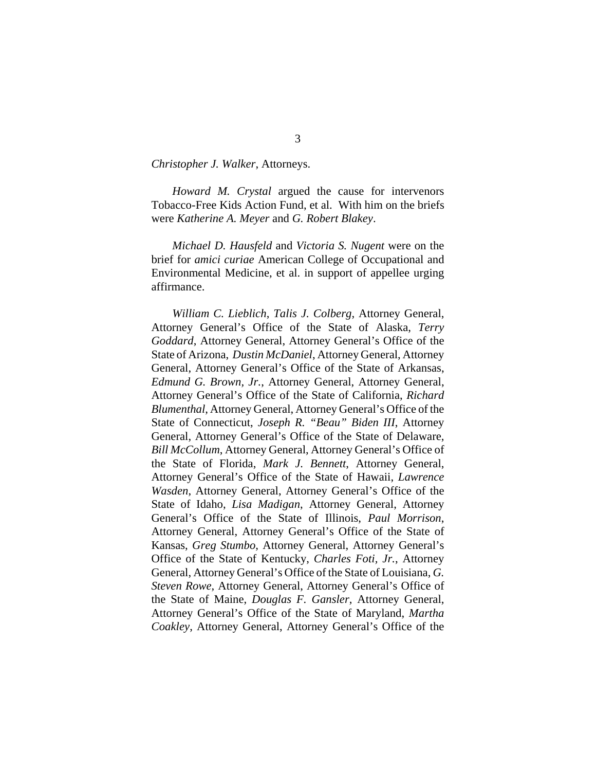*Christopher J. Walker*, Attorneys.

*Howard M. Crystal* argued the cause for intervenors Tobacco-Free Kids Action Fund, et al. With him on the briefs were *Katherine A. Meyer* and *G. Robert Blakey*.

*Michael D. Hausfeld* and *Victoria S. Nugent* were on the brief for *amici curiae* American College of Occupational and Environmental Medicine, et al. in support of appellee urging affirmance.

*William C. Lieblich*, *Talis J. Colberg*, Attorney General, Attorney General's Office of the State of Alaska, *Terry Goddard*, Attorney General, Attorney General's Office of the State of Arizona, *Dustin McDaniel*, Attorney General, Attorney General, Attorney General's Office of the State of Arkansas, *Edmund G. Brown, Jr.*, Attorney General, Attorney General, Attorney General's Office of the State of California, *Richard Blumenthal*, Attorney General, Attorney General's Office of the State of Connecticut, *Joseph R. "Beau" Biden III*, Attorney General, Attorney General's Office of the State of Delaware, *Bill McCollum*, Attorney General, Attorney General's Office of the State of Florida, *Mark J. Bennett*, Attorney General, Attorney General's Office of the State of Hawaii, *Lawrence Wasden*, Attorney General, Attorney General's Office of the State of Idaho, *Lisa Madigan*, Attorney General, Attorney General's Office of the State of Illinois, *Paul Morrison*, Attorney General, Attorney General's Office of the State of Kansas, *Greg Stumbo*, Attorney General, Attorney General's Office of the State of Kentucky, *Charles Foti, Jr.*, Attorney General, Attorney General's Office of the State of Louisiana, *G. Steven Rowe*, Attorney General, Attorney General's Office of the State of Maine, *Douglas F. Gansler*, Attorney General, Attorney General's Office of the State of Maryland, *Martha Coakley*, Attorney General, Attorney General's Office of the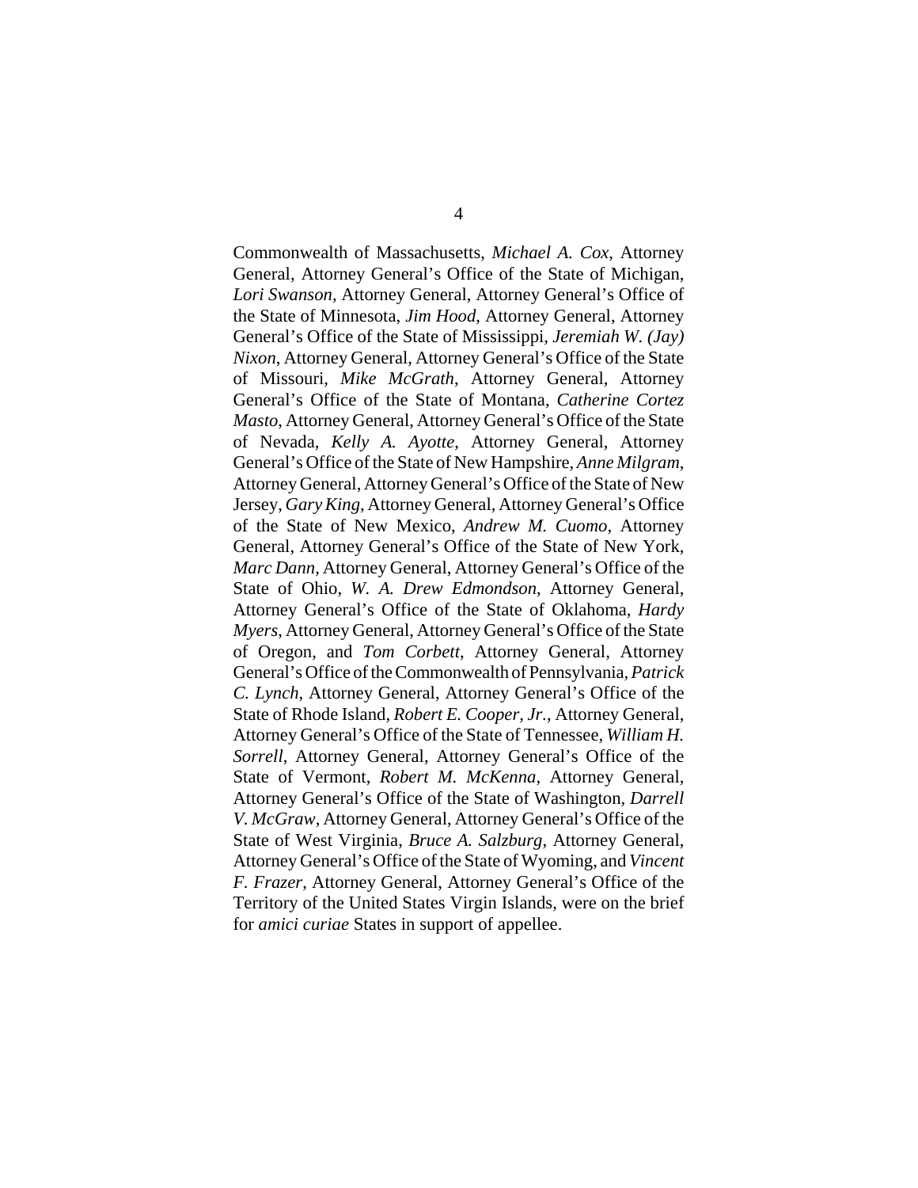Commonwealth of Massachusetts, *Michael A. Cox*, Attorney General, Attorney General's Office of the State of Michigan, *Lori Swanson*, Attorney General, Attorney General's Office of the State of Minnesota, *Jim Hood*, Attorney General, Attorney General's Office of the State of Mississippi, *Jeremiah W. (Jay) Nixon*, Attorney General, Attorney General's Office of the State of Missouri, *Mike McGrath*, Attorney General, Attorney General's Office of the State of Montana, *Catherine Cortez Masto*, Attorney General, Attorney General's Office of the State of Nevada, *Kelly A. Ayotte*, Attorney General, Attorney General's Office of the State of New Hampshire, *Anne Milgram*, Attorney General, Attorney General's Office of the State of New Jersey, *Gary King*, Attorney General, Attorney General's Office of the State of New Mexico, *Andrew M. Cuomo*, Attorney General, Attorney General's Office of the State of New York, *Marc Dann*, Attorney General, Attorney General's Office of the State of Ohio, *W. A. Drew Edmondson*, Attorney General, Attorney General's Office of the State of Oklahoma, *Hardy Myers*, Attorney General, Attorney General's Office of the State of Oregon, and *Tom Corbett*, Attorney General, Attorney General's Office of the Commonwealth of Pennsylvania, *Patrick C. Lynch*, Attorney General, Attorney General's Office of the State of Rhode Island, *Robert E. Cooper, Jr.*, Attorney General, Attorney General's Office of the State of Tennessee, *William H. Sorrell*, Attorney General, Attorney General's Office of the State of Vermont, *Robert M. McKenna*, Attorney General, Attorney General's Office of the State of Washington, *Darrell V. McGraw*, Attorney General, Attorney General's Office of the State of West Virginia, *Bruce A. Salzburg*, Attorney General, Attorney General's Office of the State of Wyoming, and *Vincent F. Frazer*, Attorney General, Attorney General's Office of the Territory of the United States Virgin Islands, were on the brief for *amici curiae* States in support of appellee.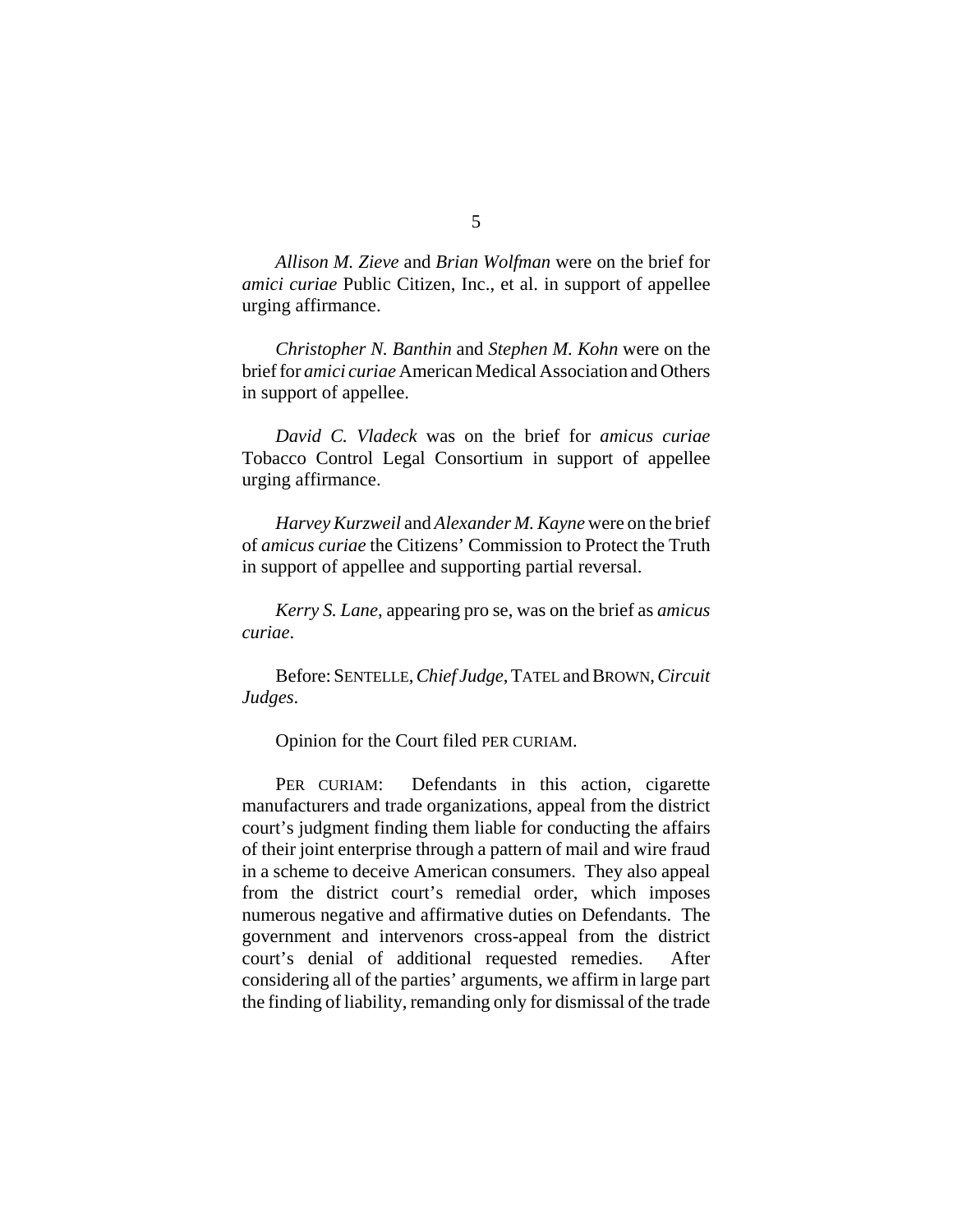*Allison M. Zieve* and *Brian Wolfman* were on the brief for *amici curiae* Public Citizen, Inc., et al. in support of appellee urging affirmance.

*Christopher N. Banthin* and *Stephen M. Kohn* were on the brief for *amici curiae* American Medical Association and Others in support of appellee.

*David C. Vladeck* was on the brief for *amicus curiae* Tobacco Control Legal Consortium in support of appellee urging affirmance.

*Harvey Kurzweil* and *Alexander M. Kayne* were on the brief of *amicus curiae* the Citizens' Commission to Protect the Truth in support of appellee and supporting partial reversal.

*Kerry S. Lane*, appearing pro se, was on the brief as *amicus curiae*.

Before: SENTELLE, *Chief Judge*, TATEL and BROWN, *Circuit Judges*.

Opinion for the Court filed PER CURIAM.

PER CURIAM: Defendants in this action, cigarette manufacturers and trade organizations, appeal from the district court's judgment finding them liable for conducting the affairs of their joint enterprise through a pattern of mail and wire fraud in a scheme to deceive American consumers. They also appeal from the district court's remedial order, which imposes numerous negative and affirmative duties on Defendants. The government and intervenors cross-appeal from the district court's denial of additional requested remedies. After considering all of the parties' arguments, we affirm in large part the finding of liability, remanding only for dismissal of the trade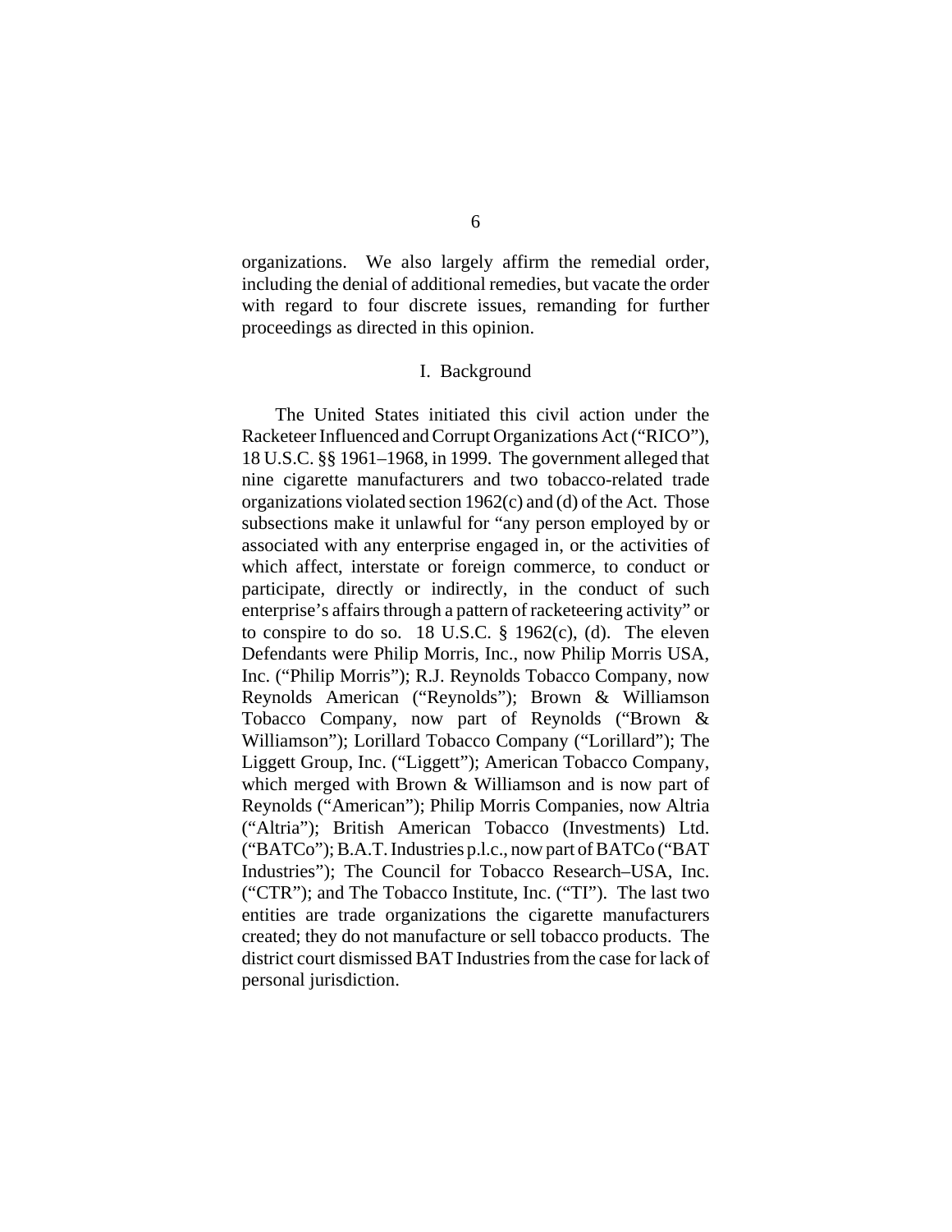organizations. We also largely affirm the remedial order, including the denial of additional remedies, but vacate the order with regard to four discrete issues, remanding for further proceedings as directed in this opinion.

## I. Background

The United States initiated this civil action under the Racketeer Influenced and Corrupt Organizations Act ("RICO"), 18 U.S.C. §§ 1961–1968, in 1999. The government alleged that nine cigarette manufacturers and two tobacco-related trade organizations violated section 1962(c) and (d) of the Act. Those subsections make it unlawful for "any person employed by or associated with any enterprise engaged in, or the activities of which affect, interstate or foreign commerce, to conduct or participate, directly or indirectly, in the conduct of such enterprise's affairs through a pattern of racketeering activity" or to conspire to do so. 18 U.S.C. § 1962(c), (d). The eleven Defendants were Philip Morris, Inc., now Philip Morris USA, Inc. ("Philip Morris"); R.J. Reynolds Tobacco Company, now Reynolds American ("Reynolds"); Brown & Williamson Tobacco Company, now part of Reynolds ("Brown & Williamson"); Lorillard Tobacco Company ("Lorillard"); The Liggett Group, Inc. ("Liggett"); American Tobacco Company, which merged with Brown & Williamson and is now part of Reynolds ("American"); Philip Morris Companies, now Altria ("Altria"); British American Tobacco (Investments) Ltd. ("BATCo"); B.A.T. Industries p.l.c., now part of BATCo ("BAT Industries"); The Council for Tobacco Research–USA, Inc. ("CTR"); and The Tobacco Institute, Inc. ("TI"). The last two entities are trade organizations the cigarette manufacturers created; they do not manufacture or sell tobacco products. The district court dismissed BAT Industries from the case for lack of personal jurisdiction.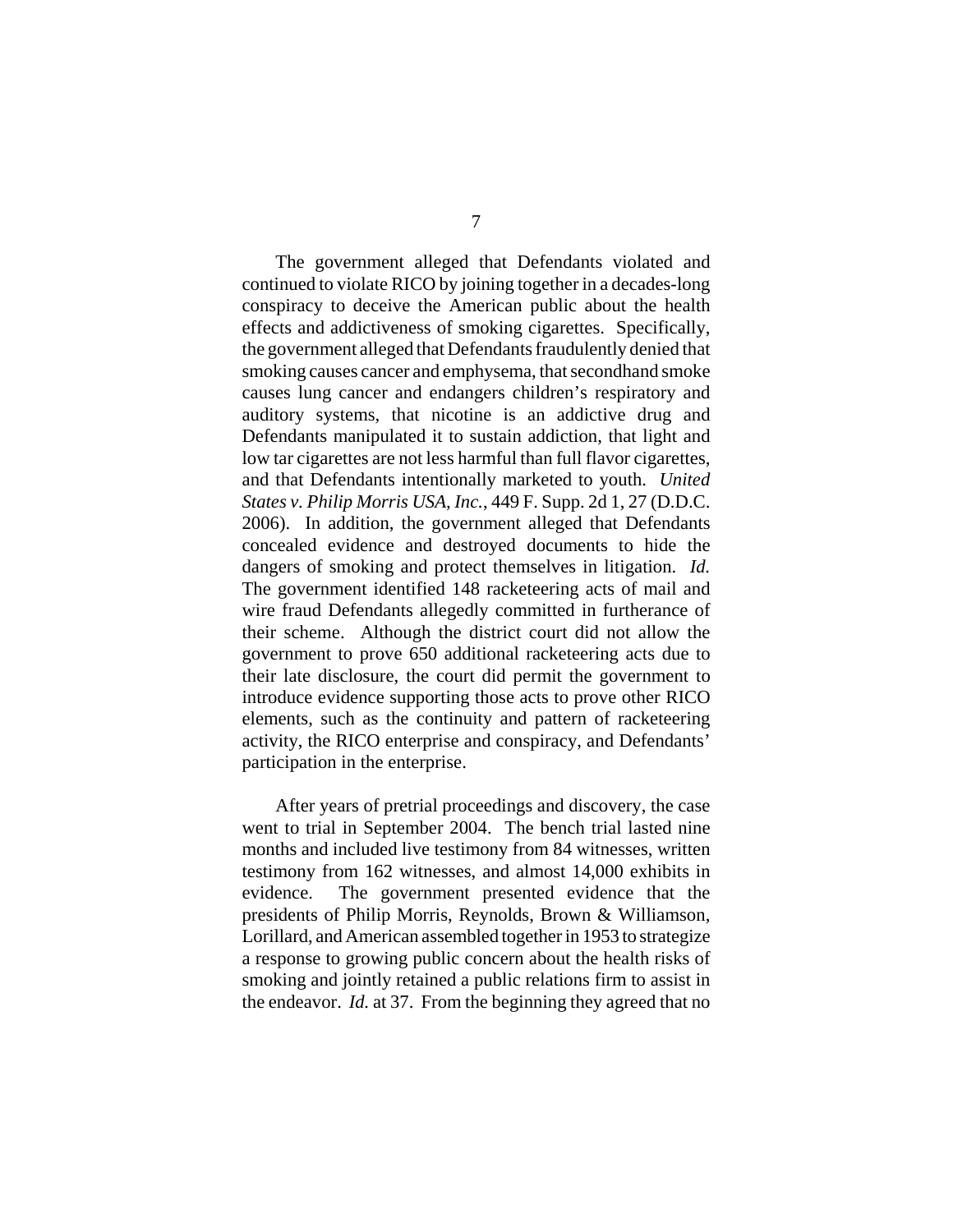The government alleged that Defendants violated and continued to violate RICO by joining together in a decades-long conspiracy to deceive the American public about the health effects and addictiveness of smoking cigarettes. Specifically, the government alleged that Defendants fraudulently denied that smoking causes cancer and emphysema, that secondhand smoke causes lung cancer and endangers children's respiratory and auditory systems, that nicotine is an addictive drug and Defendants manipulated it to sustain addiction, that light and low tar cigarettes are not less harmful than full flavor cigarettes, and that Defendants intentionally marketed to youth. *United States v. Philip Morris USA, Inc.*, 449 F. Supp. 2d 1, 27 (D.D.C. 2006). In addition, the government alleged that Defendants concealed evidence and destroyed documents to hide the dangers of smoking and protect themselves in litigation. *Id.* The government identified 148 racketeering acts of mail and wire fraud Defendants allegedly committed in furtherance of their scheme. Although the district court did not allow the government to prove 650 additional racketeering acts due to their late disclosure, the court did permit the government to introduce evidence supporting those acts to prove other RICO elements, such as the continuity and pattern of racketeering activity, the RICO enterprise and conspiracy, and Defendants' participation in the enterprise.

After years of pretrial proceedings and discovery, the case went to trial in September 2004. The bench trial lasted nine months and included live testimony from 84 witnesses, written testimony from 162 witnesses, and almost 14,000 exhibits in evidence. The government presented evidence that the presidents of Philip Morris, Reynolds, Brown & Williamson, Lorillard, and American assembled together in 1953 to strategize a response to growing public concern about the health risks of smoking and jointly retained a public relations firm to assist in the endeavor. *Id.* at 37. From the beginning they agreed that no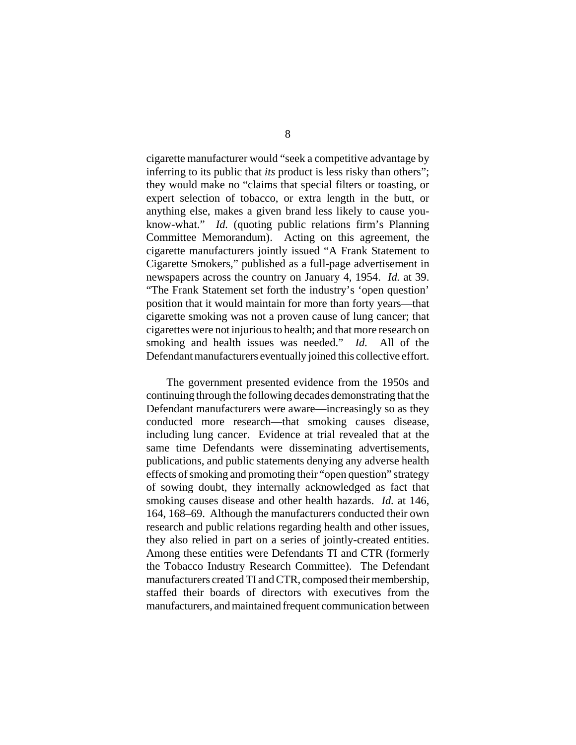cigarette manufacturer would "seek a competitive advantage by inferring to its public that *its* product is less risky than others"; they would make no "claims that special filters or toasting, or expert selection of tobacco, or extra length in the butt, or anything else, makes a given brand less likely to cause you-know-what." *Id.* (quoting public relations firm's Planning Committee Memorandum). Acting on this agreement, the cigarette manufacturers jointly issued "A Frank Statement to Cigarette Smokers," published as a full-page advertisement in newspapers across the country on January 4, 1954. *Id.* at 39. "The Frank Statement set forth the industry's 'open question' position that it would maintain for more than forty years—that cigarette smoking was not a proven cause of lung cancer; that cigarettes were not injurious to health; and that more research on smoking and health issues was needed." *Id.* All of the Defendant manufacturers eventually joined this collective effort.

The government presented evidence from the 1950s and continuing through the following decades demonstrating that the Defendant manufacturers were aware—increasingly so as they conducted more research—that smoking causes disease, including lung cancer. Evidence at trial revealed that at the same time Defendants were disseminating advertisements, publications, and public statements denying any adverse health effects of smoking and promoting their "open question" strategy of sowing doubt, they internally acknowledged as fact that smoking causes disease and other health hazards. *Id.* at 146, 164, 168–69. Although the manufacturers conducted their own research and public relations regarding health and other issues, they also relied in part on a series of jointly-created entities. Among these entities were Defendants TI and CTR (formerly the Tobacco Industry Research Committee). The Defendant manufacturers created TI and CTR, composed their membership, staffed their boards of directors with executives from the manufacturers, and maintained frequent communication between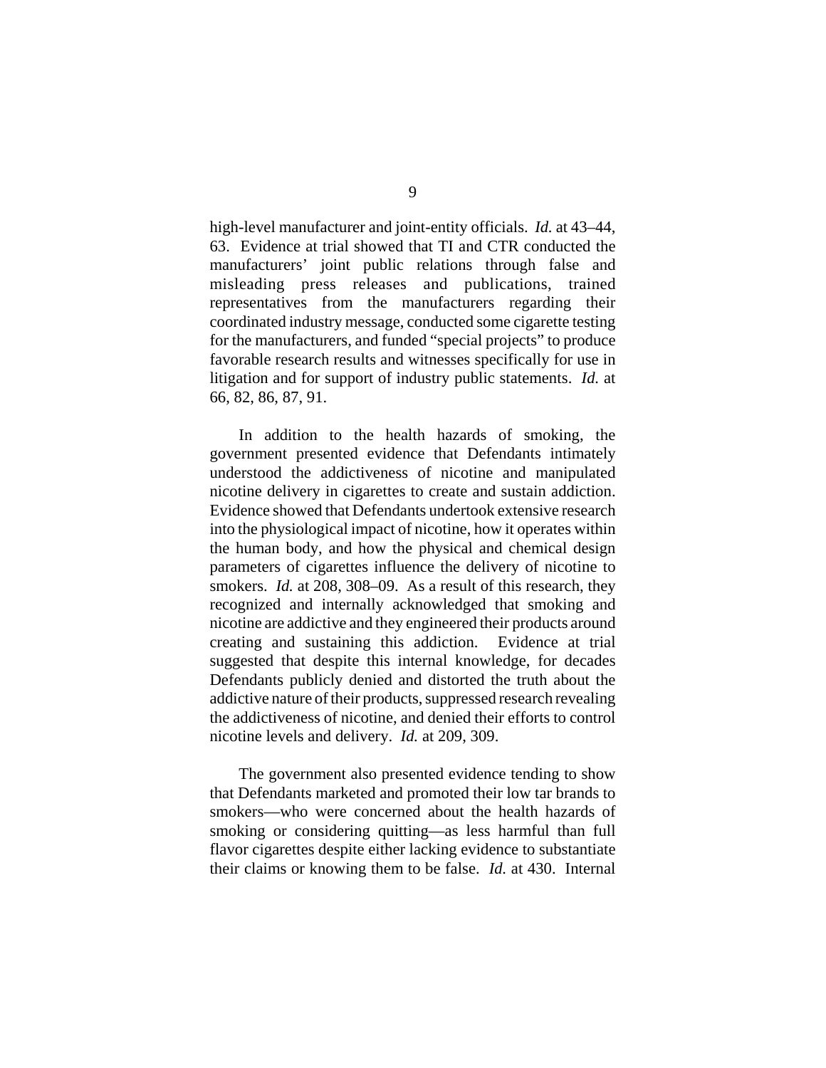high-level manufacturer and joint-entity officials. *Id.* at 43–44, 63. Evidence at trial showed that TI and CTR conducted the manufacturers' joint public relations through false and misleading press releases and publications, trained representatives from the manufacturers regarding their coordinated industry message, conducted some cigarette testing for the manufacturers, and funded "special projects" to produce favorable research results and witnesses specifically for use in litigation and for support of industry public statements. *Id.* at 66, 82, 86, 87, 91.

In addition to the health hazards of smoking, the government presented evidence that Defendants intimately understood the addictiveness of nicotine and manipulated nicotine delivery in cigarettes to create and sustain addiction. Evidence showed that Defendants undertook extensive research into the physiological impact of nicotine, how it operates within the human body, and how the physical and chemical design parameters of cigarettes influence the delivery of nicotine to smokers. *Id.* at 208, 308–09. As a result of this research, they recognized and internally acknowledged that smoking and nicotine are addictive and they engineered their products around creating and sustaining this addiction. Evidence at trial suggested that despite this internal knowledge, for decades Defendants publicly denied and distorted the truth about the addictive nature of their products, suppressed research revealing the addictiveness of nicotine, and denied their efforts to control nicotine levels and delivery. *Id.* at 209, 309.

The government also presented evidence tending to show that Defendants marketed and promoted their low tar brands to smokers—who were concerned about the health hazards of smoking or considering quitting—as less harmful than full flavor cigarettes despite either lacking evidence to substantiate their claims or knowing them to be false. *Id.* at 430. Internal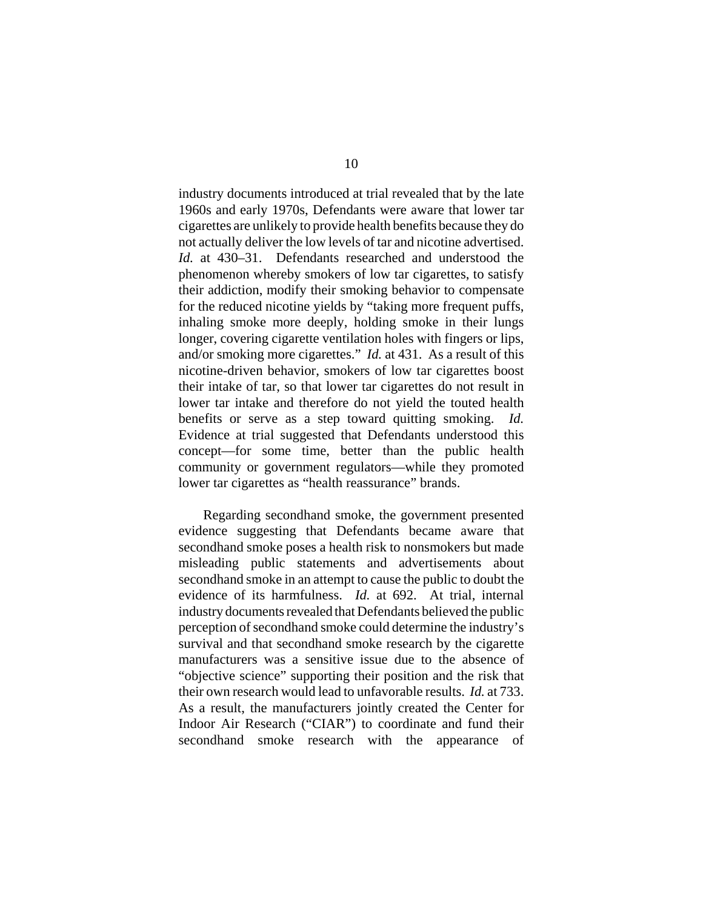industry documents introduced at trial revealed that by the late 1960s and early 1970s, Defendants were aware that lower tar cigarettes are unlikely to provide health benefits because they do not actually deliver the low levels of tar and nicotine advertised. *Id.* at 430–31. Defendants researched and understood the phenomenon whereby smokers of low tar cigarettes, to satisfy their addiction, modify their smoking behavior to compensate for the reduced nicotine yields by "taking more frequent puffs, inhaling smoke more deeply, holding smoke in their lungs longer, covering cigarette ventilation holes with fingers or lips, and/or smoking more cigarettes." *Id.* at 431. As a result of this nicotine-driven behavior, smokers of low tar cigarettes boost their intake of tar, so that lower tar cigarettes do not result in lower tar intake and therefore do not yield the touted health benefits or serve as a step toward quitting smoking. *Id.* Evidence at trial suggested that Defendants understood this concept—for some time, better than the public health community or government regulators—while they promoted lower tar cigarettes as "health reassurance" brands.

Regarding secondhand smoke, the government presented evidence suggesting that Defendants became aware that secondhand smoke poses a health risk to nonsmokers but made misleading public statements and advertisements about secondhand smoke in an attempt to cause the public to doubt the evidence of its harmfulness. *Id.* at 692. At trial, internal industry documents revealed that Defendants believed the public perception of secondhand smoke could determine the industry's survival and that secondhand smoke research by the cigarette manufacturers was a sensitive issue due to the absence of "objective science" supporting their position and the risk that their own research would lead to unfavorable results. *Id.* at 733. As a result, the manufacturers jointly created the Center for Indoor Air Research ("CIAR") to coordinate and fund their secondhand smoke research with the appearance of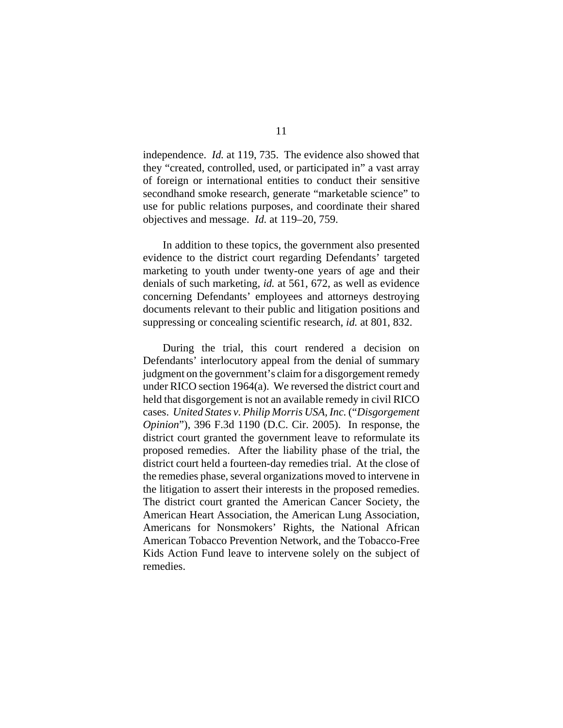independence. *Id.* at 119, 735. The evidence also showed that they "created, controlled, used, or participated in" a vast array of foreign or international entities to conduct their sensitive secondhand smoke research, generate "marketable science" to use for public relations purposes, and coordinate their shared objectives and message. *Id.* at 119–20, 759.

In addition to these topics, the government also presented evidence to the district court regarding Defendants' targeted marketing to youth under twenty-one years of age and their denials of such marketing, *id.* at 561, 672, as well as evidence concerning Defendants' employees and attorneys destroying documents relevant to their public and litigation positions and suppressing or concealing scientific research, *id.* at 801, 832.

During the trial, this court rendered a decision on Defendants' interlocutory appeal from the denial of summary judgment on the government's claim for a disgorgement remedy under RICO section 1964(a). We reversed the district court and held that disgorgement is not an available remedy in civil RICO cases. *United States v. Philip Morris USA, Inc.* ("*Disgorgement Opinion*"), 396 F.3d 1190 (D.C. Cir. 2005). In response, the district court granted the government leave to reformulate its proposed remedies. After the liability phase of the trial, the district court held a fourteen-day remedies trial. At the close of the remedies phase, several organizations moved to intervene in the litigation to assert their interests in the proposed remedies. The district court granted the American Cancer Society, the American Heart Association, the American Lung Association, Americans for Nonsmokers' Rights, the National African American Tobacco Prevention Network, and the Tobacco-Free Kids Action Fund leave to intervene solely on the subject of remedies.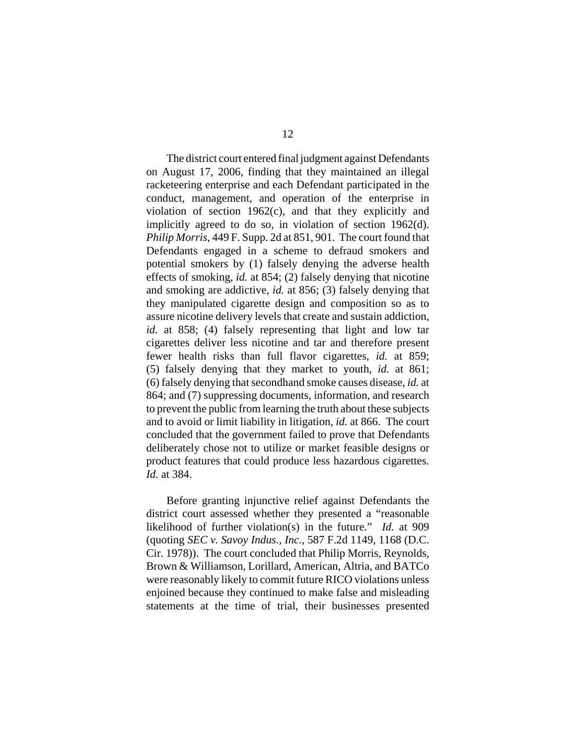The district court entered final judgment against Defendants on August 17, 2006, finding that they maintained an illegal racketeering enterprise and each Defendant participated in the conduct, management, and operation of the enterprise in violation of section 1962(c), and that they explicitly and implicitly agreed to do so, in violation of section 1962(d). *Philip Morris*, 449 F. Supp. 2d at 851, 901. The court found that Defendants engaged in a scheme to defraud smokers and potential smokers by (1) falsely denying the adverse health effects of smoking, *id.* at 854; (2) falsely denying that nicotine and smoking are addictive, *id.* at 856; (3) falsely denying that they manipulated cigarette design and composition so as to assure nicotine delivery levels that create and sustain addiction, *id.* at 858; (4) falsely representing that light and low tar cigarettes deliver less nicotine and tar and therefore present fewer health risks than full flavor cigarettes, *id.* at 859; (5) falsely denying that they market to youth, *id.* at 861; (6) falsely denying that secondhand smoke causes disease, *id.* at 864; and (7) suppressing documents, information, and research to prevent the public from learning the truth about these subjects and to avoid or limit liability in litigation, *id.* at 866. The court concluded that the government failed to prove that Defendants deliberately chose not to utilize or market feasible designs or product features that could produce less hazardous cigarettes. *Id.* at 384.

Before granting injunctive relief against Defendants the district court assessed whether they presented a "reasonable likelihood of further violation(s) in the future." *Id.* at 909 (quoting *SEC v. Savoy Indus., Inc.*, 587 F.2d 1149, 1168 (D.C. Cir. 1978)). The court concluded that Philip Morris, Reynolds, Brown & Williamson, Lorillard, American, Altria, and BATCo were reasonably likely to commit future RICO violations unless enjoined because they continued to make false and misleading statements at the time of trial, their businesses presented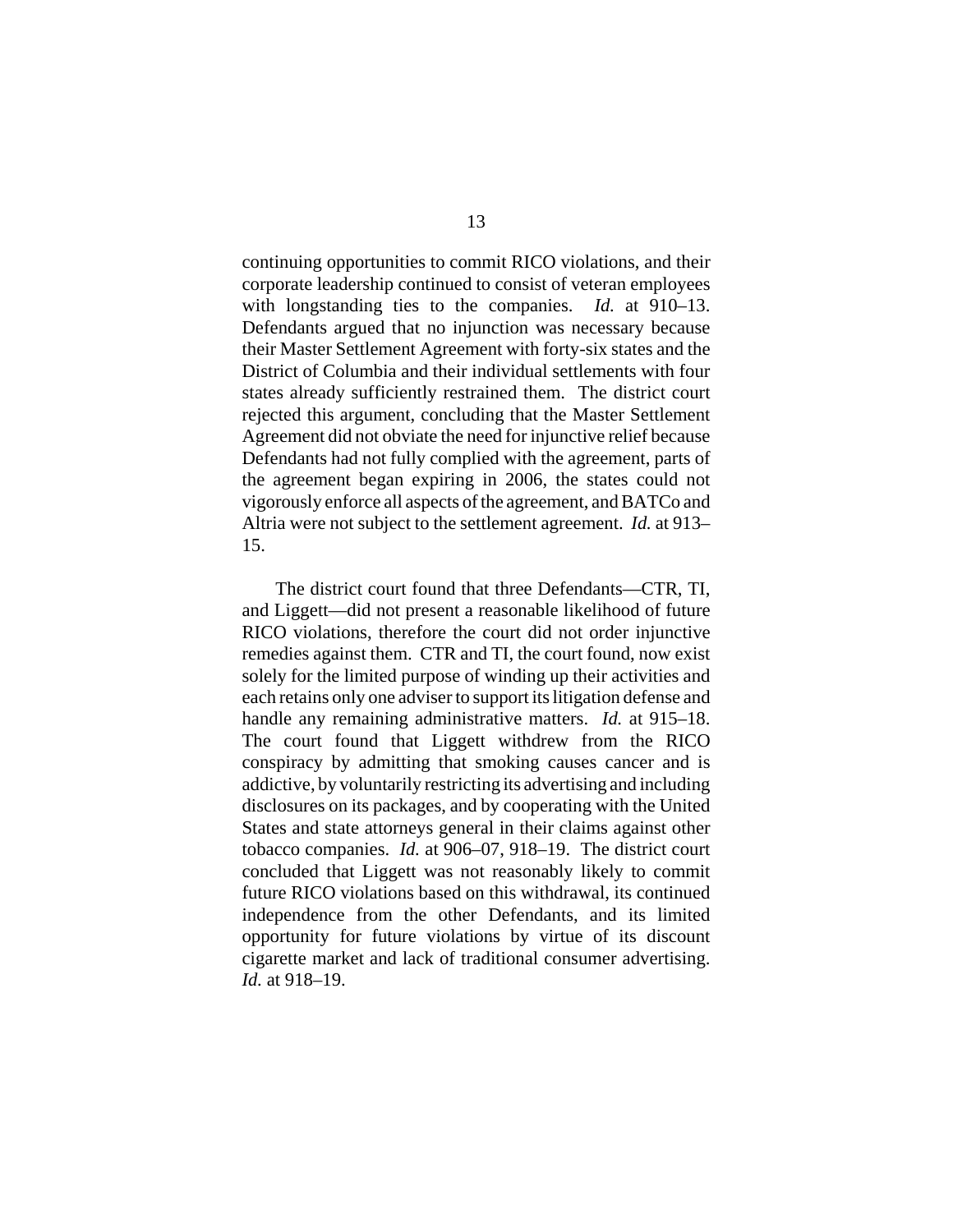continuing opportunities to commit RICO violations, and their corporate leadership continued to consist of veteran employees with longstanding ties to the companies. *Id.* at 910–13. Defendants argued that no injunction was necessary because their Master Settlement Agreement with forty-six states and the District of Columbia and their individual settlements with four states already sufficiently restrained them. The district court rejected this argument, concluding that the Master Settlement Agreement did not obviate the need for injunctive relief because Defendants had not fully complied with the agreement, parts of the agreement began expiring in 2006, the states could not vigorously enforce all aspects of the agreement, and BATCo and Altria were not subject to the settlement agreement. *Id.* at 913–15.

The district court found that three Defendants—CTR, TI, and Liggett—did not present a reasonable likelihood of future RICO violations, therefore the court did not order injunctive remedies against them. CTR and TI, the court found, now exist solely for the limited purpose of winding up their activities and each retains only one adviser to support its litigation defense and handle any remaining administrative matters. *Id.* at 915–18. The court found that Liggett withdrew from the RICO conspiracy by admitting that smoking causes cancer and is addictive, by voluntarily restricting its advertising and including disclosures on its packages, and by cooperating with the United States and state attorneys general in their claims against other tobacco companies. *Id.* at 906–07, 918–19. The district court concluded that Liggett was not reasonably likely to commit future RICO violations based on this withdrawal, its continued independence from the other Defendants, and its limited opportunity for future violations by virtue of its discount cigarette market and lack of traditional consumer advertising. *Id.* at 918–19.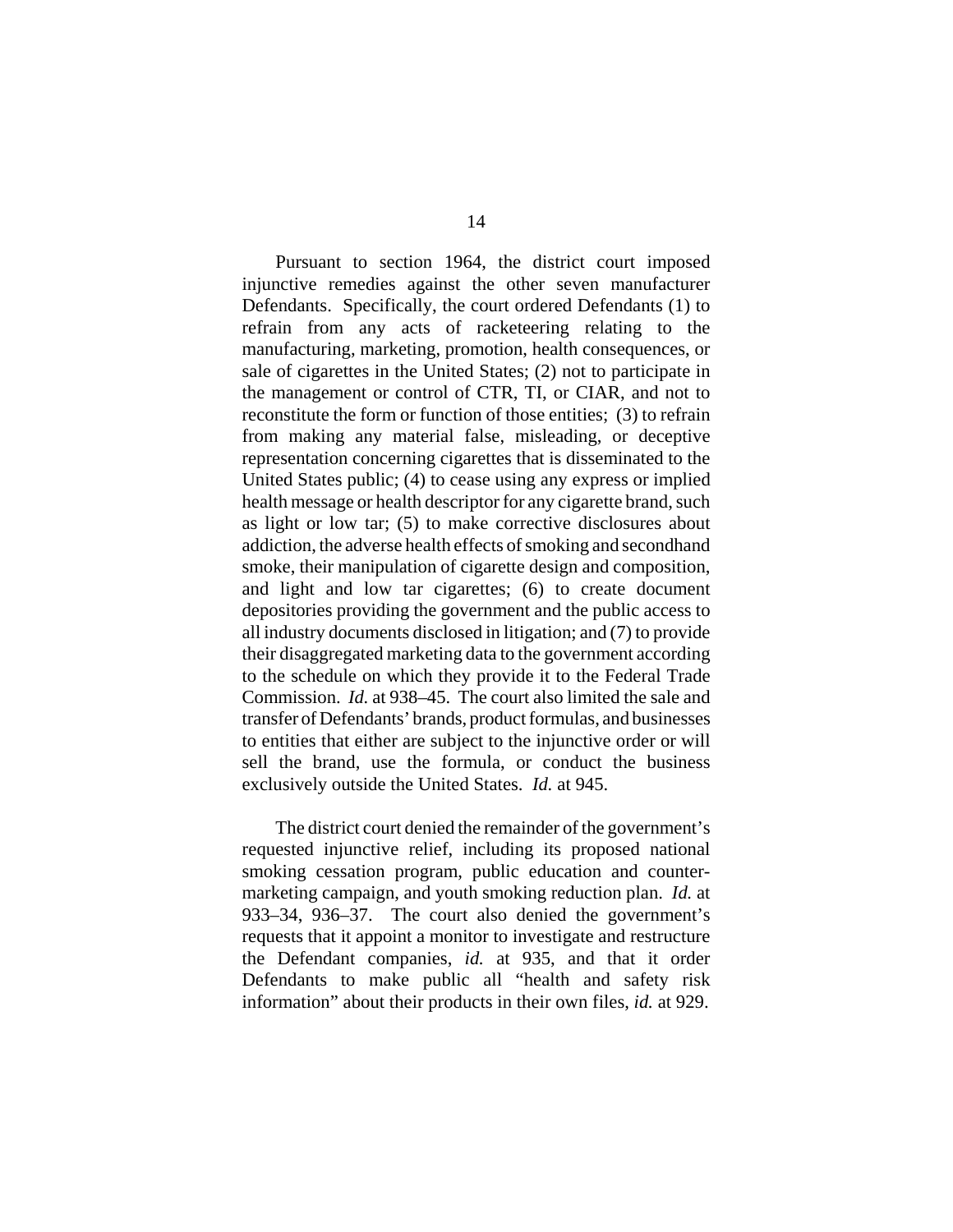Pursuant to section 1964, the district court imposed injunctive remedies against the other seven manufacturer Defendants. Specifically, the court ordered Defendants (1) to refrain from any acts of racketeering relating to the manufacturing, marketing, promotion, health consequences, or sale of cigarettes in the United States; (2) not to participate in the management or control of CTR, TI, or CIAR, and not to reconstitute the form or function of those entities; (3) to refrain from making any material false, misleading, or deceptive representation concerning cigarettes that is disseminated to the United States public; (4) to cease using any express or implied health message or health descriptor for any cigarette brand, such as light or low tar; (5) to make corrective disclosures about addiction, the adverse health effects of smoking and secondhand smoke, their manipulation of cigarette design and composition, and light and low tar cigarettes; (6) to create document depositories providing the government and the public access to all industry documents disclosed in litigation; and (7) to provide their disaggregated marketing data to the government according to the schedule on which they provide it to the Federal Trade Commission. *Id.* at 938–45. The court also limited the sale and transfer of Defendants' brands, product formulas, and businesses to entities that either are subject to the injunctive order or will sell the brand, use the formula, or conduct the business exclusively outside the United States. *Id.* at 945.

The district court denied the remainder of the government's requested injunctive relief, including its proposed national smoking cessation program, public education and counter-marketing campaign, and youth smoking reduction plan. *Id.* at 933–34, 936–37. The court also denied the government's requests that it appoint a monitor to investigate and restructure the Defendant companies, *id.* at 935, and that it order Defendants to make public all "health and safety risk information" about their products in their own files, *id.* at 929.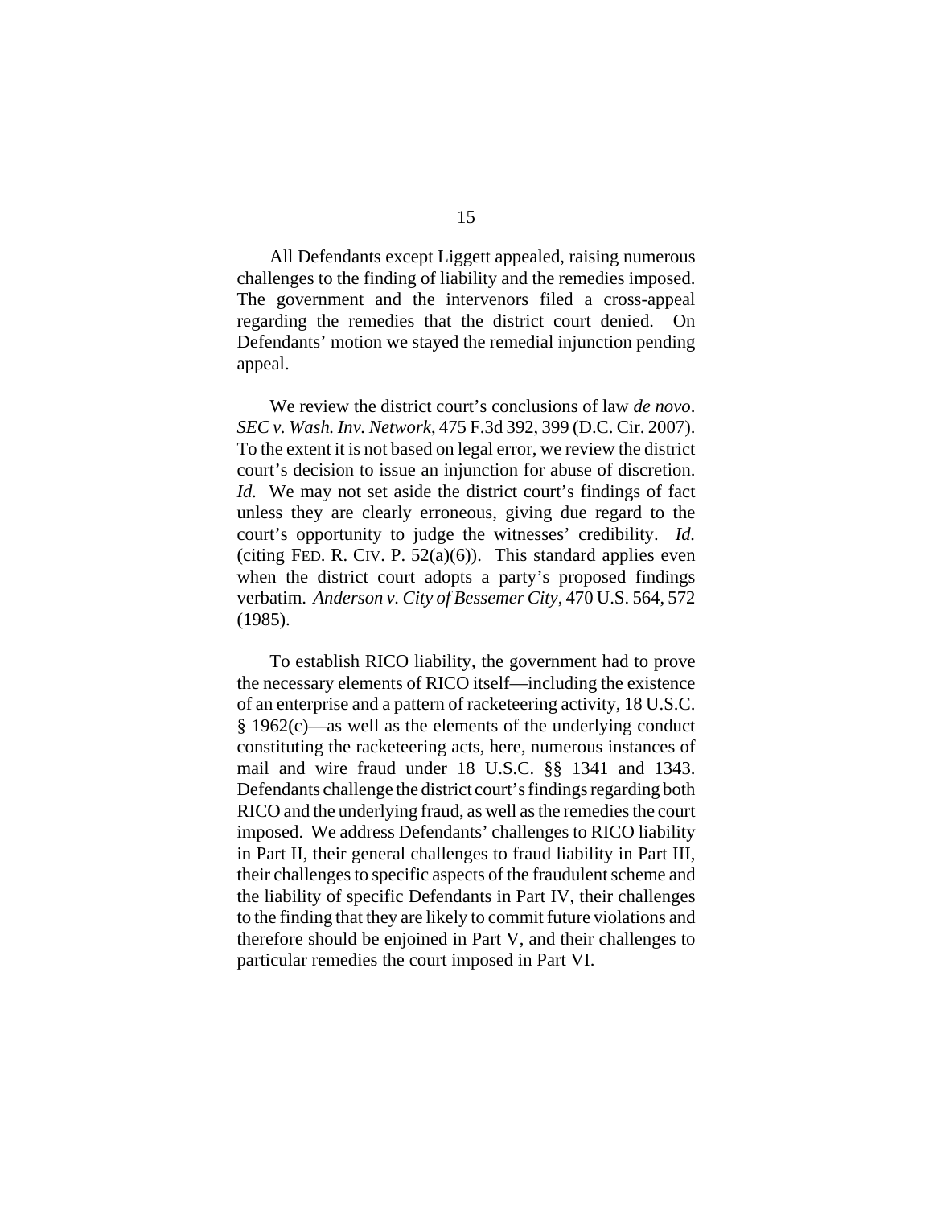All Defendants except Liggett appealed, raising numerous challenges to the finding of liability and the remedies imposed. The government and the intervenors filed a cross-appeal regarding the remedies that the district court denied. On Defendants' motion we stayed the remedial injunction pending appeal.

We review the district court's conclusions of law *de novo*. *SEC v. Wash. Inv. Network*, 475 F.3d 392, 399 (D.C. Cir. 2007). To the extent it is not based on legal error, we review the district court's decision to issue an injunction for abuse of discretion. *Id.* We may not set aside the district court's findings of fact unless they are clearly erroneous, giving due regard to the court's opportunity to judge the witnesses' credibility. *Id.* (citing FED. R. CIV. P. 52(a)(6)). This standard applies even when the district court adopts a party's proposed findings verbatim. *Anderson v. City of Bessemer City*, 470 U.S. 564, 572 (1985).

To establish RICO liability, the government had to prove the necessary elements of RICO itself—including the existence of an enterprise and a pattern of racketeering activity, 18 U.S.C. § 1962(c)—as well as the elements of the underlying conduct constituting the racketeering acts, here, numerous instances of mail and wire fraud under 18 U.S.C. §§ 1341 and 1343. Defendants challenge the district court's findings regarding both RICO and the underlying fraud, as well as the remedies the court imposed. We address Defendants' challenges to RICO liability in Part II, their general challenges to fraud liability in Part III, their challenges to specific aspects of the fraudulent scheme and the liability of specific Defendants in Part IV, their challenges to the finding that they are likely to commit future violations and therefore should be enjoined in Part V, and their challenges to particular remedies the court imposed in Part VI.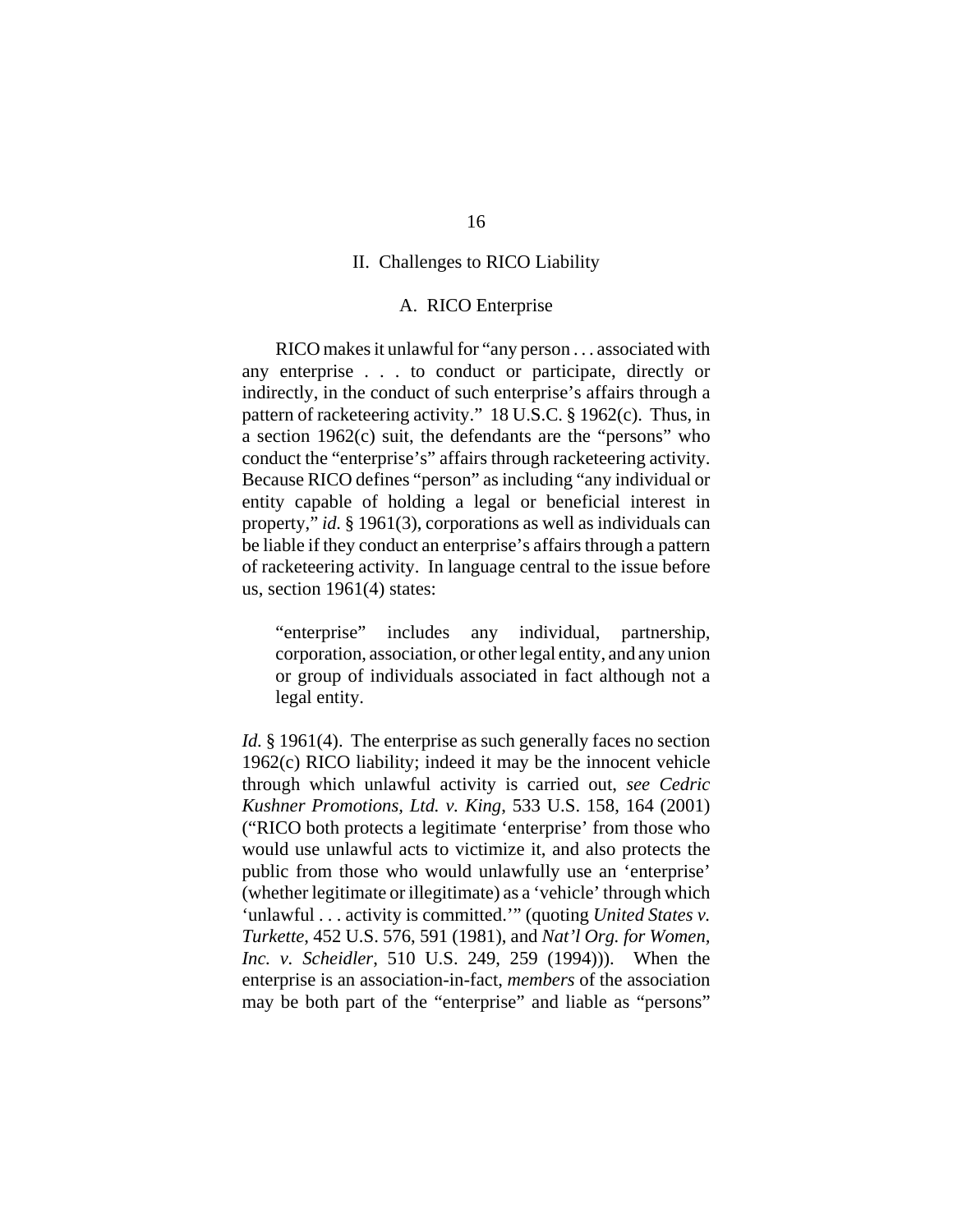## II. Challenges to RICO Liability

### A. RICO Enterprise

RICO makes it unlawful for "any person . . . associated with any enterprise . . . to conduct or participate, directly or indirectly, in the conduct of such enterprise's affairs through a pattern of racketeering activity." 18 U.S.C. § 1962(c). Thus, in a section 1962(c) suit, the defendants are the "persons" who conduct the "enterprise's" affairs through racketeering activity. Because RICO defines "person" as including "any individual or entity capable of holding a legal or beneficial interest in property," *id.* § 1961(3), corporations as well as individuals can be liable if they conduct an enterprise's affairs through a pattern of racketeering activity. In language central to the issue before us, section 1961(4) states:

> "enterprise" includes any individual, partnership, corporation, association, or other legal entity, and any union or group of individuals associated in fact although not a legal entity.

*Id.* § 1961(4). The enterprise as such generally faces no section 1962(c) RICO liability; indeed it may be the innocent vehicle through which unlawful activity is carried out, *see Cedric Kushner Promotions, Ltd. v. King*, 533 U.S. 158, 164 (2001) ("RICO both protects a legitimate 'enterprise' from those who would use unlawful acts to victimize it, and also protects the public from those who would unlawfully use an 'enterprise' (whether legitimate or illegitimate) as a 'vehicle' through which 'unlawful . . . activity is committed.'" (quoting *United States v. Turkette*, 452 U.S. 576, 591 (1981), and *Nat'l Org. for Women, Inc. v. Scheidler*, 510 U.S. 249, 259 (1994))). When the enterprise is an association-in-fact, *members* of the association may be both part of the "enterprise" and liable as "persons"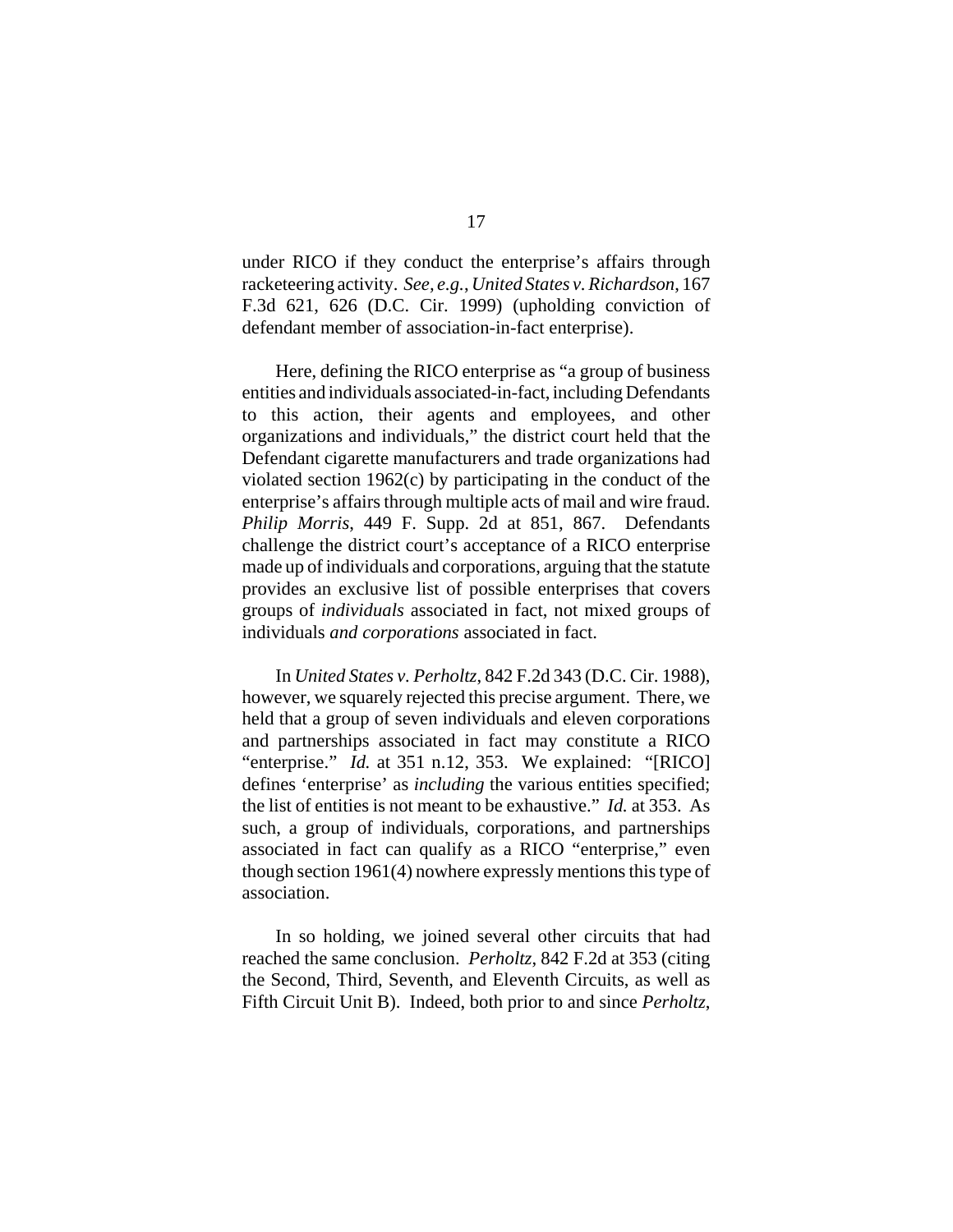under RICO if they conduct the enterprise's affairs through racketeering activity. *See, e.g.*, *United States v. Richardson*, 167 F.3d 621, 626 (D.C. Cir. 1999) (upholding conviction of defendant member of association-in-fact enterprise).

Here, defining the RICO enterprise as "a group of business entities and individuals associated-in-fact, including Defendants to this action, their agents and employees, and other organizations and individuals," the district court held that the Defendant cigarette manufacturers and trade organizations had violated section 1962(c) by participating in the conduct of the enterprise's affairs through multiple acts of mail and wire fraud. *Philip Morris*, 449 F. Supp. 2d at 851, 867. Defendants challenge the district court's acceptance of a RICO enterprise made up of individuals and corporations, arguing that the statute provides an exclusive list of possible enterprises that covers groups of *individuals* associated in fact, not mixed groups of individuals *and corporations* associated in fact.

In *United States v. Perholtz*, 842 F.2d 343 (D.C. Cir. 1988), however, we squarely rejected this precise argument. There, we held that a group of seven individuals and eleven corporations and partnerships associated in fact may constitute a RICO "enterprise." *Id.* at 351 n.12, 353. We explained: "[RICO] defines 'enterprise' as *including* the various entities specified; the list of entities is not meant to be exhaustive." *Id.* at 353. As such, a group of individuals, corporations, and partnerships associated in fact can qualify as a RICO "enterprise," even though section 1961(4) nowhere expressly mentions this type of association.

In so holding, we joined several other circuits that had reached the same conclusion. *Perholtz*, 842 F.2d at 353 (citing the Second, Third, Seventh, and Eleventh Circuits, as well as Fifth Circuit Unit B). Indeed, both prior to and since *Perholtz*,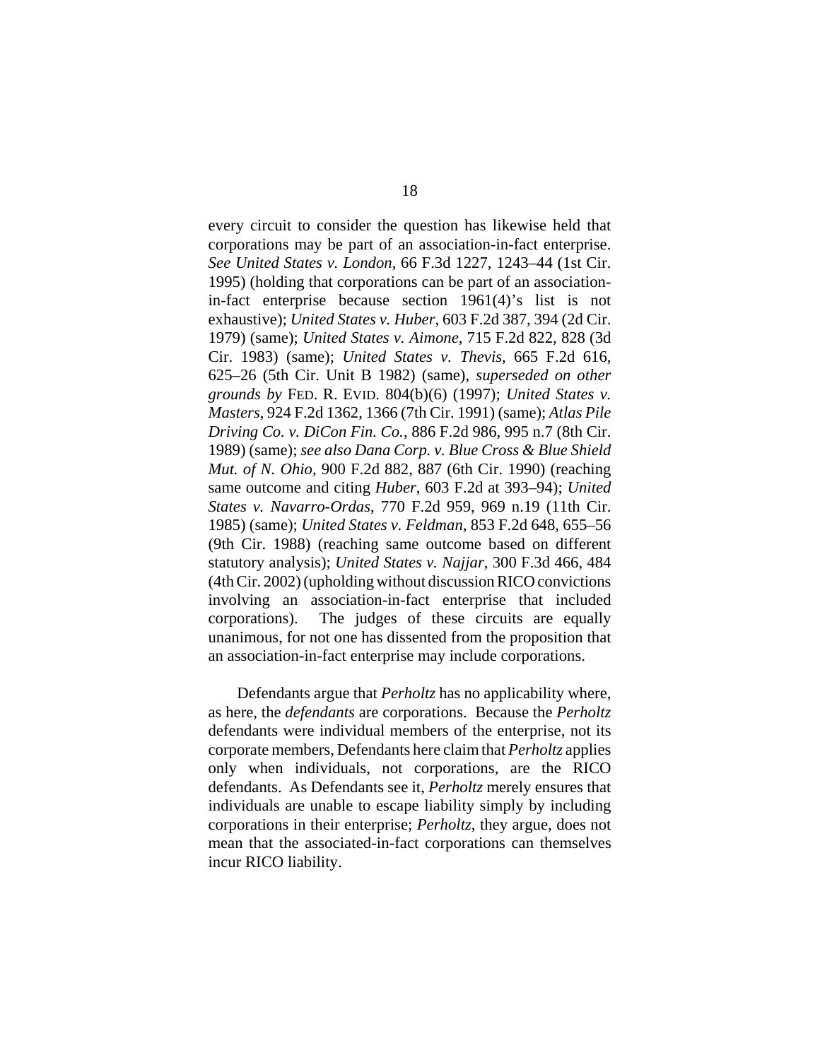every circuit to consider the question has likewise held that corporations may be part of an association-in-fact enterprise. *See United States v. London*, 66 F.3d 1227, 1243–44 (1st Cir. 1995) (holding that corporations can be part of an association-in-fact enterprise because section 1961(4)'s list is not exhaustive); *United States v. Huber*, 603 F.2d 387, 394 (2d Cir. 1979) (same); *United States v. Aimone*, 715 F.2d 822, 828 (3d Cir. 1983) (same); *United States v. Thevis*, 665 F.2d 616, 625–26 (5th Cir. Unit B 1982) (same), *superseded on other grounds by* FED. R. EVID. 804(b)(6) (1997); *United States v. Masters*, 924 F.2d 1362, 1366 (7th Cir. 1991) (same); *Atlas Pile Driving Co. v. DiCon Fin. Co.*, 886 F.2d 986, 995 n.7 (8th Cir. 1989) (same); *see also Dana Corp. v. Blue Cross & Blue Shield Mut. of N. Ohio*, 900 F.2d 882, 887 (6th Cir. 1990) (reaching same outcome and citing *Huber*, 603 F.2d at 393–94); *United States v. Navarro-Ordas*, 770 F.2d 959, 969 n.19 (11th Cir. 1985) (same); *United States v. Feldman*, 853 F.2d 648, 655–56 (9th Cir. 1988) (reaching same outcome based on different statutory analysis); *United States v. Najjar*, 300 F.3d 466, 484 (4th Cir. 2002) (upholding without discussion RICO convictions involving an association-in-fact enterprise that included corporations). The judges of these circuits are equally unanimous, for not one has dissented from the proposition that an association-in-fact enterprise may include corporations.

Defendants argue that *Perholtz* has no applicability where, as here, the *defendants* are corporations. Because the *Perholtz* defendants were individual members of the enterprise, not its corporate members, Defendants here claim that *Perholtz* applies only when individuals, not corporations, are the RICO defendants. As Defendants see it, *Perholtz* merely ensures that individuals are unable to escape liability simply by including corporations in their enterprise; *Perholtz*, they argue, does not mean that the associated-in-fact corporations can themselves incur RICO liability.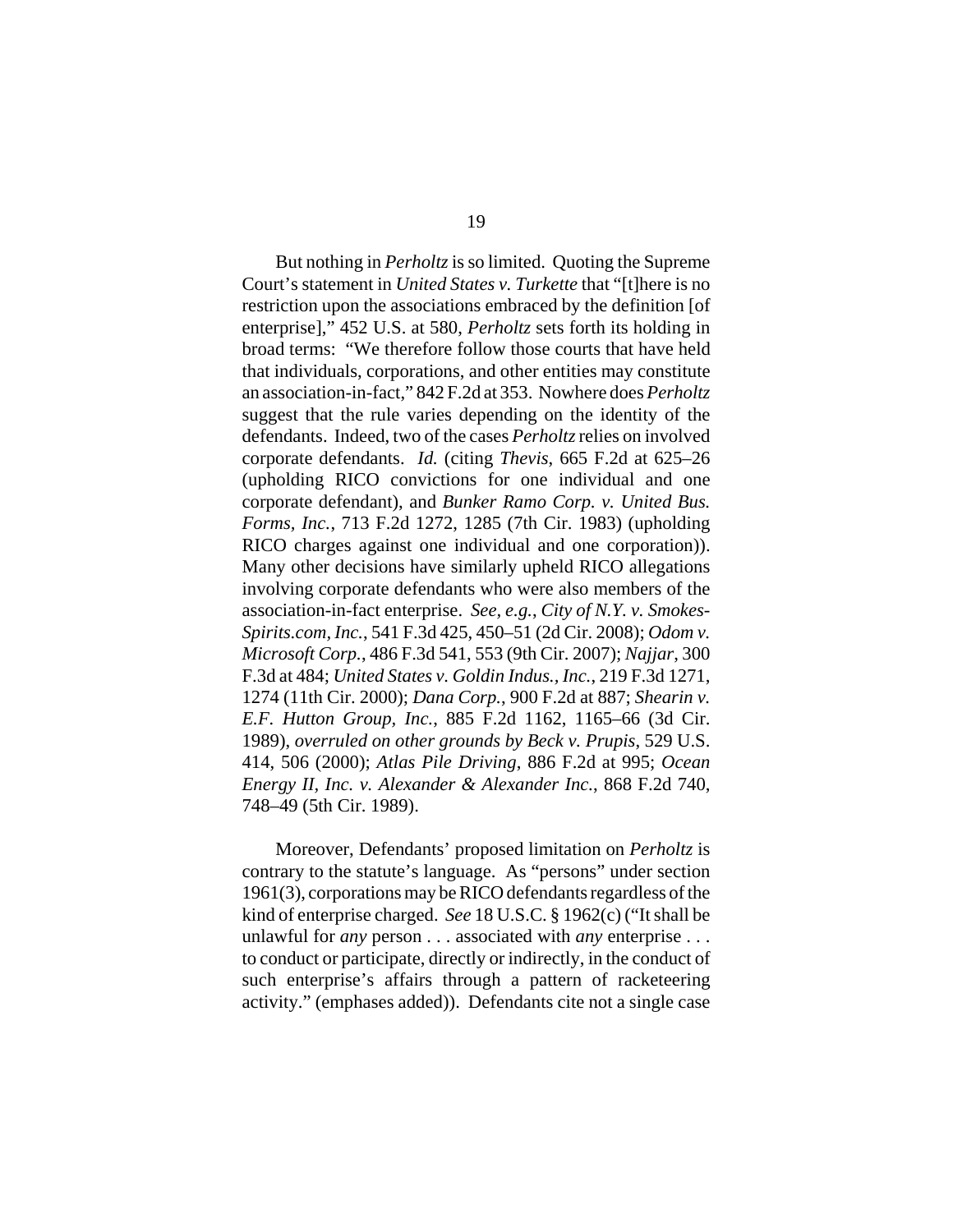But nothing in *Perholtz* is so limited. Quoting the Supreme Court's statement in *United States v. Turkette* that "[t]here is no restriction upon the associations embraced by the definition [of enterprise]," 452 U.S. at 580, *Perholtz* sets forth its holding in broad terms: "We therefore follow those courts that have held that individuals, corporations, and other entities may constitute an association-in-fact," 842 F.2d at 353. Nowhere does *Perholtz* suggest that the rule varies depending on the identity of the defendants. Indeed, two of the cases *Perholtz* relies on involved corporate defendants. *Id.* (citing *Thevis*, 665 F.2d at 625–26 (upholding RICO convictions for one individual and one corporate defendant), and *Bunker Ramo Corp. v. United Bus. Forms, Inc.*, 713 F.2d 1272, 1285 (7th Cir. 1983) (upholding RICO charges against one individual and one corporation)). Many other decisions have similarly upheld RICO allegations involving corporate defendants who were also members of the association-in-fact enterprise. *See, e.g.*, *City of N.Y. v. Smokes-Spirits.com, Inc.*, 541 F.3d 425, 450–51 (2d Cir. 2008); *Odom v. Microsoft Corp.*, 486 F.3d 541, 553 (9th Cir. 2007); *Najjar*, 300 F.3d at 484; *United States v. Goldin Indus., Inc.*, 219 F.3d 1271, 1274 (11th Cir. 2000); *Dana Corp.*, 900 F.2d at 887; *Shearin v. E.F. Hutton Group, Inc.*, 885 F.2d 1162, 1165–66 (3d Cir. 1989), *overruled on other grounds by Beck v. Prupis*, 529 U.S. 414, 506 (2000); *Atlas Pile Driving*, 886 F.2d at 995; *Ocean Energy II, Inc. v. Alexander & Alexander Inc.*, 868 F.2d 740, 748–49 (5th Cir. 1989).

Moreover, Defendants' proposed limitation on *Perholtz* is contrary to the statute's language. As "persons" under section 1961(3), corporations may be RICO defendants regardless of the kind of enterprise charged. *See* 18 U.S.C. § 1962(c) ("It shall be unlawful for *any* person . . . associated with *any* enterprise . . . to conduct or participate, directly or indirectly, in the conduct of such enterprise's affairs through a pattern of racketeering activity." (emphases added)). Defendants cite not a single case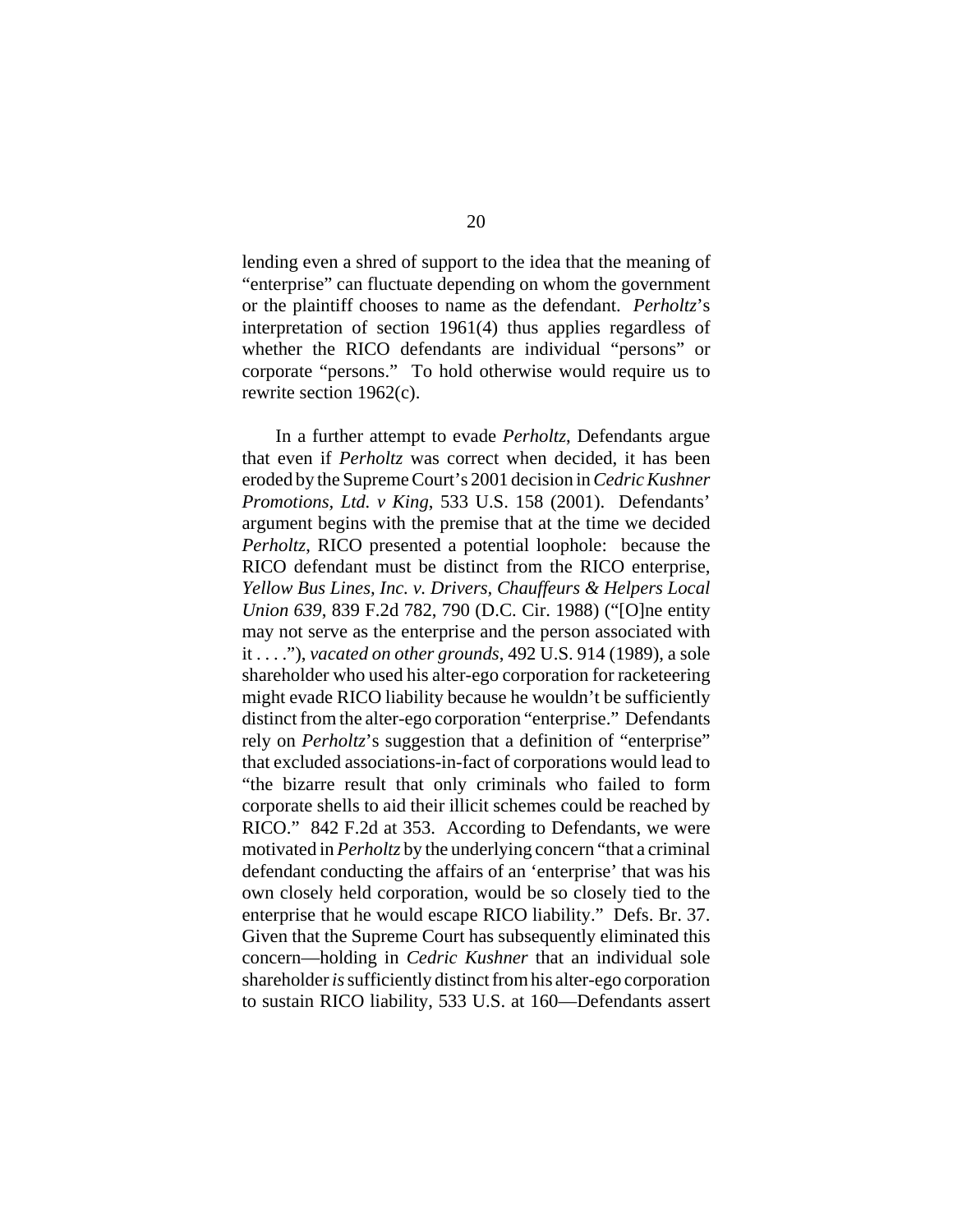lending even a shred of support to the idea that the meaning of "enterprise" can fluctuate depending on whom the government or the plaintiff chooses to name as the defendant. *Perholtz*'s interpretation of section 1961(4) thus applies regardless of whether the RICO defendants are individual "persons" or corporate "persons." To hold otherwise would require us to rewrite section 1962(c).

In a further attempt to evade *Perholtz*, Defendants argue that even if *Perholtz* was correct when decided, it has been eroded by the Supreme Court's 2001 decision in *Cedric Kushner Promotions, Ltd. v King*, 533 U.S. 158 (2001). Defendants' argument begins with the premise that at the time we decided *Perholtz*, RICO presented a potential loophole: because the RICO defendant must be distinct from the RICO enterprise, *Yellow Bus Lines, Inc. v. Drivers, Chauffeurs & Helpers Local Union 639*, 839 F.2d 782, 790 (D.C. Cir. 1988) ("[O]ne entity may not serve as the enterprise and the person associated with it . . . ."), *vacated on other grounds*, 492 U.S. 914 (1989), a sole shareholder who used his alter-ego corporation for racketeering might evade RICO liability because he wouldn't be sufficiently distinct from the alter-ego corporation "enterprise." Defendants rely on *Perholtz*'s suggestion that a definition of "enterprise" that excluded associations-in-fact of corporations would lead to "the bizarre result that only criminals who failed to form corporate shells to aid their illicit schemes could be reached by RICO." 842 F.2d at 353. According to Defendants, we were motivated in *Perholtz* by the underlying concern "that a criminal defendant conducting the affairs of an 'enterprise' that was his own closely held corporation, would be so closely tied to the enterprise that he would escape RICO liability." Defs. Br. 37. Given that the Supreme Court has subsequently eliminated this concern—holding in *Cedric Kushner* that an individual sole shareholder *is* sufficiently distinct from his alter-ego corporation to sustain RICO liability, 533 U.S. at 160—Defendants assert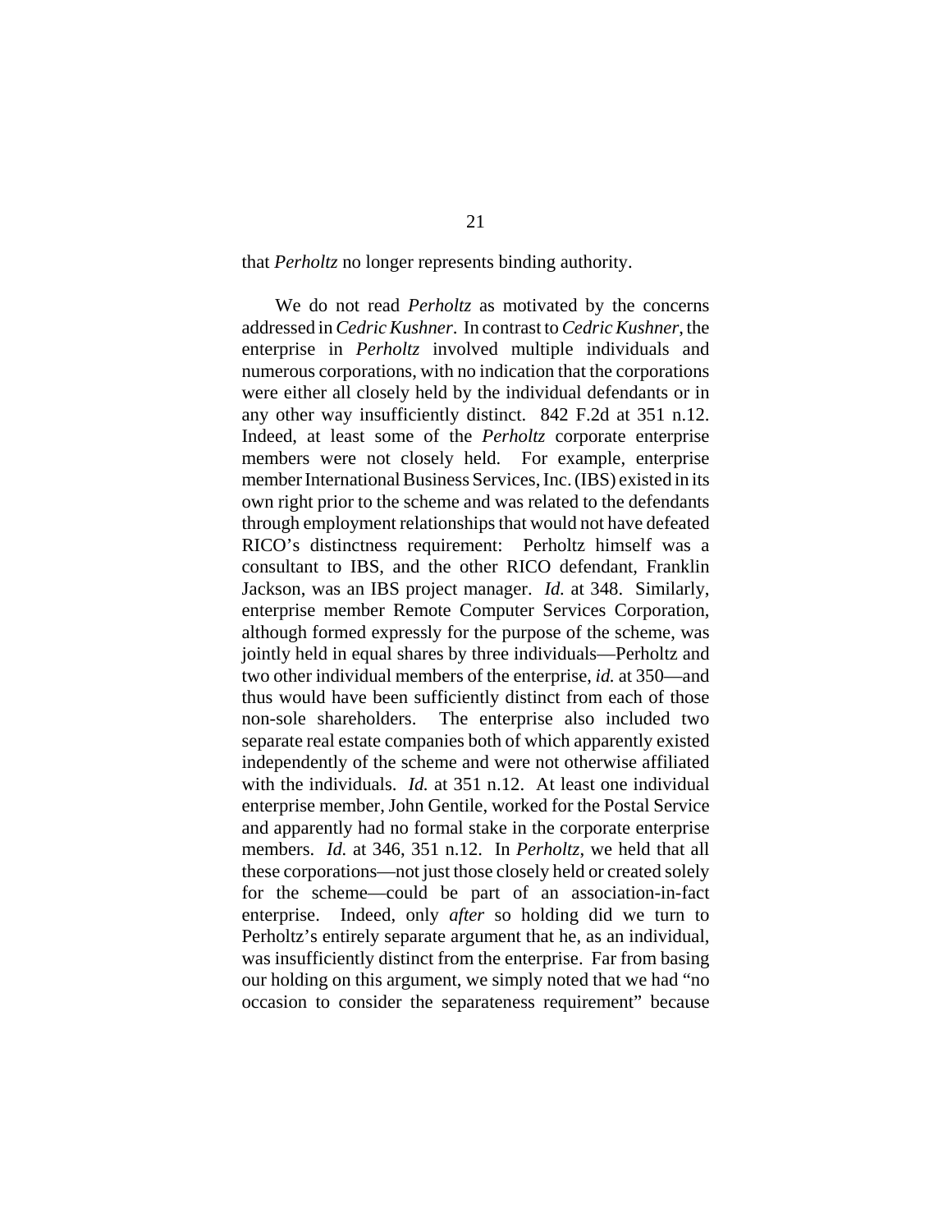that *Perholtz* no longer represents binding authority.

We do not read *Perholtz* as motivated by the concerns addressed in *Cedric Kushner*. In contrast to *Cedric Kushner*, the enterprise in *Perholtz* involved multiple individuals and numerous corporations, with no indication that the corporations were either all closely held by the individual defendants or in any other way insufficiently distinct. 842 F.2d at 351 n.12. Indeed, at least some of the *Perholtz* corporate enterprise members were not closely held. For example, enterprise member International Business Services, Inc. (IBS) existed in its own right prior to the scheme and was related to the defendants through employment relationships that would not have defeated RICO's distinctness requirement: Perholtz himself was a consultant to IBS, and the other RICO defendant, Franklin Jackson, was an IBS project manager. *Id.* at 348. Similarly, enterprise member Remote Computer Services Corporation, although formed expressly for the purpose of the scheme, was jointly held in equal shares by three individuals—Perholtz and two other individual members of the enterprise, *id.* at 350—and thus would have been sufficiently distinct from each of those non-sole shareholders. The enterprise also included two separate real estate companies both of which apparently existed independently of the scheme and were not otherwise affiliated with the individuals. *Id.* at 351 n.12. At least one individual enterprise member, John Gentile, worked for the Postal Service and apparently had no formal stake in the corporate enterprise members. *Id.* at 346, 351 n.12. In *Perholtz*, we held that all these corporations—not just those closely held or created solely for the scheme—could be part of an association-in-fact enterprise. Indeed, only *after* so holding did we turn to Perholtz's entirely separate argument that he, as an individual, was insufficiently distinct from the enterprise. Far from basing our holding on this argument, we simply noted that we had "no occasion to consider the separateness requirement" because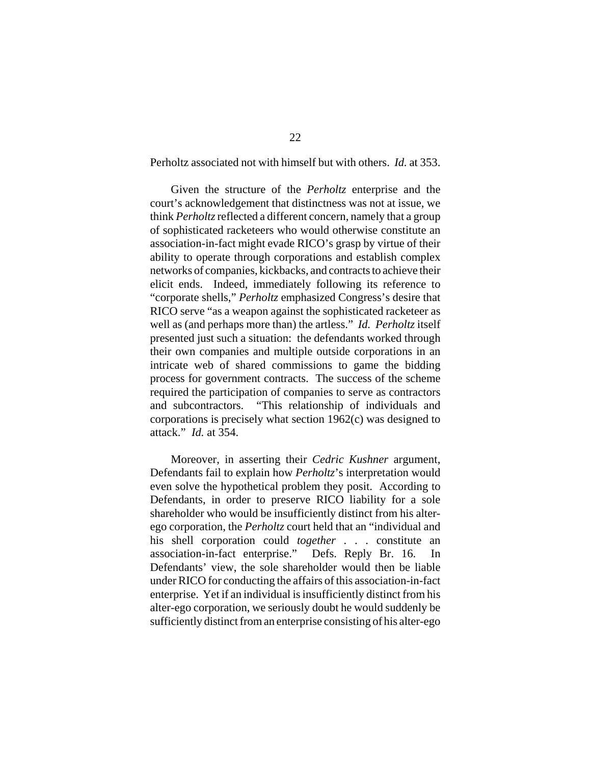Perholtz associated not with himself but with others. *Id.* at 353.

Given the structure of the *Perholtz* enterprise and the court's acknowledgement that distinctness was not at issue, we think *Perholtz* reflected a different concern, namely that a group of sophisticated racketeers who would otherwise constitute an association-in-fact might evade RICO's grasp by virtue of their ability to operate through corporations and establish complex networks of companies, kickbacks, and contracts to achieve their elicit ends. Indeed, immediately following its reference to "corporate shells," *Perholtz* emphasized Congress's desire that RICO serve "as a weapon against the sophisticated racketeer as well as (and perhaps more than) the artless." *Id.* *Perholtz* itself presented just such a situation: the defendants worked through their own companies and multiple outside corporations in an intricate web of shared commissions to game the bidding process for government contracts. The success of the scheme required the participation of companies to serve as contractors and subcontractors. "This relationship of individuals and corporations is precisely what section 1962(c) was designed to attack." *Id.* at 354.

Moreover, in asserting their *Cedric Kushner* argument, Defendants fail to explain how *Perholtz*'s interpretation would even solve the hypothetical problem they posit. According to Defendants, in order to preserve RICO liability for a sole shareholder who would be insufficiently distinct from his alter-ego corporation, the *Perholtz* court held that an "individual and his shell corporation could *together* . . . constitute an association-in-fact enterprise." Defs. Reply Br. 16. In Defendants' view, the sole shareholder would then be liable under RICO for conducting the affairs of this association-in-fact enterprise. Yet if an individual is insufficiently distinct from his alter-ego corporation, we seriously doubt he would suddenly be sufficiently distinct from an enterprise consisting of his alter-ego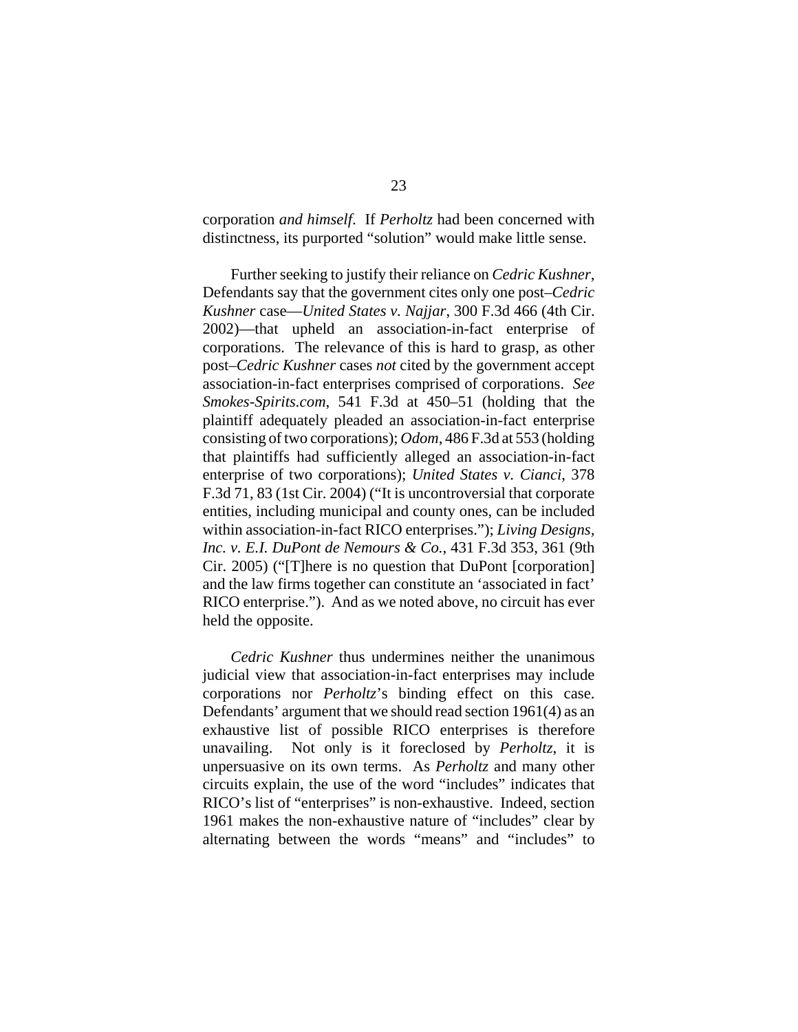corporation *and himself*. If *Perholtz* had been concerned with distinctness, its purported "solution" would make little sense.

Further seeking to justify their reliance on *Cedric Kushner*, Defendants say that the government cites only one post–*Cedric Kushner* case—*United States v. Najjar*, 300 F.3d 466 (4th Cir. 2002)—that upheld an association-in-fact enterprise of corporations. The relevance of this is hard to grasp, as other post–*Cedric Kushner* cases *not* cited by the government accept association-in-fact enterprises comprised of corporations. *See Smokes-Spirits.com*, 541 F.3d at 450–51 (holding that the plaintiff adequately pleaded an association-in-fact enterprise consisting of two corporations); *Odom*, 486 F.3d at 553 (holding that plaintiffs had sufficiently alleged an association-in-fact enterprise of two corporations); *United States v. Cianci*, 378 F.3d 71, 83 (1st Cir. 2004) ("It is uncontroversial that corporate entities, including municipal and county ones, can be included within association-in-fact RICO enterprises."); *Living Designs, Inc. v. E.I. DuPont de Nemours & Co.*, 431 F.3d 353, 361 (9th Cir. 2005) ("[T]here is no question that DuPont [corporation] and the law firms together can constitute an 'associated in fact' RICO enterprise."). And as we noted above, no circuit has ever held the opposite.

*Cedric Kushner* thus undermines neither the unanimous judicial view that association-in-fact enterprises may include corporations nor *Perholtz*'s binding effect on this case. Defendants' argument that we should read section 1961(4) as an exhaustive list of possible RICO enterprises is therefore unavailing. Not only is it foreclosed by *Perholtz*, it is unpersuasive on its own terms. As *Perholtz* and many other circuits explain, the use of the word "includes" indicates that RICO's list of "enterprises" is non-exhaustive. Indeed, section 1961 makes the non-exhaustive nature of "includes" clear by alternating between the words "means" and "includes" to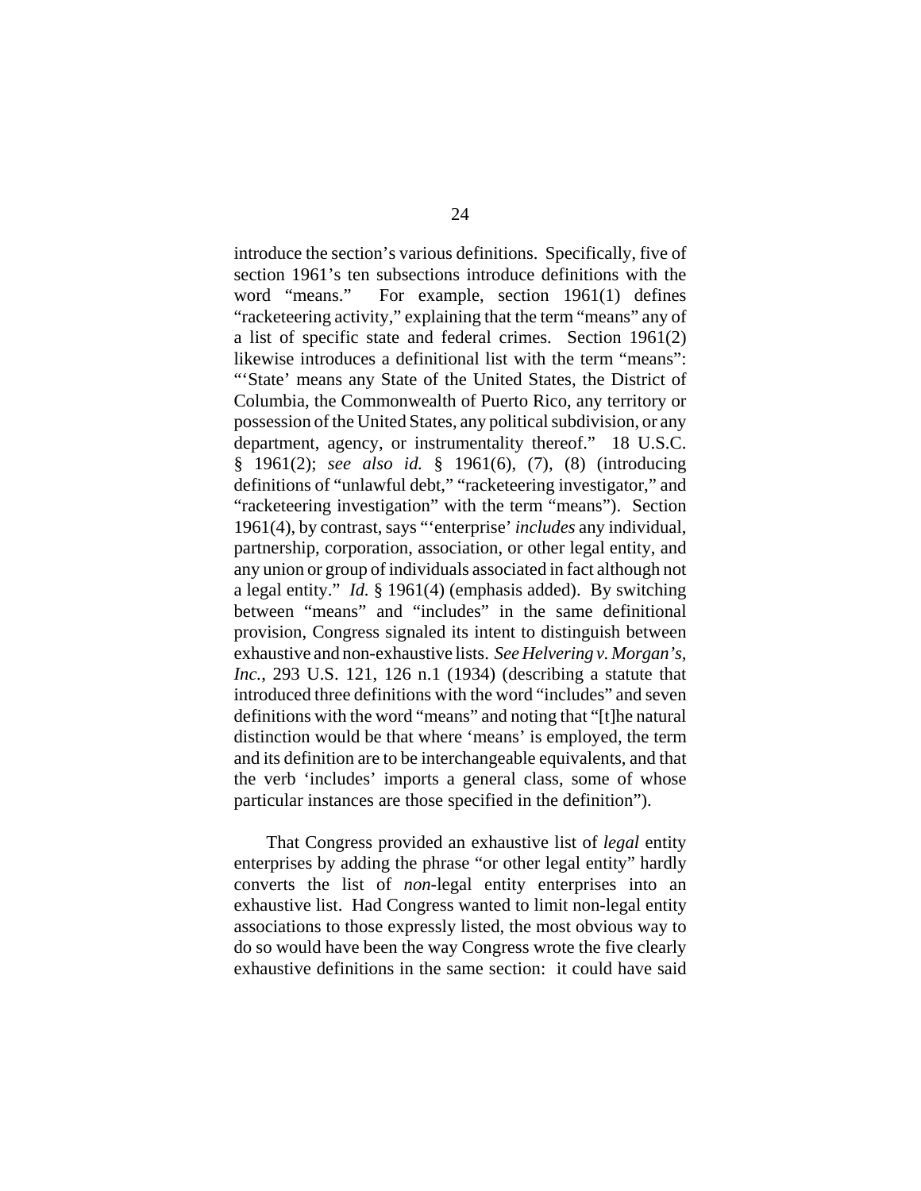introduce the section's various definitions. Specifically, five of section 1961's ten subsections introduce definitions with the word "means." For example, section 1961(1) defines "racketeering activity," explaining that the term "means" any of a list of specific state and federal crimes. Section 1961(2) likewise introduces a definitional list with the term "means": "'State' means any State of the United States, the District of Columbia, the Commonwealth of Puerto Rico, any territory or possession of the United States, any political subdivision, or any department, agency, or instrumentality thereof." 18 U.S.C. § 1961(2); *see also id.* § 1961(6), (7), (8) (introducing definitions of "unlawful debt," "racketeering investigator," and "racketeering investigation" with the term "means"). Section 1961(4), by contrast, says "'enterprise' *includes* any individual, partnership, corporation, association, or other legal entity, and any union or group of individuals associated in fact although not a legal entity." *Id.* § 1961(4) (emphasis added). By switching between "means" and "includes" in the same definitional provision, Congress signaled its intent to distinguish between exhaustive and non-exhaustive lists. *See Helvering v. Morgan's, Inc.*, 293 U.S. 121, 126 n.1 (1934) (describing a statute that introduced three definitions with the word "includes" and seven definitions with the word "means" and noting that "[t]he natural distinction would be that where 'means' is employed, the term and its definition are to be interchangeable equivalents, and that the verb 'includes' imports a general class, some of whose particular instances are those specified in the definition").

That Congress provided an exhaustive list of *legal* entity enterprises by adding the phrase "or other legal entity" hardly converts the list of *non*-legal entity enterprises into an exhaustive list. Had Congress wanted to limit non-legal entity associations to those expressly listed, the most obvious way to do so would have been the way Congress wrote the five clearly exhaustive definitions in the same section: it could have said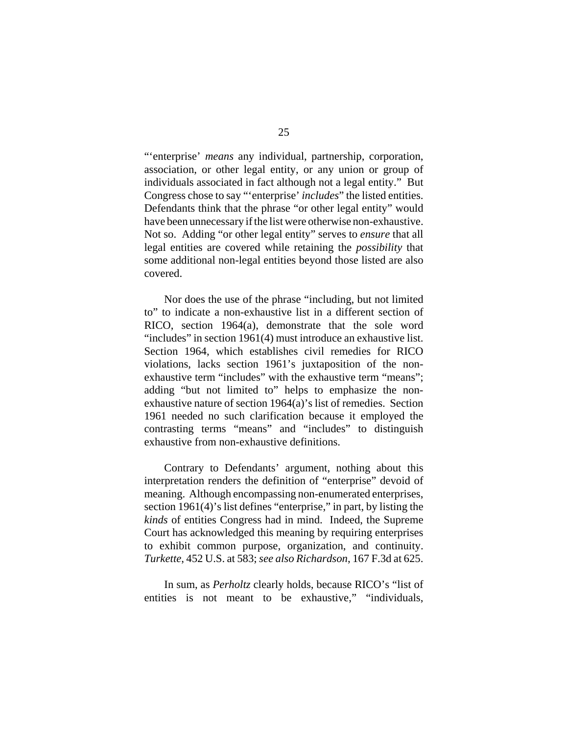"'enterprise' *means* any individual, partnership, corporation, association, or other legal entity, or any union or group of individuals associated in fact although not a legal entity." But Congress chose to say "'enterprise' *includes*" the listed entities. Defendants think that the phrase "or other legal entity" would have been unnecessary if the list were otherwise non-exhaustive. Not so. Adding "or other legal entity" serves to *ensure* that all legal entities are covered while retaining the *possibility* that some additional non-legal entities beyond those listed are also covered.

Nor does the use of the phrase "including, but not limited to" to indicate a non-exhaustive list in a different section of RICO, section 1964(a), demonstrate that the sole word "includes" in section 1961(4) must introduce an exhaustive list. Section 1964, which establishes civil remedies for RICO violations, lacks section 1961's juxtaposition of the non-exhaustive term "includes" with the exhaustive term "means"; adding "but not limited to" helps to emphasize the non-exhaustive nature of section 1964(a)'s list of remedies. Section 1961 needed no such clarification because it employed the contrasting terms "means" and "includes" to distinguish exhaustive from non-exhaustive definitions.

Contrary to Defendants' argument, nothing about this interpretation renders the definition of "enterprise" devoid of meaning. Although encompassing non-enumerated enterprises, section 1961(4)'s list defines "enterprise," in part, by listing the *kinds* of entities Congress had in mind. Indeed, the Supreme Court has acknowledged this meaning by requiring enterprises to exhibit common purpose, organization, and continuity. *Turkette*, 452 U.S. at 583; *see also Richardson*, 167 F.3d at 625.

In sum, as *Perholtz* clearly holds, because RICO's "list of entities is not meant to be exhaustive," "individuals,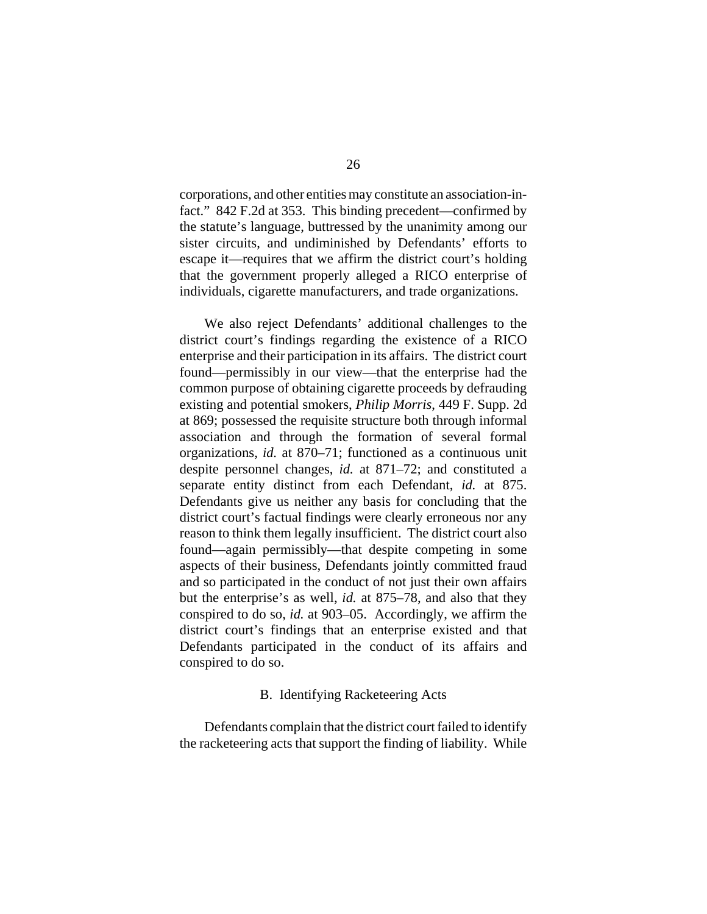corporations, and other entities may constitute an association-in-fact." 842 F.2d at 353. This binding precedent—confirmed by the statute's language, buttressed by the unanimity among our sister circuits, and undiminished by Defendants' efforts to escape it—requires that we affirm the district court's holding that the government properly alleged a RICO enterprise of individuals, cigarette manufacturers, and trade organizations.

We also reject Defendants' additional challenges to the district court's findings regarding the existence of a RICO enterprise and their participation in its affairs. The district court found—permissibly in our view—that the enterprise had the common purpose of obtaining cigarette proceeds by defrauding existing and potential smokers, *Philip Morris*, 449 F. Supp. 2d at 869; possessed the requisite structure both through informal association and through the formation of several formal organizations, *id.* at 870–71; functioned as a continuous unit despite personnel changes, *id.* at 871–72; and constituted a separate entity distinct from each Defendant, *id.* at 875. Defendants give us neither any basis for concluding that the district court's factual findings were clearly erroneous nor any reason to think them legally insufficient. The district court also found—again permissibly—that despite competing in some aspects of their business, Defendants jointly committed fraud and so participated in the conduct of not just their own affairs but the enterprise's as well, *id.* at 875–78, and also that they conspired to do so, *id.* at 903–05. Accordingly, we affirm the district court's findings that an enterprise existed and that Defendants participated in the conduct of its affairs and conspired to do so.

### B. Identifying Racketeering Acts

Defendants complain that the district court failed to identify the racketeering acts that support the finding of liability. While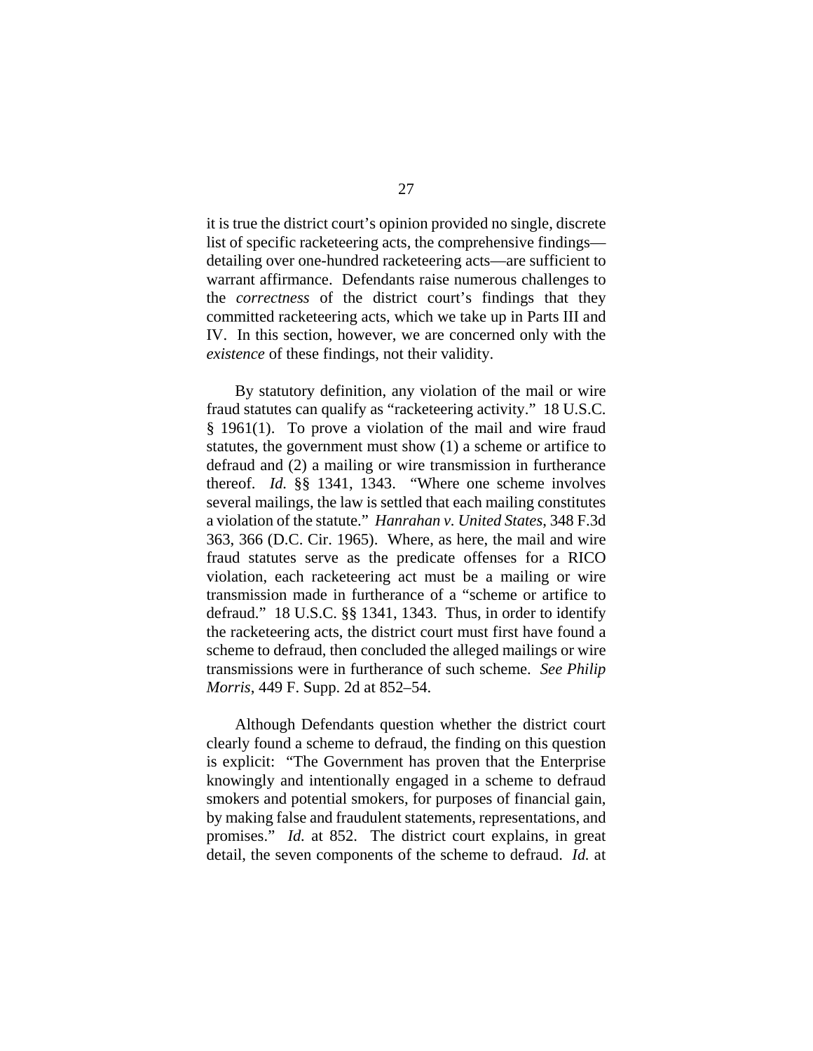it is true the district court's opinion provided no single, discrete list of specific racketeering acts, the comprehensive findings—detailing over one-hundred racketeering acts—are sufficient to warrant affirmance. Defendants raise numerous challenges to the *correctness* of the district court's findings that they committed racketeering acts, which we take up in Parts III and IV. In this section, however, we are concerned only with the *existence* of these findings, not their validity.

By statutory definition, any violation of the mail or wire fraud statutes can qualify as "racketeering activity." 18 U.S.C. § 1961(1). To prove a violation of the mail and wire fraud statutes, the government must show (1) a scheme or artifice to defraud and (2) a mailing or wire transmission in furtherance thereof. *Id.* §§ 1341, 1343. "Where one scheme involves several mailings, the law is settled that each mailing constitutes a violation of the statute." *Hanrahan v. United States*, 348 F.3d 363, 366 (D.C. Cir. 1965). Where, as here, the mail and wire fraud statutes serve as the predicate offenses for a RICO violation, each racketeering act must be a mailing or wire transmission made in furtherance of a "scheme or artifice to defraud." 18 U.S.C. §§ 1341, 1343. Thus, in order to identify the racketeering acts, the district court must first have found a scheme to defraud, then concluded the alleged mailings or wire transmissions were in furtherance of such scheme. *See Philip Morris*, 449 F. Supp. 2d at 852–54.

Although Defendants question whether the district court clearly found a scheme to defraud, the finding on this question is explicit: "The Government has proven that the Enterprise knowingly and intentionally engaged in a scheme to defraud smokers and potential smokers, for purposes of financial gain, by making false and fraudulent statements, representations, and promises." *Id.* at 852. The district court explains, in great detail, the seven components of the scheme to defraud. *Id.* at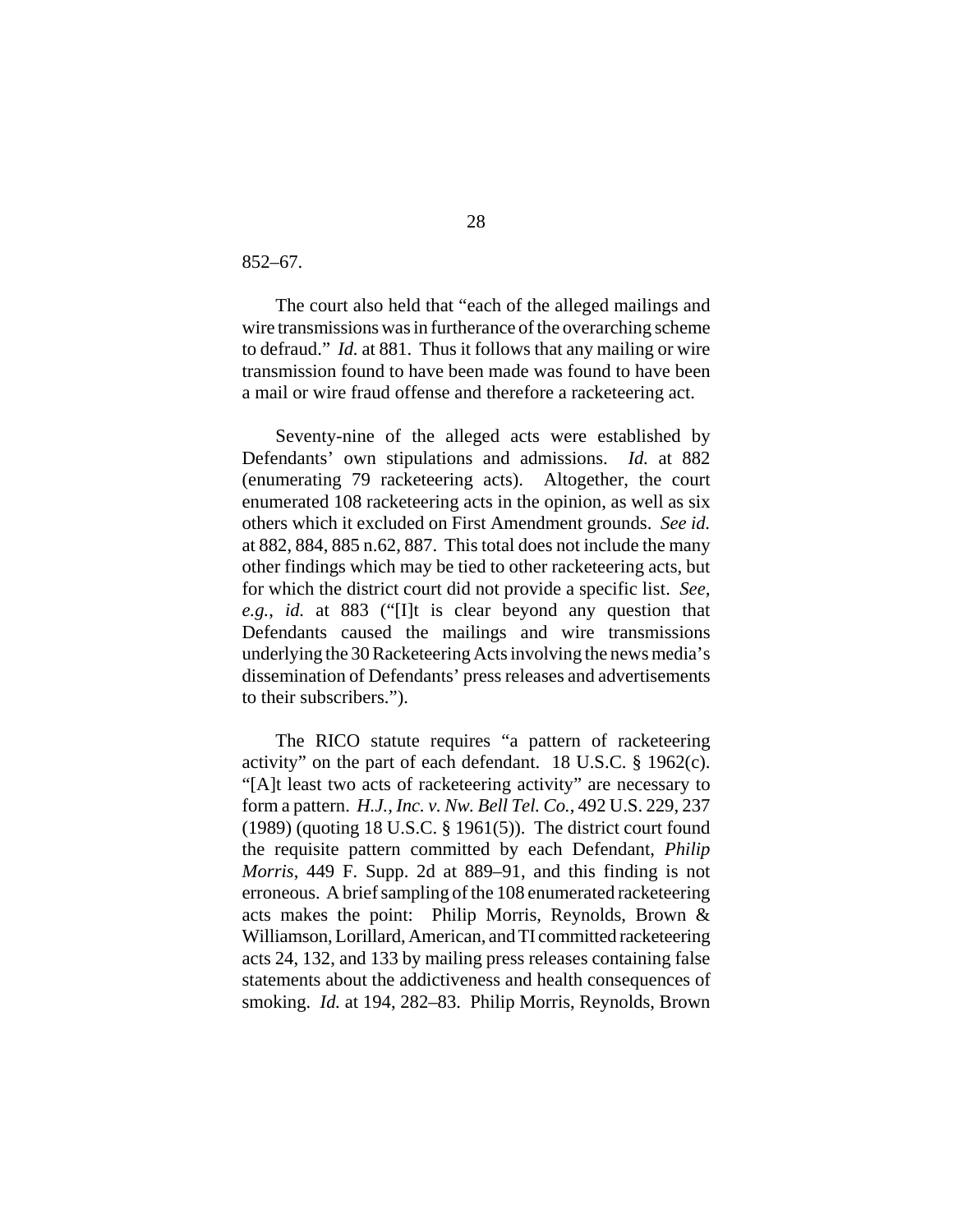852–67.

The court also held that "each of the alleged mailings and wire transmissions was in furtherance of the overarching scheme to defraud." *Id.* at 881. Thus it follows that any mailing or wire transmission found to have been made was found to have been a mail or wire fraud offense and therefore a racketeering act.

Seventy-nine of the alleged acts were established by Defendants' own stipulations and admissions. *Id.* at 882 (enumerating 79 racketeering acts). Altogether, the court enumerated 108 racketeering acts in the opinion, as well as six others which it excluded on First Amendment grounds. *See id.* at 882, 884, 885 n.62, 887. This total does not include the many other findings which may be tied to other racketeering acts, but for which the district court did not provide a specific list. *See, e.g.*, *id.* at 883 ("[I]t is clear beyond any question that Defendants caused the mailings and wire transmissions underlying the 30 Racketeering Acts involving the news media's dissemination of Defendants' press releases and advertisements to their subscribers.").

The RICO statute requires "a pattern of racketeering activity" on the part of each defendant. 18 U.S.C. § 1962(c). "[A]t least two acts of racketeering activity" are necessary to form a pattern. *H.J., Inc. v. Nw. Bell Tel. Co.*, 492 U.S. 229, 237 (1989) (quoting 18 U.S.C. § 1961(5)). The district court found the requisite pattern committed by each Defendant, *Philip Morris*, 449 F. Supp. 2d at 889–91, and this finding is not erroneous. A brief sampling of the 108 enumerated racketeering acts makes the point: Philip Morris, Reynolds, Brown & Williamson, Lorillard, American, and TI committed racketeering acts 24, 132, and 133 by mailing press releases containing false statements about the addictiveness and health consequences of smoking. *Id.* at 194, 282–83. Philip Morris, Reynolds, Brown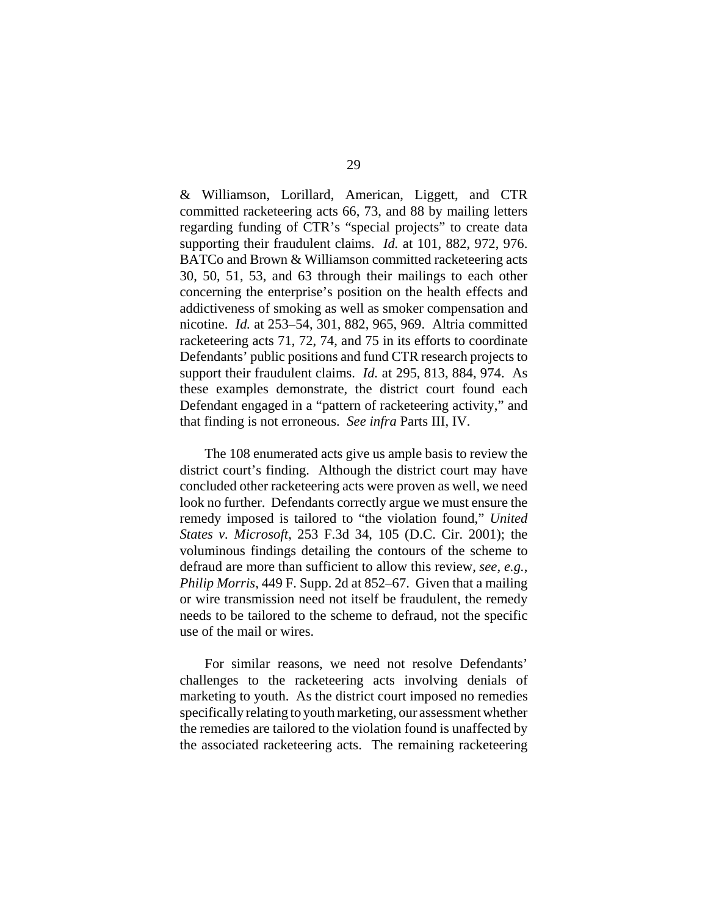& Williamson, Lorillard, American, Liggett, and CTR committed racketeering acts 66, 73, and 88 by mailing letters regarding funding of CTR's "special projects" to create data supporting their fraudulent claims. *Id.* at 101, 882, 972, 976. BATCo and Brown & Williamson committed racketeering acts 30, 50, 51, 53, and 63 through their mailings to each other concerning the enterprise's position on the health effects and addictiveness of smoking as well as smoker compensation and nicotine. *Id.* at 253–54, 301, 882, 965, 969. Altria committed racketeering acts 71, 72, 74, and 75 in its efforts to coordinate Defendants' public positions and fund CTR research projects to support their fraudulent claims. *Id.* at 295, 813, 884, 974. As these examples demonstrate, the district court found each Defendant engaged in a "pattern of racketeering activity," and that finding is not erroneous. *See infra* Parts III, IV.

The 108 enumerated acts give us ample basis to review the district court's finding. Although the district court may have concluded other racketeering acts were proven as well, we need look no further. Defendants correctly argue we must ensure the remedy imposed is tailored to "the violation found," *United States v. Microsoft*, 253 F.3d 34, 105 (D.C. Cir. 2001); the voluminous findings detailing the contours of the scheme to defraud are more than sufficient to allow this review, *see, e.g.*, *Philip Morris*, 449 F. Supp. 2d at 852–67. Given that a mailing or wire transmission need not itself be fraudulent, the remedy needs to be tailored to the scheme to defraud, not the specific use of the mail or wires.

For similar reasons, we need not resolve Defendants' challenges to the racketeering acts involving denials of marketing to youth. As the district court imposed no remedies specifically relating to youth marketing, our assessment whether the remedies are tailored to the violation found is unaffected by the associated racketeering acts. The remaining racketeering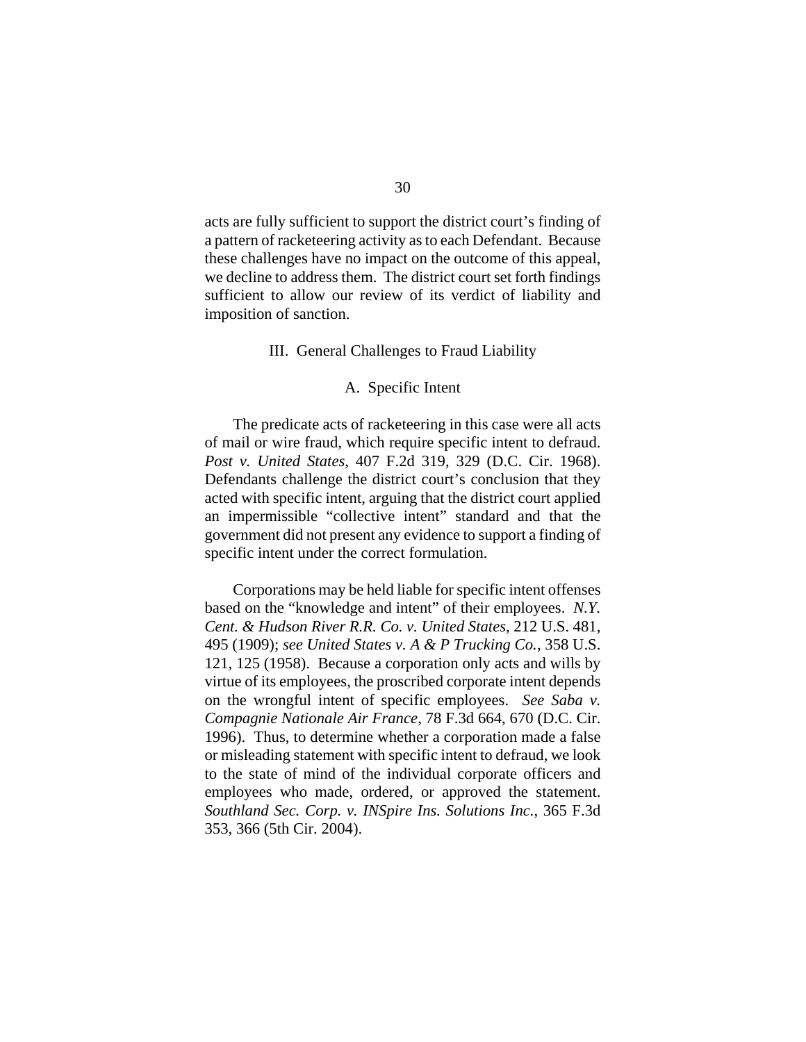acts are fully sufficient to support the district court's finding of a pattern of racketeering activity as to each Defendant. Because these challenges have no impact on the outcome of this appeal, we decline to address them. The district court set forth findings sufficient to allow our review of its verdict of liability and imposition of sanction.

## III. General Challenges to Fraud Liability

### A. Specific Intent

The predicate acts of racketeering in this case were all acts of mail or wire fraud, which require specific intent to defraud. *Post v. United States*, 407 F.2d 319, 329 (D.C. Cir. 1968). Defendants challenge the district court's conclusion that they acted with specific intent, arguing that the district court applied an impermissible "collective intent" standard and that the government did not present any evidence to support a finding of specific intent under the correct formulation.

Corporations may be held liable for specific intent offenses based on the "knowledge and intent" of their employees. *N.Y. Cent. & Hudson River R.R. Co. v. United States*, 212 U.S. 481, 495 (1909); *see United States v. A & P Trucking Co.*, 358 U.S. 121, 125 (1958). Because a corporation only acts and wills by virtue of its employees, the proscribed corporate intent depends on the wrongful intent of specific employees. *See Saba v. Compagnie Nationale Air France*, 78 F.3d 664, 670 (D.C. Cir. 1996). Thus, to determine whether a corporation made a false or misleading statement with specific intent to defraud, we look to the state of mind of the individual corporate officers and employees who made, ordered, or approved the statement. *Southland Sec. Corp. v. INSpire Ins. Solutions Inc.*, 365 F.3d 353, 366 (5th Cir. 2004).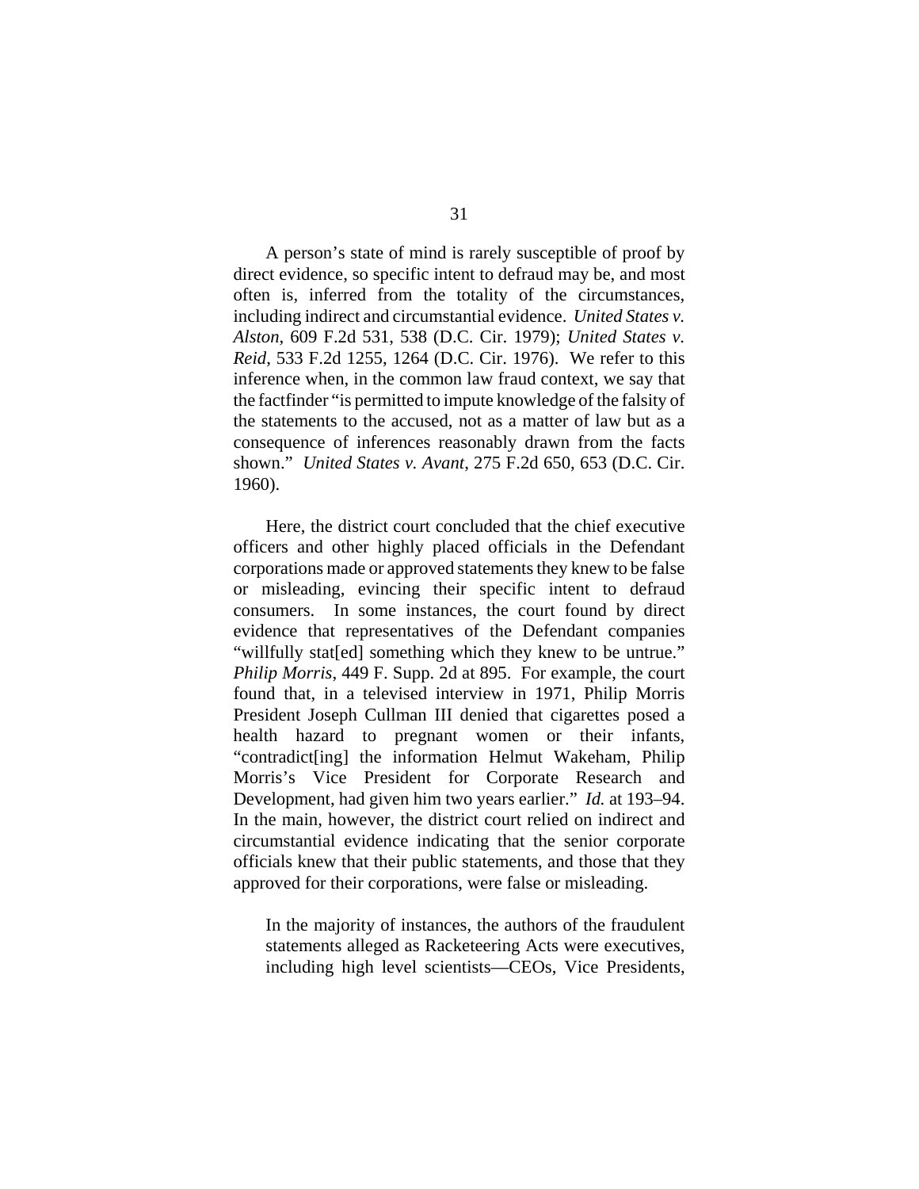A person's state of mind is rarely susceptible of proof by direct evidence, so specific intent to defraud may be, and most often is, inferred from the totality of the circumstances, including indirect and circumstantial evidence. *United States v. Alston*, 609 F.2d 531, 538 (D.C. Cir. 1979); *United States v. Reid*, 533 F.2d 1255, 1264 (D.C. Cir. 1976). We refer to this inference when, in the common law fraud context, we say that the factfinder "is permitted to impute knowledge of the falsity of the statements to the accused, not as a matter of law but as a consequence of inferences reasonably drawn from the facts shown." *United States v. Avant*, 275 F.2d 650, 653 (D.C. Cir. 1960).

Here, the district court concluded that the chief executive officers and other highly placed officials in the Defendant corporations made or approved statements they knew to be false or misleading, evincing their specific intent to defraud consumers. In some instances, the court found by direct evidence that representatives of the Defendant companies "willfully stat[ed] something which they knew to be untrue." *Philip Morris*, 449 F. Supp. 2d at 895. For example, the court found that, in a televised interview in 1971, Philip Morris President Joseph Cullman III denied that cigarettes posed a health hazard to pregnant women or their infants, "contradict[ing] the information Helmut Wakeham, Philip Morris's Vice President for Corporate Research and Development, had given him two years earlier." *Id.* at 193–94. In the main, however, the district court relied on indirect and circumstantial evidence indicating that the senior corporate officials knew that their public statements, and those that they approved for their corporations, were false or misleading.

> In the majority of instances, the authors of the fraudulent statements alleged as Racketeering Acts were executives, including high level scientists—CEOs, Vice Presidents,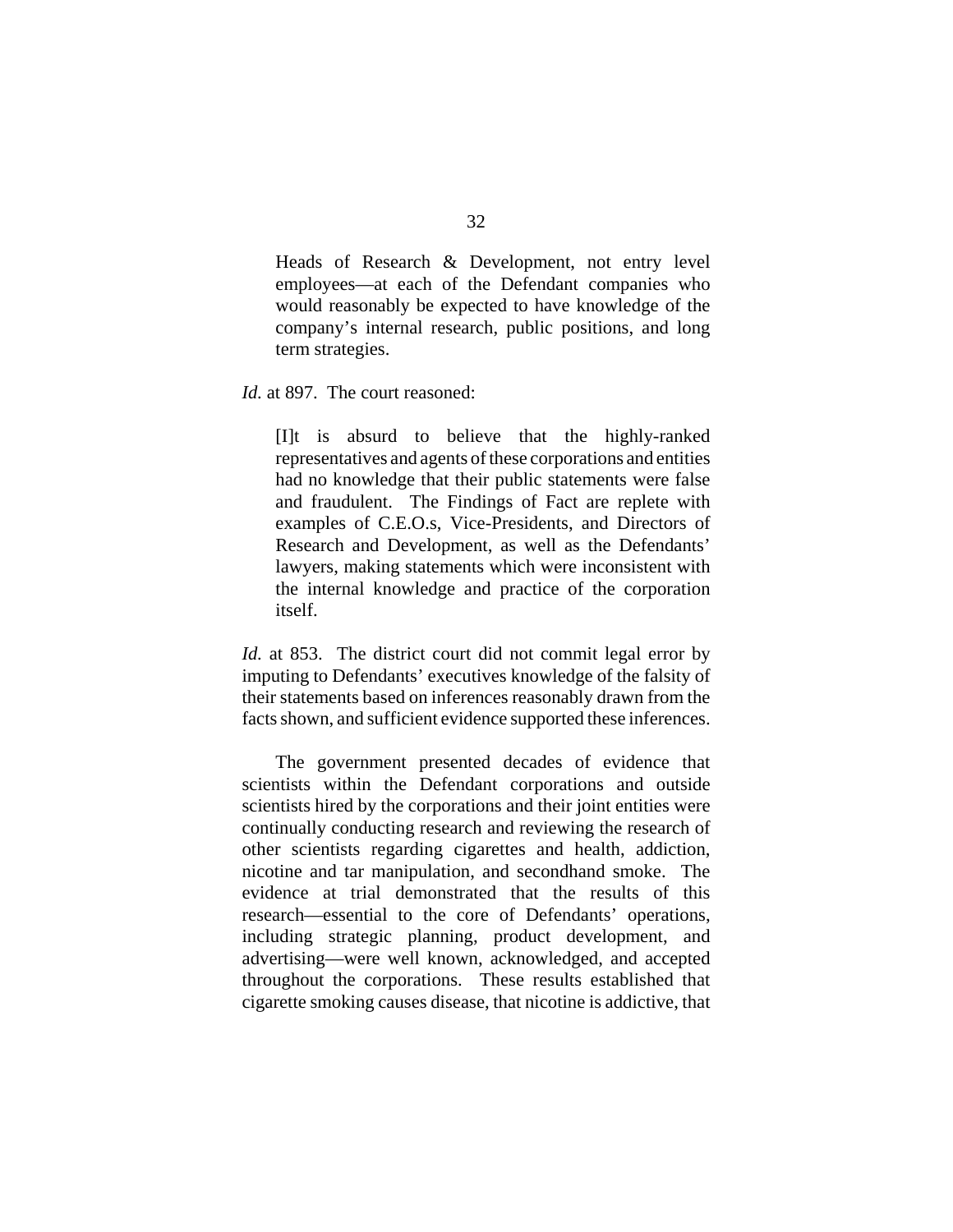> Heads of Research & Development, not entry level employees—at each of the Defendant companies who would reasonably be expected to have knowledge of the company's internal research, public positions, and long term strategies.

*Id.* at 897. The court reasoned:

> [I]t is absurd to believe that the highly-ranked representatives and agents of these corporations and entities had no knowledge that their public statements were false and fraudulent. The Findings of Fact are replete with examples of C.E.O.s, Vice-Presidents, and Directors of Research and Development, as well as the Defendants' lawyers, making statements which were inconsistent with the internal knowledge and practice of the corporation itself.

*Id.* at 853. The district court did not commit legal error by imputing to Defendants' executives knowledge of the falsity of their statements based on inferences reasonably drawn from the facts shown, and sufficient evidence supported these inferences.

The government presented decades of evidence that scientists within the Defendant corporations and outside scientists hired by the corporations and their joint entities were continually conducting research and reviewing the research of other scientists regarding cigarettes and health, addiction, nicotine and tar manipulation, and secondhand smoke. The evidence at trial demonstrated that the results of this research—essential to the core of Defendants' operations, including strategic planning, product development, and advertising—were well known, acknowledged, and accepted throughout the corporations. These results established that cigarette smoking causes disease, that nicotine is addictive, that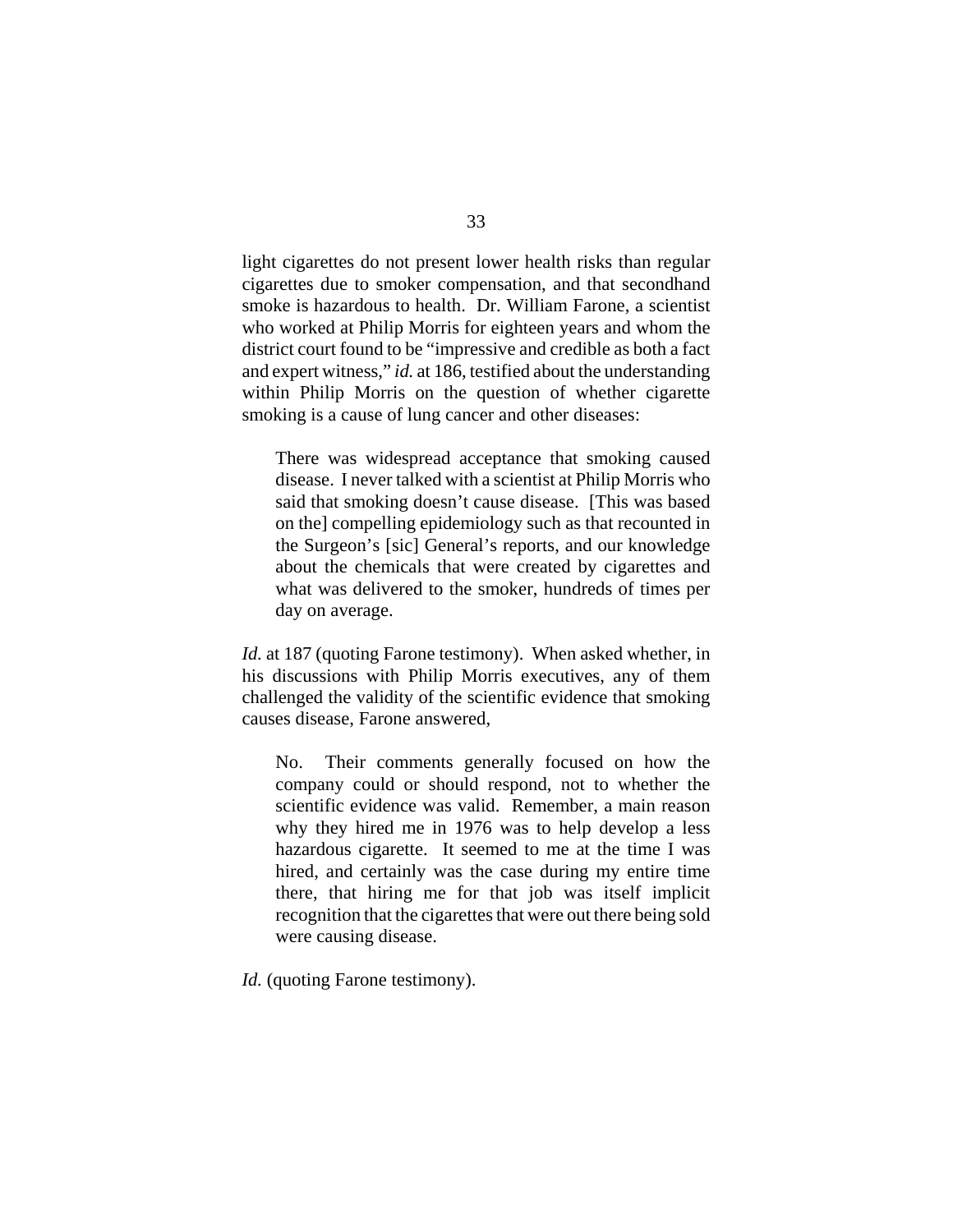light cigarettes do not present lower health risks than regular cigarettes due to smoker compensation, and that secondhand smoke is hazardous to health. Dr. William Farone, a scientist who worked at Philip Morris for eighteen years and whom the district court found to be "impressive and credible as both a fact and expert witness," *id.* at 186, testified about the understanding within Philip Morris on the question of whether cigarette smoking is a cause of lung cancer and other diseases:

> There was widespread acceptance that smoking caused disease. I never talked with a scientist at Philip Morris who said that smoking doesn't cause disease. [This was based on the] compelling epidemiology such as that recounted in the Surgeon's [sic] General's reports, and our knowledge about the chemicals that were created by cigarettes and what was delivered to the smoker, hundreds of times per day on average.

*Id.* at 187 (quoting Farone testimony). When asked whether, in his discussions with Philip Morris executives, any of them challenged the validity of the scientific evidence that smoking causes disease, Farone answered,

> No. Their comments generally focused on how the company could or should respond, not to whether the scientific evidence was valid. Remember, a main reason why they hired me in 1976 was to help develop a less hazardous cigarette. It seemed to me at the time I was hired, and certainly was the case during my entire time there, that hiring me for that job was itself implicit recognition that the cigarettes that were out there being sold were causing disease.

*Id.* (quoting Farone testimony).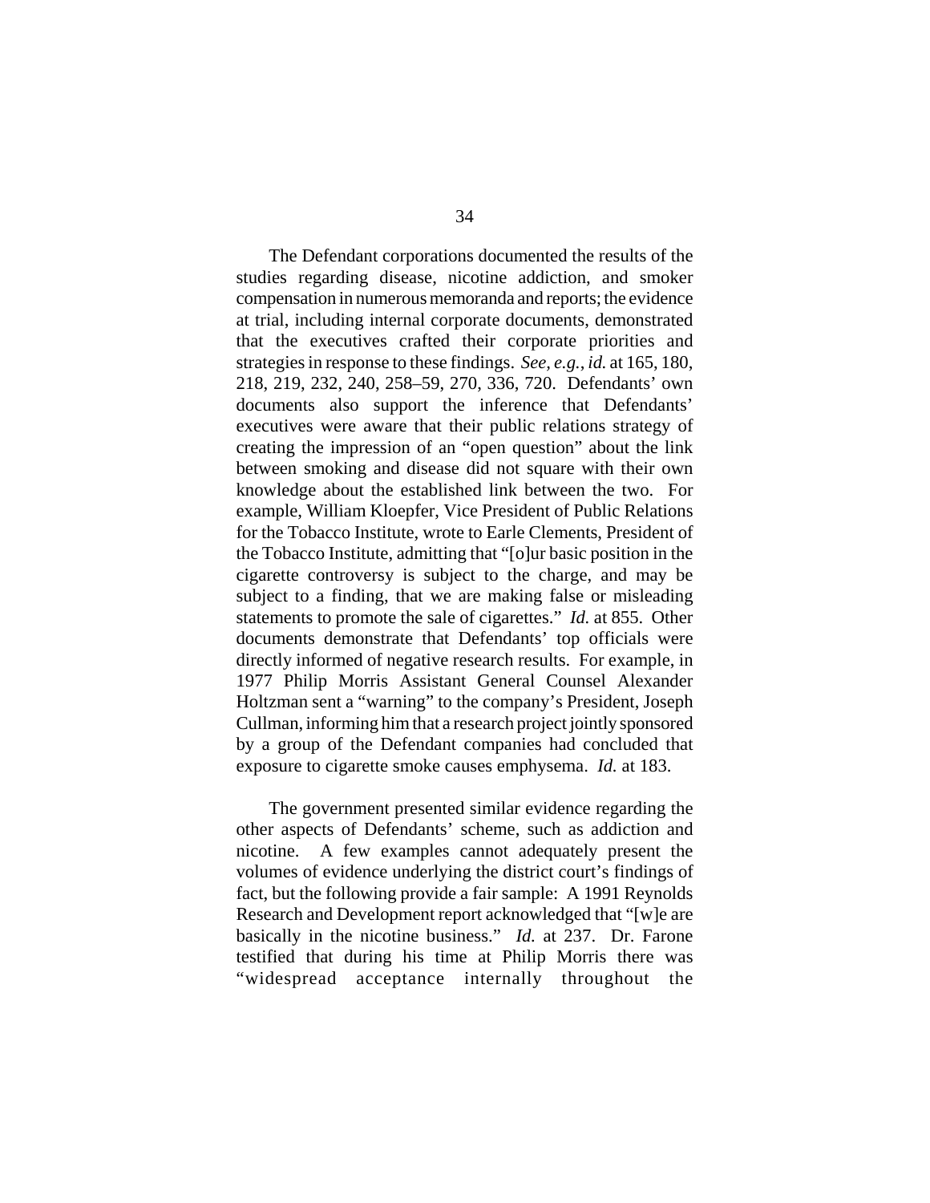The Defendant corporations documented the results of the studies regarding disease, nicotine addiction, and smoker compensation in numerous memoranda and reports; the evidence at trial, including internal corporate documents, demonstrated that the executives crafted their corporate priorities and strategies in response to these findings. *See, e.g.*, *id.* at 165, 180, 218, 219, 232, 240, 258–59, 270, 336, 720. Defendants' own documents also support the inference that Defendants' executives were aware that their public relations strategy of creating the impression of an "open question" about the link between smoking and disease did not square with their own knowledge about the established link between the two. For example, William Kloepfer, Vice President of Public Relations for the Tobacco Institute, wrote to Earle Clements, President of the Tobacco Institute, admitting that "[o]ur basic position in the cigarette controversy is subject to the charge, and may be subject to a finding, that we are making false or misleading statements to promote the sale of cigarettes." *Id.* at 855. Other documents demonstrate that Defendants' top officials were directly informed of negative research results. For example, in 1977 Philip Morris Assistant General Counsel Alexander Holtzman sent a "warning" to the company's President, Joseph Cullman, informing him that a research project jointly sponsored by a group of the Defendant companies had concluded that exposure to cigarette smoke causes emphysema. *Id.* at 183.

The government presented similar evidence regarding the other aspects of Defendants' scheme, such as addiction and nicotine. A few examples cannot adequately present the volumes of evidence underlying the district court's findings of fact, but the following provide a fair sample: A 1991 Reynolds Research and Development report acknowledged that "[w]e are basically in the nicotine business." *Id.* at 237. Dr. Farone testified that during his time at Philip Morris there was "widespread acceptance internally throughout the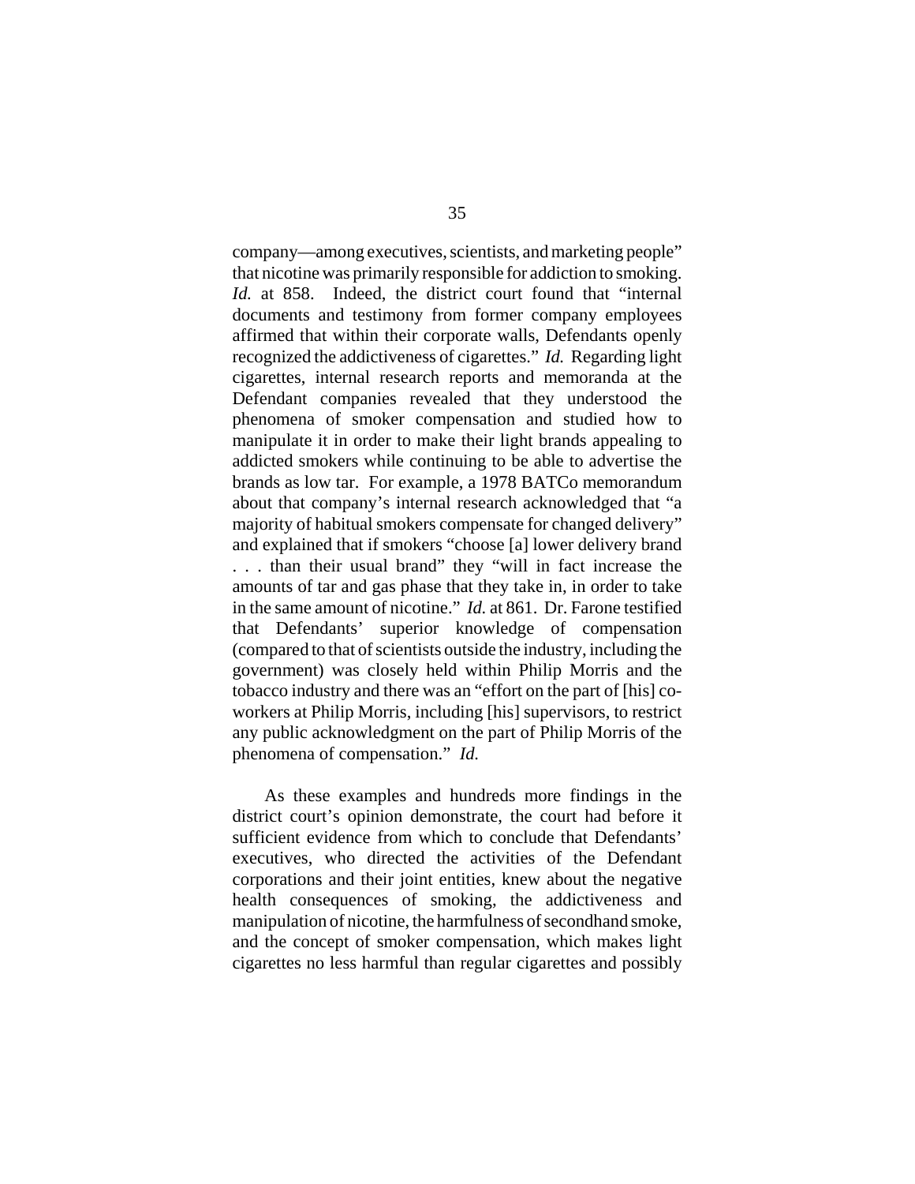company—among executives, scientists, and marketing people" that nicotine was primarily responsible for addiction to smoking. *Id.* at 858. Indeed, the district court found that "internal documents and testimony from former company employees affirmed that within their corporate walls, Defendants openly recognized the addictiveness of cigarettes." *Id.* Regarding light cigarettes, internal research reports and memoranda at the Defendant companies revealed that they understood the phenomena of smoker compensation and studied how to manipulate it in order to make their light brands appealing to addicted smokers while continuing to be able to advertise the brands as low tar. For example, a 1978 BATCo memorandum about that company's internal research acknowledged that "a majority of habitual smokers compensate for changed delivery" and explained that if smokers "choose [a] lower delivery brand . . . than their usual brand" they "will in fact increase the amounts of tar and gas phase that they take in, in order to take in the same amount of nicotine." *Id.* at 861. Dr. Farone testified that Defendants' superior knowledge of compensation (compared to that of scientists outside the industry, including the government) was closely held within Philip Morris and the tobacco industry and there was an "effort on the part of [his] co-workers at Philip Morris, including [his] supervisors, to restrict any public acknowledgment on the part of Philip Morris of the phenomena of compensation." *Id.*

As these examples and hundreds more findings in the district court's opinion demonstrate, the court had before it sufficient evidence from which to conclude that Defendants' executives, who directed the activities of the Defendant corporations and their joint entities, knew about the negative health consequences of smoking, the addictiveness and manipulation of nicotine, the harmfulness of secondhand smoke, and the concept of smoker compensation, which makes light cigarettes no less harmful than regular cigarettes and possibly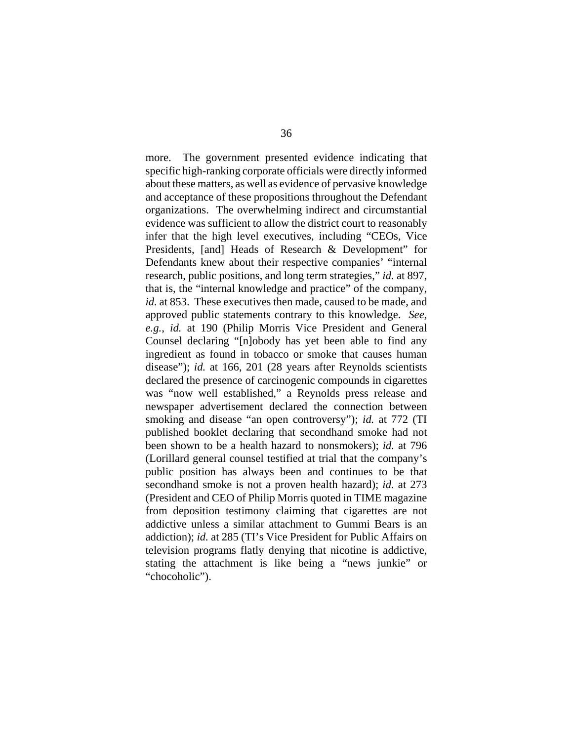more. The government presented evidence indicating that specific high-ranking corporate officials were directly informed about these matters, as well as evidence of pervasive knowledge and acceptance of these propositions throughout the Defendant organizations. The overwhelming indirect and circumstantial evidence was sufficient to allow the district court to reasonably infer that the high level executives, including "CEOs, Vice Presidents, [and] Heads of Research & Development" for Defendants knew about their respective companies' "internal research, public positions, and long term strategies," *id.* at 897, that is, the "internal knowledge and practice" of the company, *id.* at 853. These executives then made, caused to be made, and approved public statements contrary to this knowledge. *See, e.g.*, *id.* at 190 (Philip Morris Vice President and General Counsel declaring "[n]obody has yet been able to find any ingredient as found in tobacco or smoke that causes human disease"); *id.* at 166, 201 (28 years after Reynolds scientists declared the presence of carcinogenic compounds in cigarettes was "now well established," a Reynolds press release and newspaper advertisement declared the connection between smoking and disease "an open controversy"); *id.* at 772 (TI published booklet declaring that secondhand smoke had not been shown to be a health hazard to nonsmokers); *id.* at 796 (Lorillard general counsel testified at trial that the company's public position has always been and continues to be that secondhand smoke is not a proven health hazard); *id.* at 273 (President and CEO of Philip Morris quoted in TIME magazine from deposition testimony claiming that cigarettes are not addictive unless a similar attachment to Gummi Bears is an addiction); *id.* at 285 (TI's Vice President for Public Affairs on television programs flatly denying that nicotine is addictive, stating the attachment is like being a "news junkie" or "chocoholic").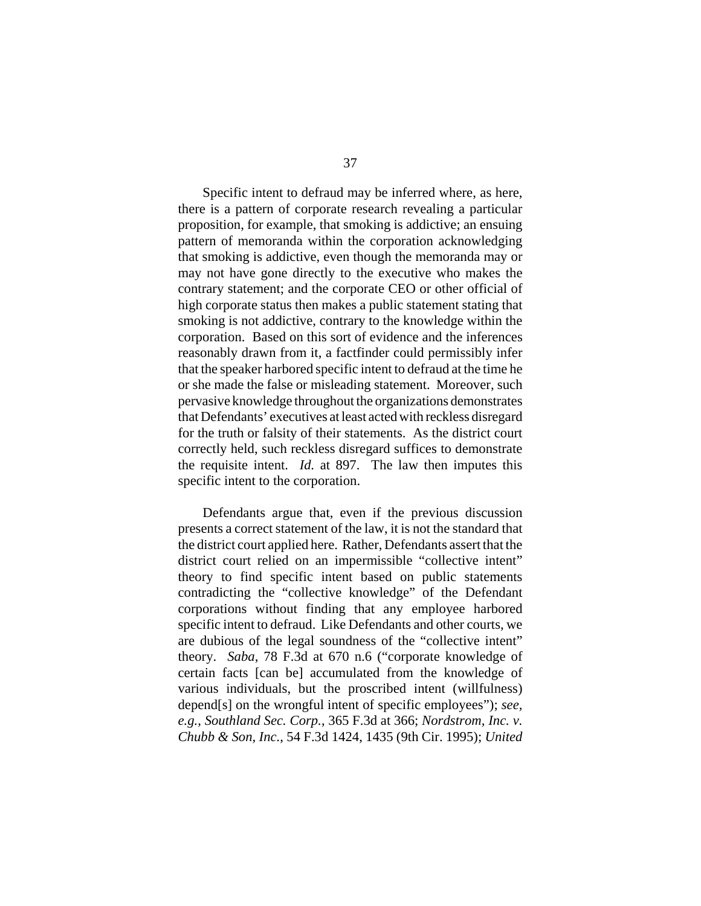Specific intent to defraud may be inferred where, as here, there is a pattern of corporate research revealing a particular proposition, for example, that smoking is addictive; an ensuing pattern of memoranda within the corporation acknowledging that smoking is addictive, even though the memoranda may or may not have gone directly to the executive who makes the contrary statement; and the corporate CEO or other official of high corporate status then makes a public statement stating that smoking is not addictive, contrary to the knowledge within the corporation. Based on this sort of evidence and the inferences reasonably drawn from it, a factfinder could permissibly infer that the speaker harbored specific intent to defraud at the time he or she made the false or misleading statement. Moreover, such pervasive knowledge throughout the organizations demonstrates that Defendants' executives at least acted with reckless disregard for the truth or falsity of their statements. As the district court correctly held, such reckless disregard suffices to demonstrate the requisite intent. *Id.* at 897. The law then imputes this specific intent to the corporation.

Defendants argue that, even if the previous discussion presents a correct statement of the law, it is not the standard that the district court applied here. Rather, Defendants assert that the district court relied on an impermissible "collective intent" theory to find specific intent based on public statements contradicting the "collective knowledge" of the Defendant corporations without finding that any employee harbored specific intent to defraud. Like Defendants and other courts, we are dubious of the legal soundness of the "collective intent" theory. *Saba*, 78 F.3d at 670 n.6 ("corporate knowledge of certain facts [can be] accumulated from the knowledge of various individuals, but the proscribed intent (willfulness) depend[s] on the wrongful intent of specific employees"); *see, e.g.*, *Southland Sec. Corp.*, 365 F.3d at 366; *Nordstrom, Inc. v. Chubb & Son, Inc.*, 54 F.3d 1424, 1435 (9th Cir. 1995); *United*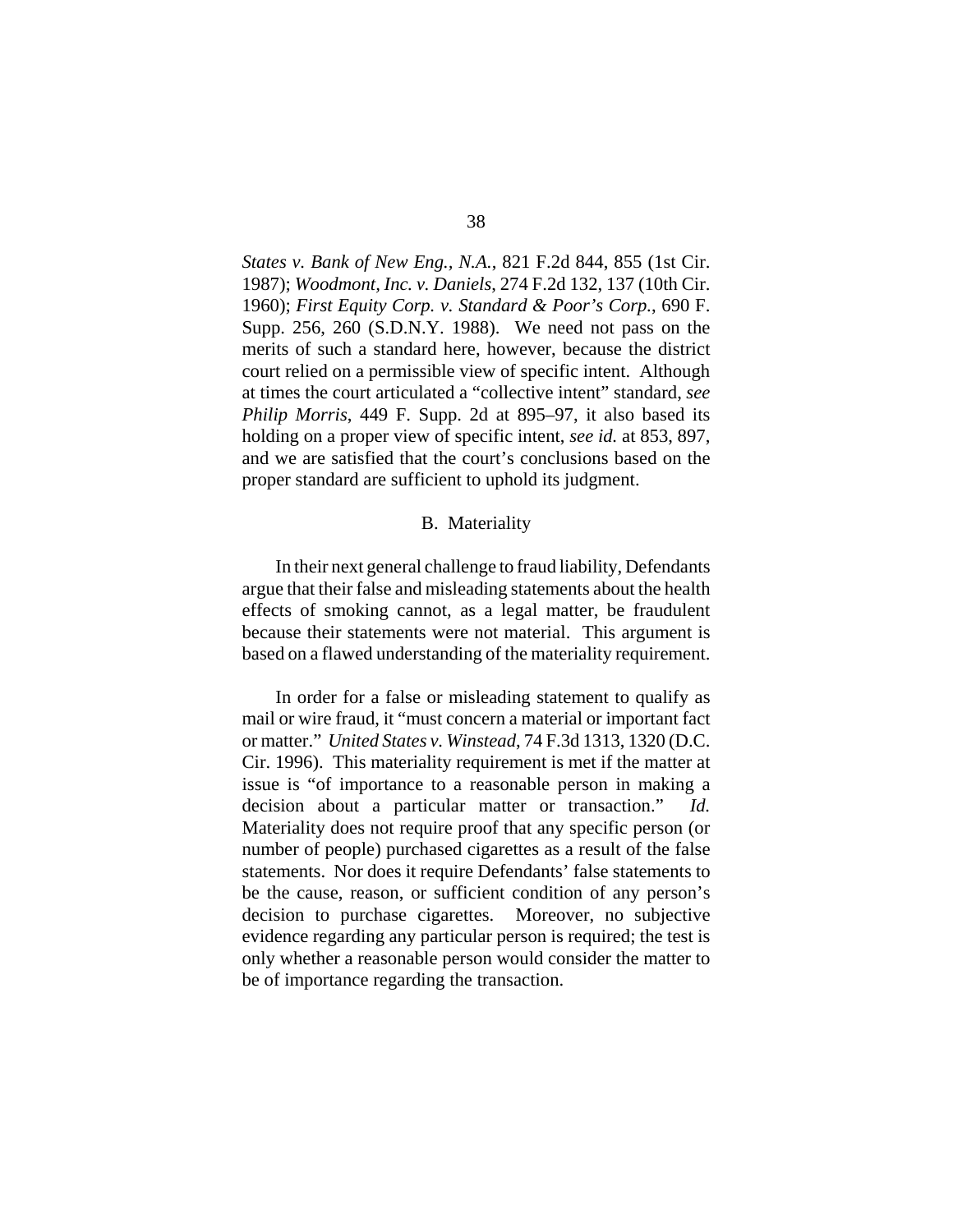*States v. Bank of New Eng., N.A.*, 821 F.2d 844, 855 (1st Cir. 1987); *Woodmont, Inc. v. Daniels*, 274 F.2d 132, 137 (10th Cir. 1960); *First Equity Corp. v. Standard & Poor's Corp.*, 690 F. Supp. 256, 260 (S.D.N.Y. 1988). We need not pass on the merits of such a standard here, however, because the district court relied on a permissible view of specific intent. Although at times the court articulated a "collective intent" standard, *see Philip Morris*, 449 F. Supp. 2d at 895–97, it also based its holding on a proper view of specific intent, *see id.* at 853, 897, and we are satisfied that the court's conclusions based on the proper standard are sufficient to uphold its judgment.

### B. Materiality

In their next general challenge to fraud liability, Defendants argue that their false and misleading statements about the health effects of smoking cannot, as a legal matter, be fraudulent because their statements were not material. This argument is based on a flawed understanding of the materiality requirement.

In order for a false or misleading statement to qualify as mail or wire fraud, it "must concern a material or important fact or matter." *United States v. Winstead*, 74 F.3d 1313, 1320 (D.C. Cir. 1996). This materiality requirement is met if the matter at issue is "of importance to a reasonable person in making a decision about a particular matter or transaction." *Id.* Materiality does not require proof that any specific person (or number of people) purchased cigarettes as a result of the false statements. Nor does it require Defendants' false statements to be the cause, reason, or sufficient condition of any person's decision to purchase cigarettes. Moreover, no subjective evidence regarding any particular person is required; the test is only whether a reasonable person would consider the matter to be of importance regarding the transaction.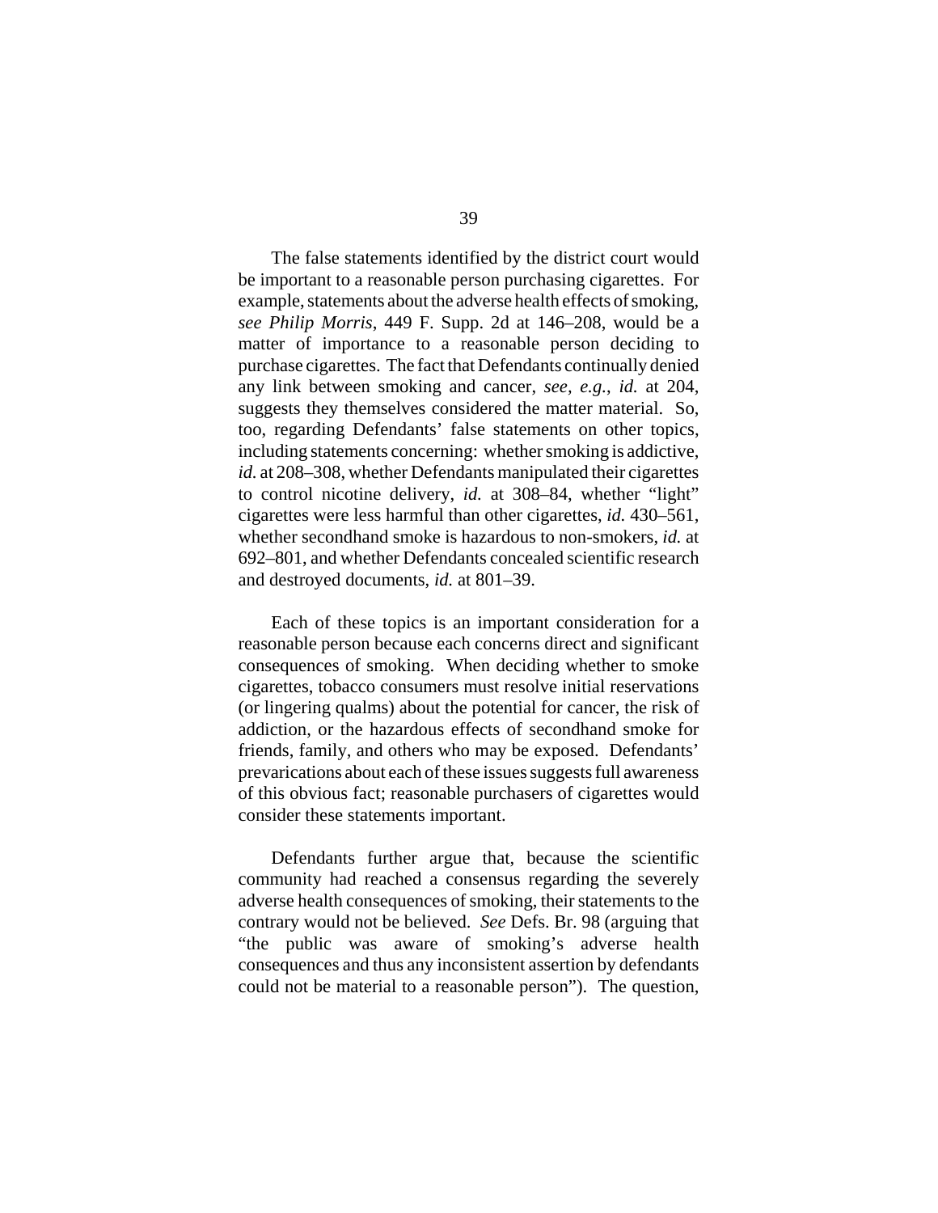The false statements identified by the district court would be important to a reasonable person purchasing cigarettes. For example, statements about the adverse health effects of smoking, *see Philip Morris*, 449 F. Supp. 2d at 146–208, would be a matter of importance to a reasonable person deciding to purchase cigarettes. The fact that Defendants continually denied any link between smoking and cancer, *see, e.g.*, *id.* at 204, suggests they themselves considered the matter material. So, too, regarding Defendants' false statements on other topics, including statements concerning: whether smoking is addictive, *id.* at 208–308, whether Defendants manipulated their cigarettes to control nicotine delivery, *id.* at 308–84, whether "light" cigarettes were less harmful than other cigarettes, *id.* 430–561, whether secondhand smoke is hazardous to non-smokers, *id.* at 692–801, and whether Defendants concealed scientific research and destroyed documents, *id.* at 801–39.

Each of these topics is an important consideration for a reasonable person because each concerns direct and significant consequences of smoking. When deciding whether to smoke cigarettes, tobacco consumers must resolve initial reservations (or lingering qualms) about the potential for cancer, the risk of addiction, or the hazardous effects of secondhand smoke for friends, family, and others who may be exposed. Defendants' prevarications about each of these issues suggests full awareness of this obvious fact; reasonable purchasers of cigarettes would consider these statements important.

Defendants further argue that, because the scientific community had reached a consensus regarding the severely adverse health consequences of smoking, their statements to the contrary would not be believed. *See* Defs. Br. 98 (arguing that "the public was aware of smoking's adverse health consequences and thus any inconsistent assertion by defendants could not be material to a reasonable person"). The question,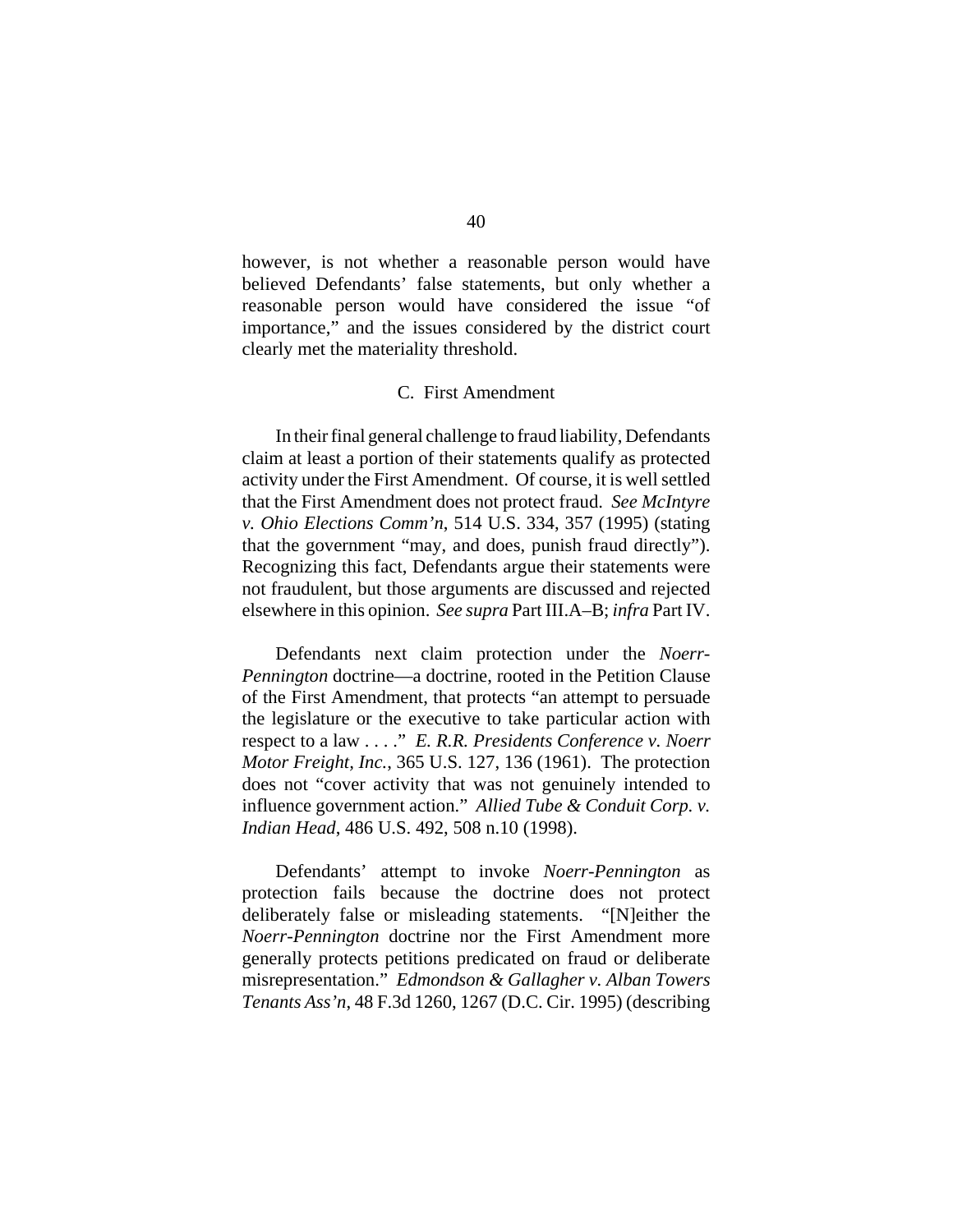however, is not whether a reasonable person would have believed Defendants' false statements, but only whether a reasonable person would have considered the issue "of importance," and the issues considered by the district court clearly met the materiality threshold.

### C. First Amendment

In their final general challenge to fraud liability, Defendants claim at least a portion of their statements qualify as protected activity under the First Amendment. Of course, it is well settled that the First Amendment does not protect fraud. *See McIntyre v. Ohio Elections Comm'n*, 514 U.S. 334, 357 (1995) (stating that the government "may, and does, punish fraud directly"). Recognizing this fact, Defendants argue their statements were not fraudulent, but those arguments are discussed and rejected elsewhere in this opinion. *See supra* Part III.A–B; *infra* Part IV.

Defendants next claim protection under the *Noerr-Pennington* doctrine—a doctrine, rooted in the Petition Clause of the First Amendment, that protects "an attempt to persuade the legislature or the executive to take particular action with respect to a law . . . ." *E. R.R. Presidents Conference v. Noerr Motor Freight, Inc.*, 365 U.S. 127, 136 (1961). The protection does not "cover activity that was not genuinely intended to influence government action." *Allied Tube & Conduit Corp. v. Indian Head*, 486 U.S. 492, 508 n.10 (1998).

Defendants' attempt to invoke *Noerr-Pennington* as protection fails because the doctrine does not protect deliberately false or misleading statements. "[N]either the *Noerr-Pennington* doctrine nor the First Amendment more generally protects petitions predicated on fraud or deliberate misrepresentation." *Edmondson & Gallagher v. Alban Towers Tenants Ass'n*, 48 F.3d 1260, 1267 (D.C. Cir. 1995) (describing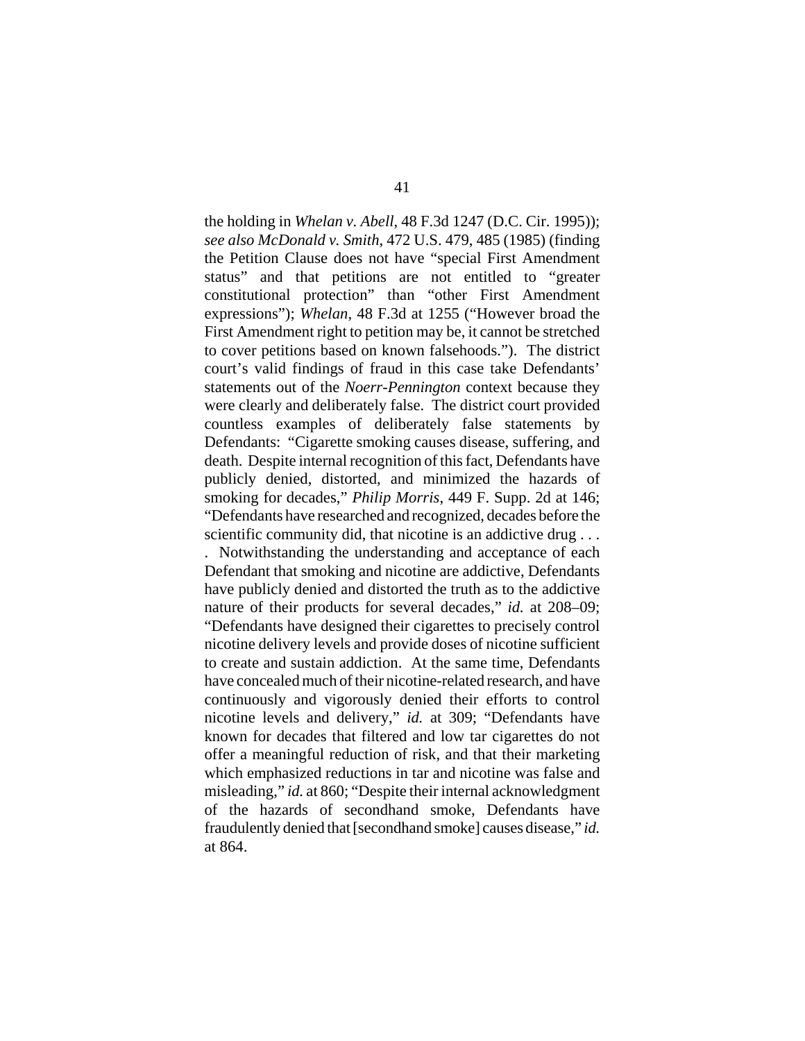the holding in *Whelan v. Abell*, 48 F.3d 1247 (D.C. Cir. 1995)); *see also McDonald v. Smith*, 472 U.S. 479, 485 (1985) (finding the Petition Clause does not have "special First Amendment status" and that petitions are not entitled to "greater constitutional protection" than "other First Amendment expressions"); *Whelan*, 48 F.3d at 1255 ("However broad the First Amendment right to petition may be, it cannot be stretched to cover petitions based on known falsehoods."). The district court's valid findings of fraud in this case take Defendants' statements out of the *Noerr-Pennington* context because they were clearly and deliberately false. The district court provided countless examples of deliberately false statements by Defendants: "Cigarette smoking causes disease, suffering, and death. Despite internal recognition of this fact, Defendants have publicly denied, distorted, and minimized the hazards of smoking for decades," *Philip Morris*, 449 F. Supp. 2d at 146; "Defendants have researched and recognized, decades before the scientific community did, that nicotine is an addictive drug . . . . Notwithstanding the understanding and acceptance of each Defendant that smoking and nicotine are addictive, Defendants have publicly denied and distorted the truth as to the addictive nature of their products for several decades," *id.* at 208–09; "Defendants have designed their cigarettes to precisely control nicotine delivery levels and provide doses of nicotine sufficient to create and sustain addiction. At the same time, Defendants have concealed much of their nicotine-related research, and have continuously and vigorously denied their efforts to control nicotine levels and delivery," *id.* at 309; "Defendants have known for decades that filtered and low tar cigarettes do not offer a meaningful reduction of risk, and that their marketing which emphasized reductions in tar and nicotine was false and misleading," *id.* at 860; "Despite their internal acknowledgment of the hazards of secondhand smoke, Defendants have fraudulently denied that [secondhand smoke] causes disease," *id.* at 864.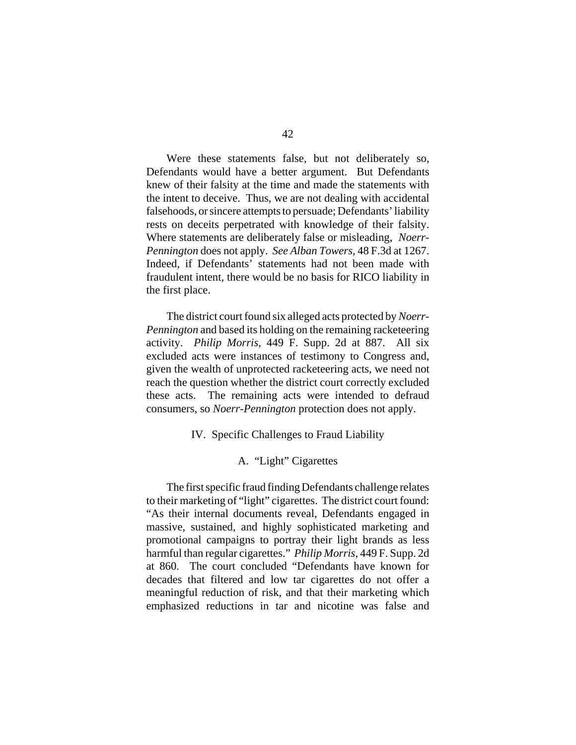Were these statements false, but not deliberately so, Defendants would have a better argument. But Defendants knew of their falsity at the time and made the statements with the intent to deceive. Thus, we are not dealing with accidental falsehoods, or sincere attempts to persuade; Defendants' liability rests on deceits perpetrated with knowledge of their falsity. Where statements are deliberately false or misleading, *Noerr-Pennington* does not apply. *See Alban Towers*, 48 F.3d at 1267. Indeed, if Defendants' statements had not been made with fraudulent intent, there would be no basis for RICO liability in the first place.

The district court found six alleged acts protected by *Noerr-Pennington* and based its holding on the remaining racketeering activity. *Philip Morris*, 449 F. Supp. 2d at 887. All six excluded acts were instances of testimony to Congress and, given the wealth of unprotected racketeering acts, we need not reach the question whether the district court correctly excluded these acts. The remaining acts were intended to defraud consumers, so *Noerr-Pennington* protection does not apply.

## IV. Specific Challenges to Fraud Liability

### A. "Light" Cigarettes

The first specific fraud finding Defendants challenge relates to their marketing of "light" cigarettes. The district court found: "As their internal documents reveal, Defendants engaged in massive, sustained, and highly sophisticated marketing and promotional campaigns to portray their light brands as less harmful than regular cigarettes." *Philip Morris*, 449 F. Supp. 2d at 860. The court concluded "Defendants have known for decades that filtered and low tar cigarettes do not offer a meaningful reduction of risk, and that their marketing which emphasized reductions in tar and nicotine was false and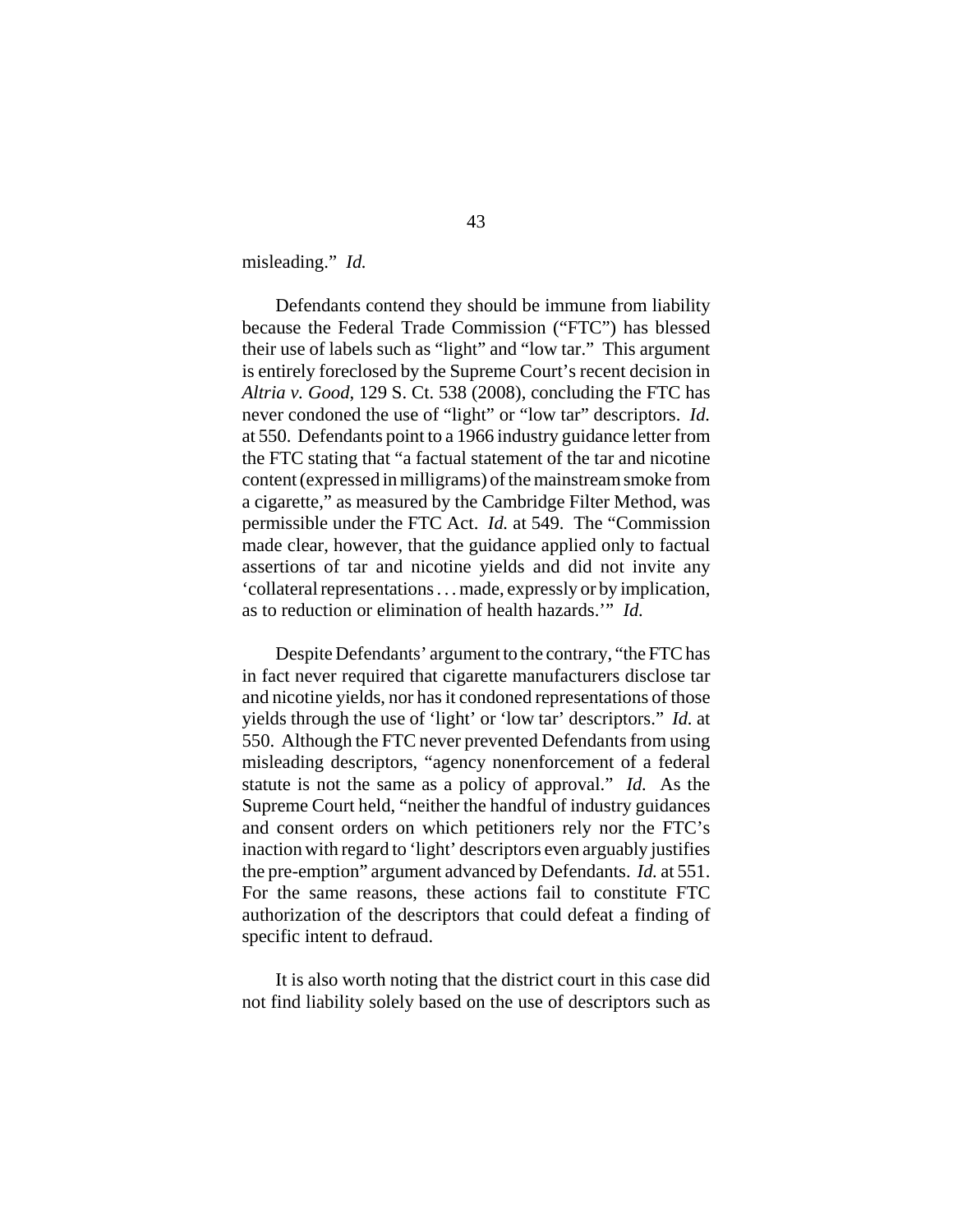misleading." *Id.*

Defendants contend they should be immune from liability because the Federal Trade Commission ("FTC") has blessed their use of labels such as "light" and "low tar." This argument is entirely foreclosed by the Supreme Court's recent decision in *Altria v. Good*, 129 S. Ct. 538 (2008), concluding the FTC has never condoned the use of "light" or "low tar" descriptors. *Id.* at 550. Defendants point to a 1966 industry guidance letter from the FTC stating that "a factual statement of the tar and nicotine content (expressed in milligrams) of the mainstream smoke from a cigarette," as measured by the Cambridge Filter Method, was permissible under the FTC Act. *Id.* at 549. The "Commission made clear, however, that the guidance applied only to factual assertions of tar and nicotine yields and did not invite any 'collateral representations . . . made, expressly or by implication, as to reduction or elimination of health hazards.'" *Id.*

Despite Defendants' argument to the contrary, "the FTC has in fact never required that cigarette manufacturers disclose tar and nicotine yields, nor has it condoned representations of those yields through the use of 'light' or 'low tar' descriptors." *Id.* at 550. Although the FTC never prevented Defendants from using misleading descriptors, "agency nonenforcement of a federal statute is not the same as a policy of approval." *Id.* As the Supreme Court held, "neither the handful of industry guidances and consent orders on which petitioners rely nor the FTC's inaction with regard to 'light' descriptors even arguably justifies the pre-emption" argument advanced by Defendants. *Id.* at 551. For the same reasons, these actions fail to constitute FTC authorization of the descriptors that could defeat a finding of specific intent to defraud.

It is also worth noting that the district court in this case did not find liability solely based on the use of descriptors such as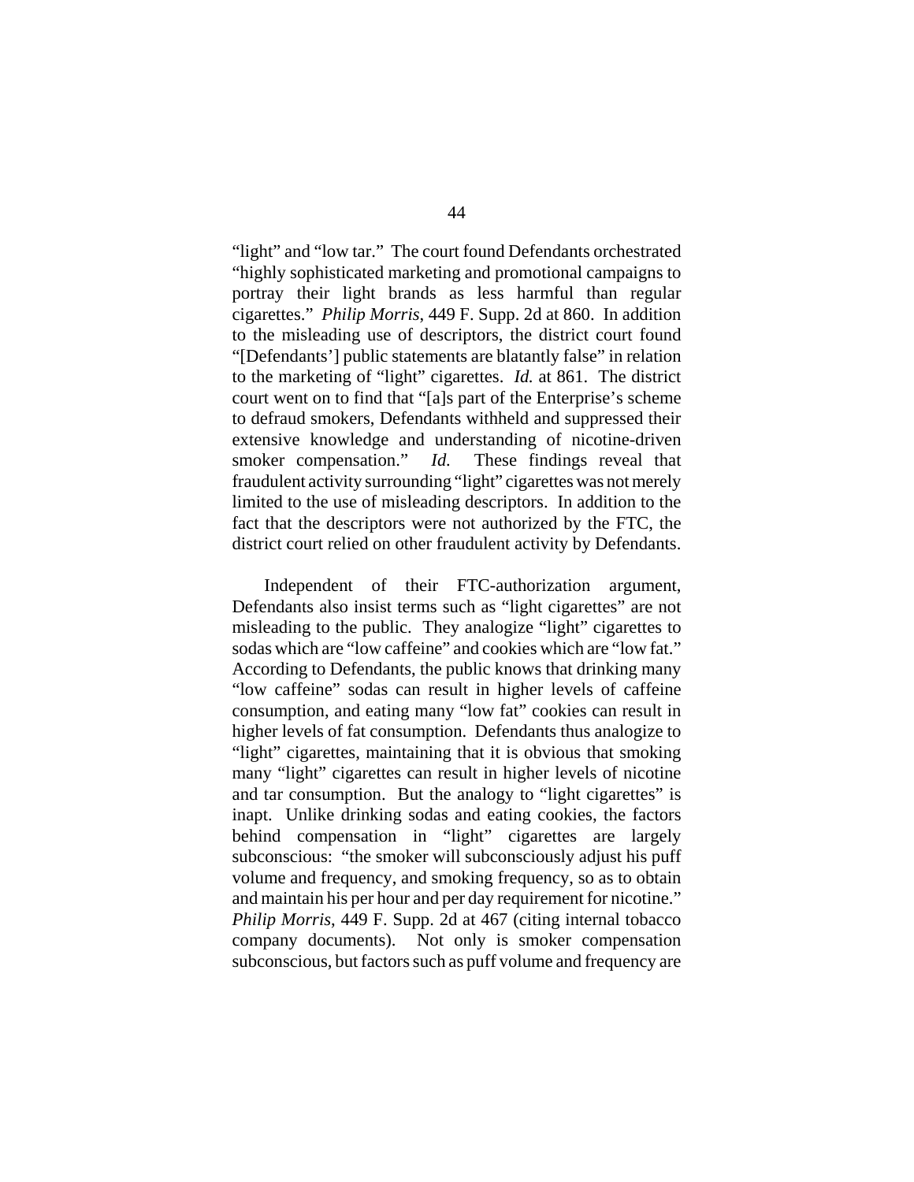"light" and "low tar." The court found Defendants orchestrated "highly sophisticated marketing and promotional campaigns to portray their light brands as less harmful than regular cigarettes." *Philip Morris*, 449 F. Supp. 2d at 860. In addition to the misleading use of descriptors, the district court found "[Defendants'] public statements are blatantly false" in relation to the marketing of "light" cigarettes. *Id.* at 861. The district court went on to find that "[a]s part of the Enterprise's scheme to defraud smokers, Defendants withheld and suppressed their extensive knowledge and understanding of nicotine-driven smoker compensation." *Id.* These findings reveal that fraudulent activity surrounding "light" cigarettes was not merely limited to the use of misleading descriptors. In addition to the fact that the descriptors were not authorized by the FTC, the district court relied on other fraudulent activity by Defendants.

Independent of their FTC-authorization argument, Defendants also insist terms such as "light cigarettes" are not misleading to the public. They analogize "light" cigarettes to sodas which are "low caffeine" and cookies which are "low fat." According to Defendants, the public knows that drinking many "low caffeine" sodas can result in higher levels of caffeine consumption, and eating many "low fat" cookies can result in higher levels of fat consumption. Defendants thus analogize to "light" cigarettes, maintaining that it is obvious that smoking many "light" cigarettes can result in higher levels of nicotine and tar consumption. But the analogy to "light cigarettes" is inapt. Unlike drinking sodas and eating cookies, the factors behind compensation in "light" cigarettes are largely subconscious: "the smoker will subconsciously adjust his puff volume and frequency, and smoking frequency, so as to obtain and maintain his per hour and per day requirement for nicotine." *Philip Morris*, 449 F. Supp. 2d at 467 (citing internal tobacco company documents). Not only is smoker compensation subconscious, but factors such as puff volume and frequency are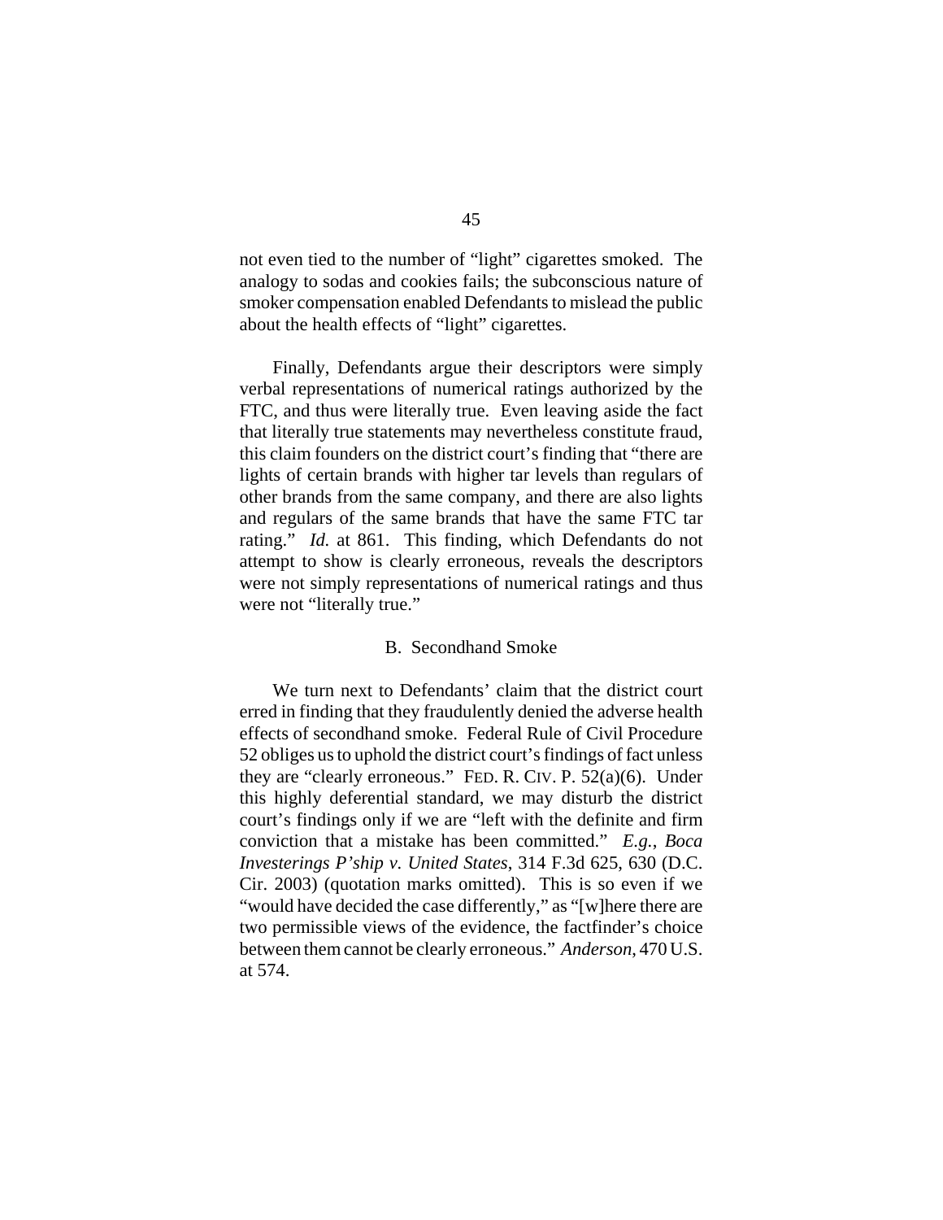not even tied to the number of "light" cigarettes smoked. The analogy to sodas and cookies fails; the subconscious nature of smoker compensation enabled Defendants to mislead the public about the health effects of "light" cigarettes.

Finally, Defendants argue their descriptors were simply verbal representations of numerical ratings authorized by the FTC, and thus were literally true. Even leaving aside the fact that literally true statements may nevertheless constitute fraud, this claim founders on the district court's finding that "there are lights of certain brands with higher tar levels than regulars of other brands from the same company, and there are also lights and regulars of the same brands that have the same FTC tar rating." *Id.* at 861. This finding, which Defendants do not attempt to show is clearly erroneous, reveals the descriptors were not simply representations of numerical ratings and thus were not "literally true."

### B. Secondhand Smoke

We turn next to Defendants' claim that the district court erred in finding that they fraudulently denied the adverse health effects of secondhand smoke. Federal Rule of Civil Procedure 52 obliges us to uphold the district court's findings of fact unless they are "clearly erroneous." FED. R. CIV. P. 52(a)(6). Under this highly deferential standard, we may disturb the district court's findings only if we are "left with the definite and firm conviction that a mistake has been committed." *E.g.*, *Boca Investerings P'ship v. United States*, 314 F.3d 625, 630 (D.C. Cir. 2003) (quotation marks omitted). This is so even if we "would have decided the case differently," as "[w]here there are two permissible views of the evidence, the factfinder's choice between them cannot be clearly erroneous." *Anderson*, 470 U.S. at 574.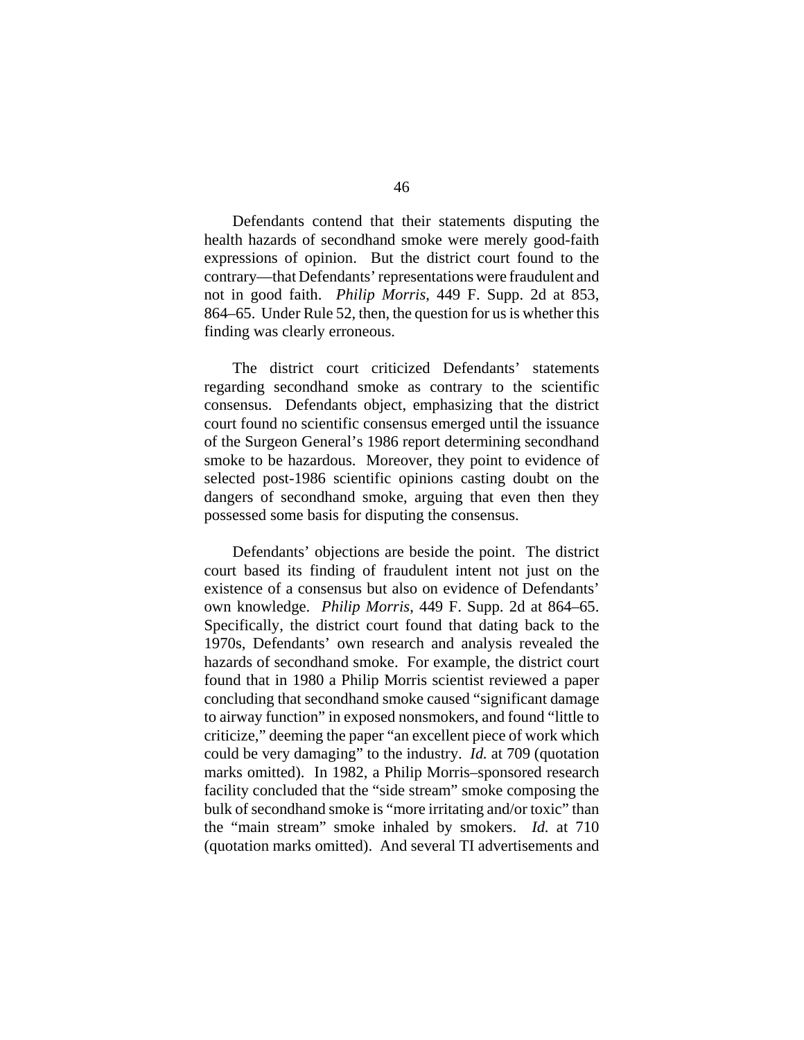Defendants contend that their statements disputing the health hazards of secondhand smoke were merely good-faith expressions of opinion. But the district court found to the contrary—that Defendants' representations were fraudulent and not in good faith. *Philip Morris*, 449 F. Supp. 2d at 853, 864–65. Under Rule 52, then, the question for us is whether this finding was clearly erroneous.

The district court criticized Defendants' statements regarding secondhand smoke as contrary to the scientific consensus. Defendants object, emphasizing that the district court found no scientific consensus emerged until the issuance of the Surgeon General's 1986 report determining secondhand smoke to be hazardous. Moreover, they point to evidence of selected post-1986 scientific opinions casting doubt on the dangers of secondhand smoke, arguing that even then they possessed some basis for disputing the consensus.

Defendants' objections are beside the point. The district court based its finding of fraudulent intent not just on the existence of a consensus but also on evidence of Defendants' own knowledge. *Philip Morris*, 449 F. Supp. 2d at 864–65. Specifically, the district court found that dating back to the 1970s, Defendants' own research and analysis revealed the hazards of secondhand smoke. For example, the district court found that in 1980 a Philip Morris scientist reviewed a paper concluding that secondhand smoke caused "significant damage to airway function" in exposed nonsmokers, and found "little to criticize," deeming the paper "an excellent piece of work which could be very damaging" to the industry. *Id.* at 709 (quotation marks omitted). In 1982, a Philip Morris–sponsored research facility concluded that the "side stream" smoke composing the bulk of secondhand smoke is "more irritating and/or toxic" than the "main stream" smoke inhaled by smokers. *Id.* at 710 (quotation marks omitted). And several TI advertisements and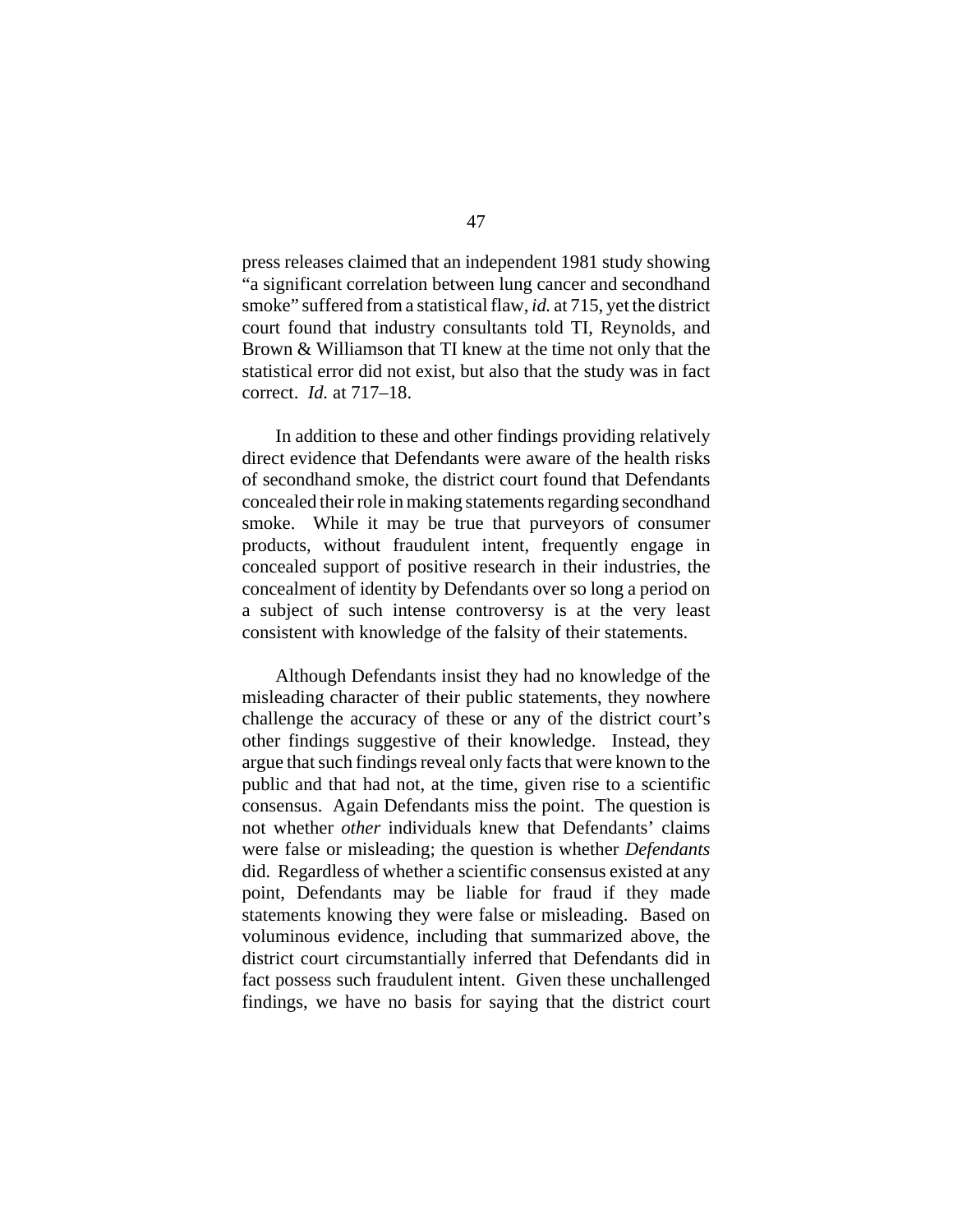press releases claimed that an independent 1981 study showing "a significant correlation between lung cancer and secondhand smoke" suffered from a statistical flaw, *id.* at 715, yet the district court found that industry consultants told TI, Reynolds, and Brown & Williamson that TI knew at the time not only that the statistical error did not exist, but also that the study was in fact correct. *Id.* at 717–18.

In addition to these and other findings providing relatively direct evidence that Defendants were aware of the health risks of secondhand smoke, the district court found that Defendants concealed their role in making statements regarding secondhand smoke. While it may be true that purveyors of consumer products, without fraudulent intent, frequently engage in concealed support of positive research in their industries, the concealment of identity by Defendants over so long a period on a subject of such intense controversy is at the very least consistent with knowledge of the falsity of their statements.

Although Defendants insist they had no knowledge of the misleading character of their public statements, they nowhere challenge the accuracy of these or any of the district court's other findings suggestive of their knowledge. Instead, they argue that such findings reveal only facts that were known to the public and that had not, at the time, given rise to a scientific consensus. Again Defendants miss the point. The question is not whether *other* individuals knew that Defendants' claims were false or misleading; the question is whether *Defendants* did. Regardless of whether a scientific consensus existed at any point, Defendants may be liable for fraud if they made statements knowing they were false or misleading. Based on voluminous evidence, including that summarized above, the district court circumstantially inferred that Defendants did in fact possess such fraudulent intent. Given these unchallenged findings, we have no basis for saying that the district court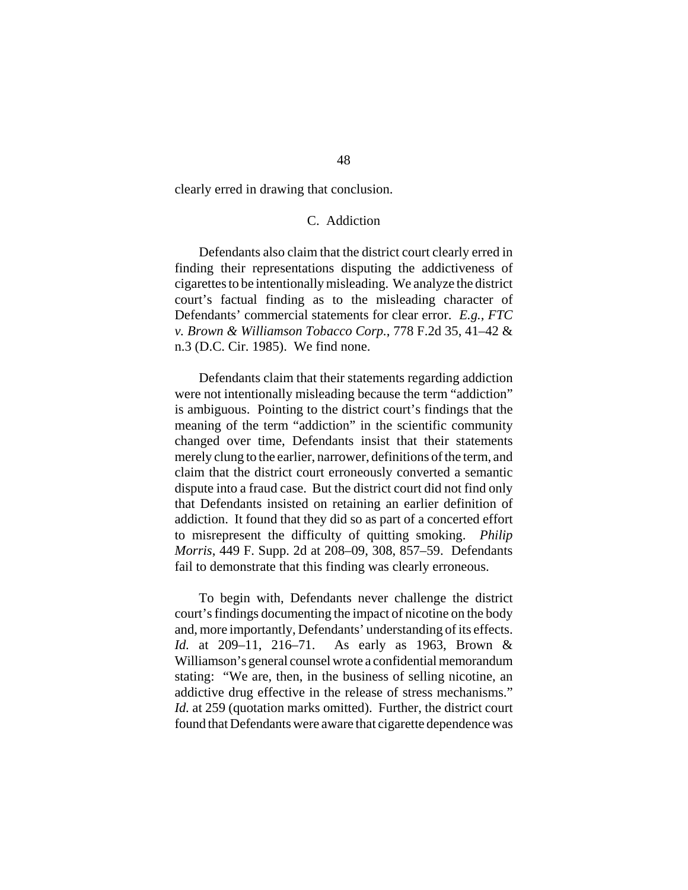clearly erred in drawing that conclusion.

### C. Addiction

Defendants also claim that the district court clearly erred in finding their representations disputing the addictiveness of cigarettes to be intentionally misleading. We analyze the district court's factual finding as to the misleading character of Defendants' commercial statements for clear error. *E.g.*, *FTC v. Brown & Williamson Tobacco Corp.*, 778 F.2d 35, 41–42 & n.3 (D.C. Cir. 1985). We find none.

Defendants claim that their statements regarding addiction were not intentionally misleading because the term "addiction" is ambiguous. Pointing to the district court's findings that the meaning of the term "addiction" in the scientific community changed over time, Defendants insist that their statements merely clung to the earlier, narrower, definitions of the term, and claim that the district court erroneously converted a semantic dispute into a fraud case. But the district court did not find only that Defendants insisted on retaining an earlier definition of addiction. It found that they did so as part of a concerted effort to misrepresent the difficulty of quitting smoking. *Philip Morris*, 449 F. Supp. 2d at 208–09, 308, 857–59. Defendants fail to demonstrate that this finding was clearly erroneous.

To begin with, Defendants never challenge the district court's findings documenting the impact of nicotine on the body and, more importantly, Defendants' understanding of its effects. *Id.* at 209–11, 216–71. As early as 1963, Brown & Williamson's general counsel wrote a confidential memorandum stating: "We are, then, in the business of selling nicotine, an addictive drug effective in the release of stress mechanisms." *Id.* at 259 (quotation marks omitted). Further, the district court found that Defendants were aware that cigarette dependence was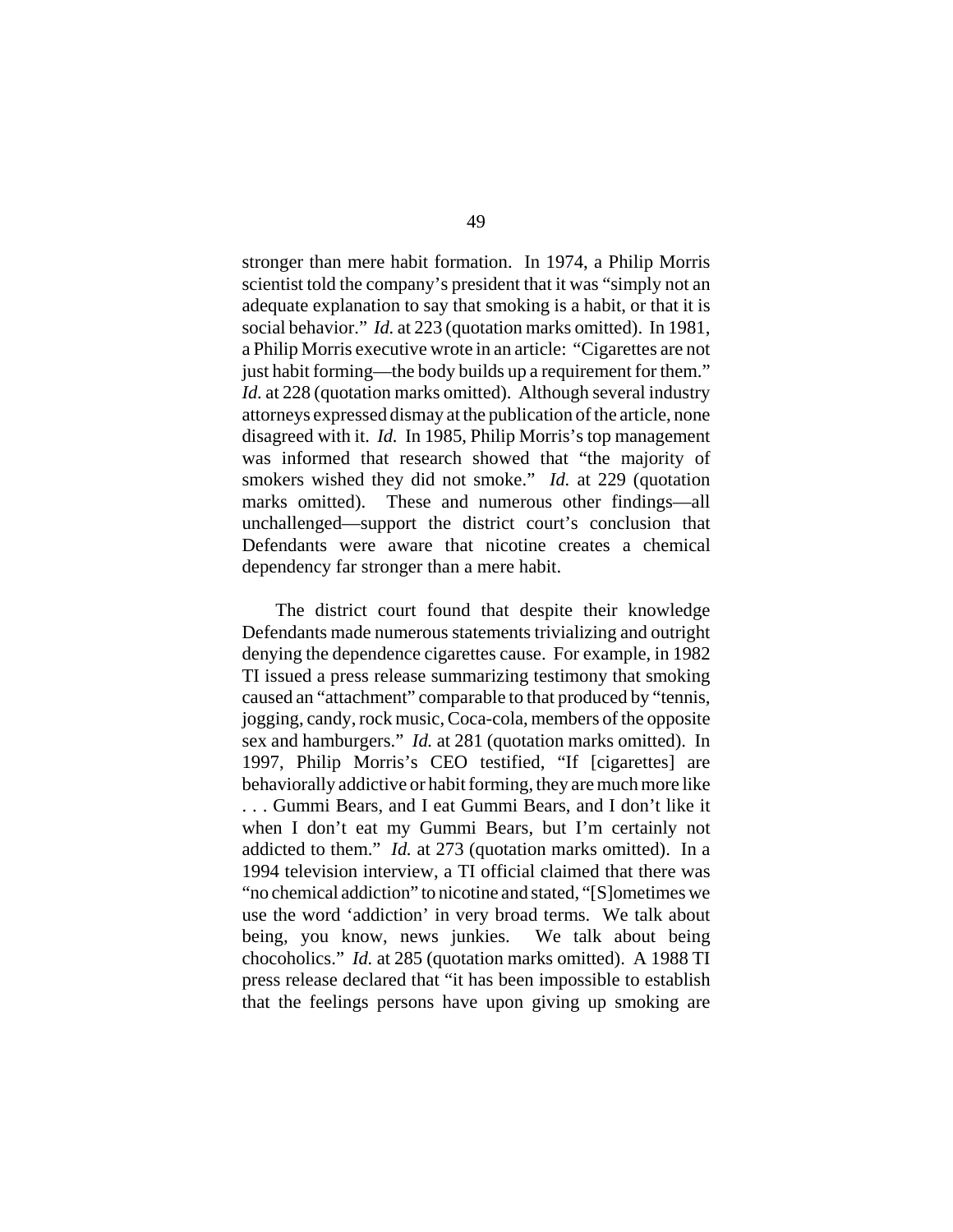stronger than mere habit formation. In 1974, a Philip Morris scientist told the company's president that it was "simply not an adequate explanation to say that smoking is a habit, or that it is social behavior." *Id.* at 223 (quotation marks omitted). In 1981, a Philip Morris executive wrote in an article: "Cigarettes are not just habit forming—the body builds up a requirement for them." *Id.* at 228 (quotation marks omitted). Although several industry attorneys expressed dismay at the publication of the article, none disagreed with it. *Id.* In 1985, Philip Morris's top management was informed that research showed that "the majority of smokers wished they did not smoke." *Id.* at 229 (quotation marks omitted). These and numerous other findings—all unchallenged—support the district court's conclusion that Defendants were aware that nicotine creates a chemical dependency far stronger than a mere habit.

The district court found that despite their knowledge Defendants made numerous statements trivializing and outright denying the dependence cigarettes cause. For example, in 1982 TI issued a press release summarizing testimony that smoking caused an "attachment" comparable to that produced by "tennis, jogging, candy, rock music, Coca-cola, members of the opposite sex and hamburgers." *Id.* at 281 (quotation marks omitted). In 1997, Philip Morris's CEO testified, "If [cigarettes] are behaviorally addictive or habit forming, they are much more like . . . Gummi Bears, and I eat Gummi Bears, and I don't like it when I don't eat my Gummi Bears, but I'm certainly not addicted to them." *Id.* at 273 (quotation marks omitted). In a 1994 television interview, a TI official claimed that there was "no chemical addiction" to nicotine and stated, "[S]ometimes we use the word 'addiction' in very broad terms. We talk about being, you know, news junkies. We talk about being chocoholics." *Id.* at 285 (quotation marks omitted). A 1988 TI press release declared that "it has been impossible to establish that the feelings persons have upon giving up smoking are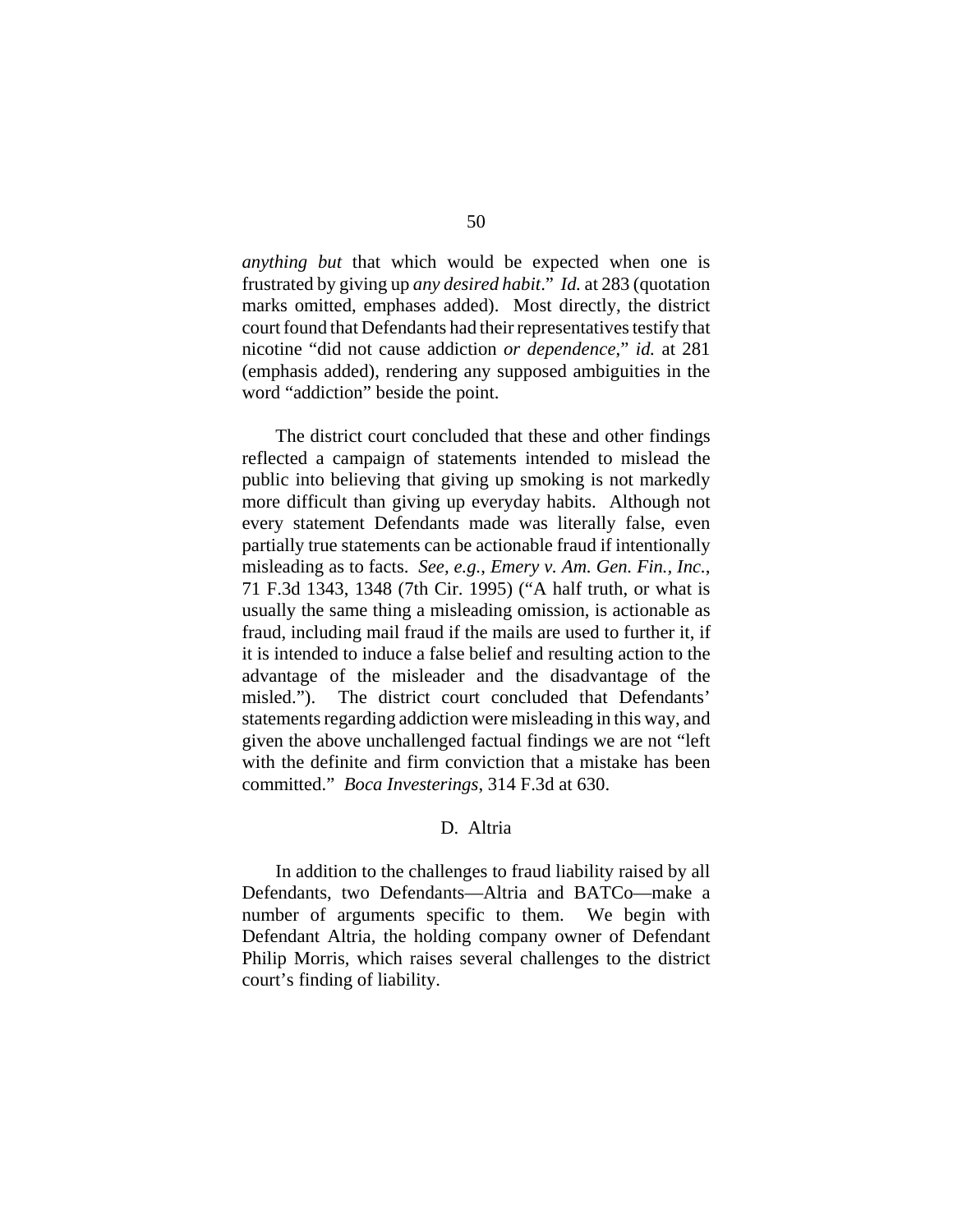*anything but* that which would be expected when one is frustrated by giving up *any desired habit*." *Id.* at 283 (quotation marks omitted, emphases added). Most directly, the district court found that Defendants had their representatives testify that nicotine "did not cause addiction *or dependence*," *id.* at 281 (emphasis added), rendering any supposed ambiguities in the word "addiction" beside the point.

The district court concluded that these and other findings reflected a campaign of statements intended to mislead the public into believing that giving up smoking is not markedly more difficult than giving up everyday habits. Although not every statement Defendants made was literally false, even partially true statements can be actionable fraud if intentionally misleading as to facts. *See, e.g.*, *Emery v. Am. Gen. Fin., Inc.*, 71 F.3d 1343, 1348 (7th Cir. 1995) ("A half truth, or what is usually the same thing a misleading omission, is actionable as fraud, including mail fraud if the mails are used to further it, if it is intended to induce a false belief and resulting action to the advantage of the misleader and the disadvantage of the misled."). The district court concluded that Defendants' statements regarding addiction were misleading in this way, and given the above unchallenged factual findings we are not "left with the definite and firm conviction that a mistake has been committed." *Boca Investerings*, 314 F.3d at 630.

### D. Altria

In addition to the challenges to fraud liability raised by all Defendants, two Defendants—Altria and BATCo—make a number of arguments specific to them. We begin with Defendant Altria, the holding company owner of Defendant Philip Morris, which raises several challenges to the district court's finding of liability.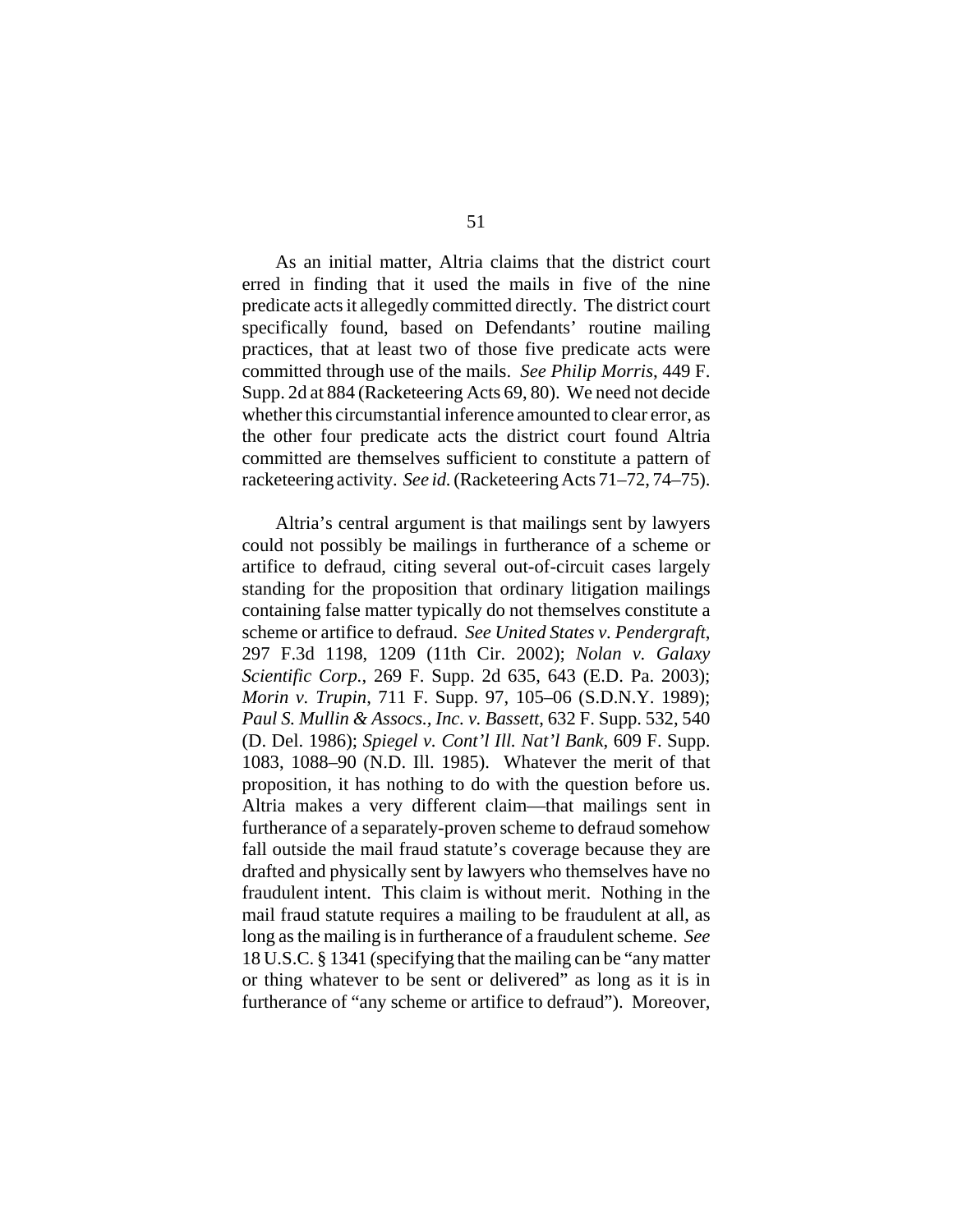As an initial matter, Altria claims that the district court erred in finding that it used the mails in five of the nine predicate acts it allegedly committed directly. The district court specifically found, based on Defendants' routine mailing practices, that at least two of those five predicate acts were committed through use of the mails. *See Philip Morris*, 449 F. Supp. 2d at 884 (Racketeering Acts 69, 80). We need not decide whether this circumstantial inference amounted to clear error, as the other four predicate acts the district court found Altria committed are themselves sufficient to constitute a pattern of racketeering activity. *See id.* (Racketeering Acts 71–72, 74–75).

Altria's central argument is that mailings sent by lawyers could not possibly be mailings in furtherance of a scheme or artifice to defraud, citing several out-of-circuit cases largely standing for the proposition that ordinary litigation mailings containing false matter typically do not themselves constitute a scheme or artifice to defraud. *See United States v. Pendergraft*, 297 F.3d 1198, 1209 (11th Cir. 2002); *Nolan v. Galaxy Scientific Corp.*, 269 F. Supp. 2d 635, 643 (E.D. Pa. 2003); *Morin v. Trupin*, 711 F. Supp. 97, 105–06 (S.D.N.Y. 1989); *Paul S. Mullin & Assocs., Inc. v. Bassett*, 632 F. Supp. 532, 540 (D. Del. 1986); *Spiegel v. Cont'l Ill. Nat'l Bank*, 609 F. Supp. 1083, 1088–90 (N.D. Ill. 1985). Whatever the merit of that proposition, it has nothing to do with the question before us. Altria makes a very different claim—that mailings sent in furtherance of a separately-proven scheme to defraud somehow fall outside the mail fraud statute's coverage because they are drafted and physically sent by lawyers who themselves have no fraudulent intent. This claim is without merit. Nothing in the mail fraud statute requires a mailing to be fraudulent at all, as long as the mailing is in furtherance of a fraudulent scheme. *See* 18 U.S.C. § 1341 (specifying that the mailing can be "any matter or thing whatever to be sent or delivered" as long as it is in furtherance of "any scheme or artifice to defraud"). Moreover,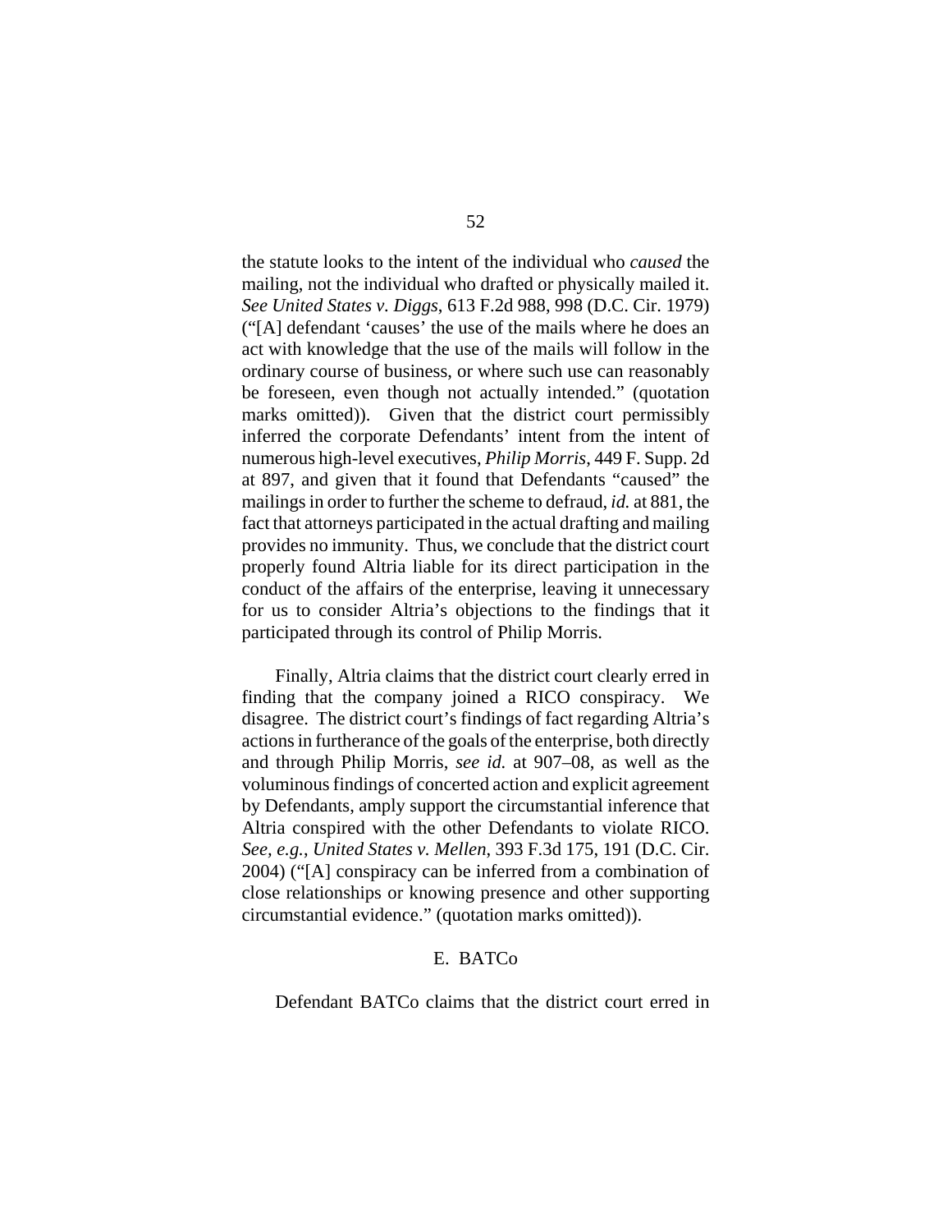the statute looks to the intent of the individual who *caused* the mailing, not the individual who drafted or physically mailed it. *See United States v. Diggs*, 613 F.2d 988, 998 (D.C. Cir. 1979) ("[A] defendant 'causes' the use of the mails where he does an act with knowledge that the use of the mails will follow in the ordinary course of business, or where such use can reasonably be foreseen, even though not actually intended." (quotation marks omitted)). Given that the district court permissibly inferred the corporate Defendants' intent from the intent of numerous high-level executives, *Philip Morris*, 449 F. Supp. 2d at 897, and given that it found that Defendants "caused" the mailings in order to further the scheme to defraud, *id.* at 881, the fact that attorneys participated in the actual drafting and mailing provides no immunity. Thus, we conclude that the district court properly found Altria liable for its direct participation in the conduct of the affairs of the enterprise, leaving it unnecessary for us to consider Altria's objections to the findings that it participated through its control of Philip Morris.

Finally, Altria claims that the district court clearly erred in finding that the company joined a RICO conspiracy. We disagree. The district court's findings of fact regarding Altria's actions in furtherance of the goals of the enterprise, both directly and through Philip Morris, *see id.* at 907–08, as well as the voluminous findings of concerted action and explicit agreement by Defendants, amply support the circumstantial inference that Altria conspired with the other Defendants to violate RICO. *See, e.g.*, *United States v. Mellen*, 393 F.3d 175, 191 (D.C. Cir. 2004) ("[A] conspiracy can be inferred from a combination of close relationships or knowing presence and other supporting circumstantial evidence." (quotation marks omitted)).

### E. BATCo

Defendant BATCo claims that the district court erred in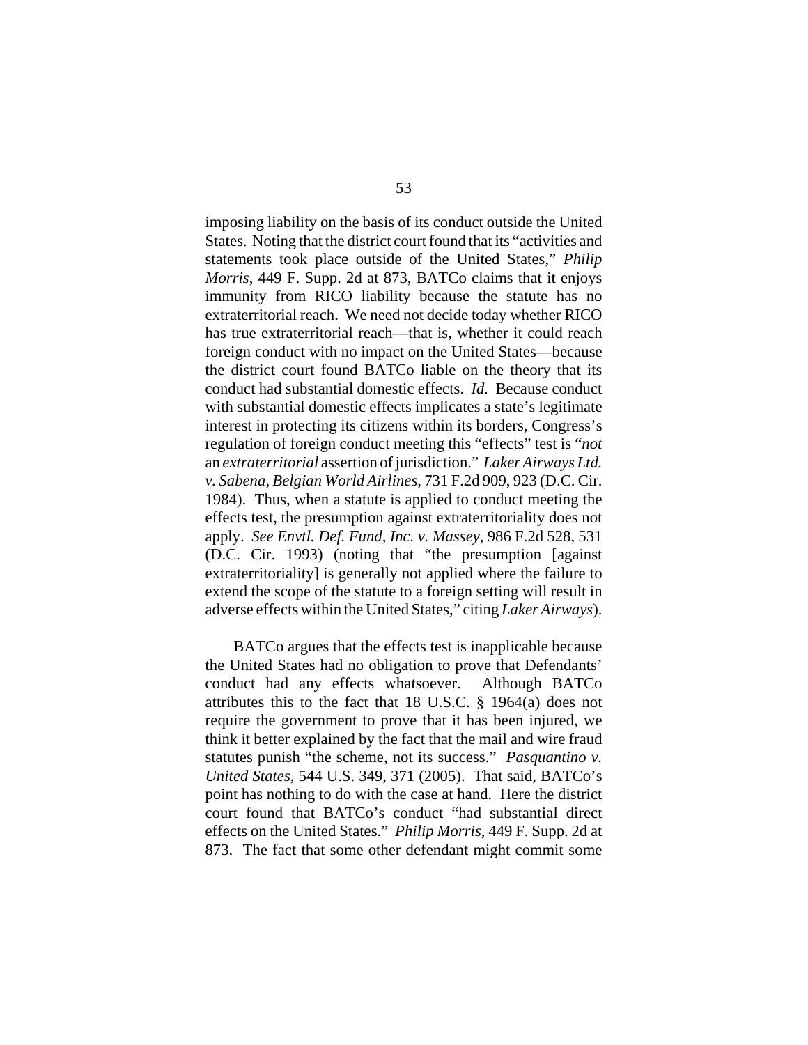imposing liability on the basis of its conduct outside the United States. Noting that the district court found that its "activities and statements took place outside of the United States," *Philip Morris*, 449 F. Supp. 2d at 873, BATCo claims that it enjoys immunity from RICO liability because the statute has no extraterritorial reach. We need not decide today whether RICO has true extraterritorial reach—that is, whether it could reach foreign conduct with no impact on the United States—because the district court found BATCo liable on the theory that its conduct had substantial domestic effects. *Id.* Because conduct with substantial domestic effects implicates a state's legitimate interest in protecting its citizens within its borders, Congress's regulation of foreign conduct meeting this "effects" test is "*not* an *extraterritorial* assertion of jurisdiction." *Laker Airways Ltd. v. Sabena, Belgian World Airlines*, 731 F.2d 909, 923 (D.C. Cir. 1984). Thus, when a statute is applied to conduct meeting the effects test, the presumption against extraterritoriality does not apply. *See Envtl. Def. Fund, Inc. v. Massey*, 986 F.2d 528, 531 (D.C. Cir. 1993) (noting that "the presumption [against extraterritoriality] is generally not applied where the failure to extend the scope of the statute to a foreign setting will result in adverse effects within the United States," citing *Laker Airways*).

BATCo argues that the effects test is inapplicable because the United States had no obligation to prove that Defendants' conduct had any effects whatsoever. Although BATCo attributes this to the fact that 18 U.S.C. § 1964(a) does not require the government to prove that it has been injured, we think it better explained by the fact that the mail and wire fraud statutes punish "the scheme, not its success." *Pasquantino v. United States*, 544 U.S. 349, 371 (2005). That said, BATCo's point has nothing to do with the case at hand. Here the district court found that BATCo's conduct "had substantial direct effects on the United States." *Philip Morris*, 449 F. Supp. 2d at 873. The fact that some other defendant might commit some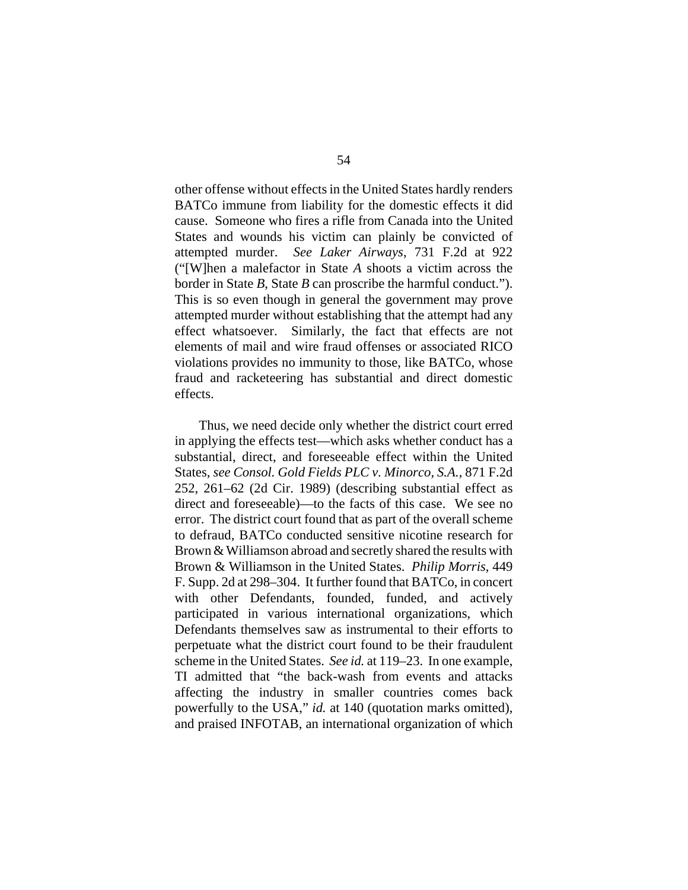other offense without effects in the United States hardly renders BATCo immune from liability for the domestic effects it did cause. Someone who fires a rifle from Canada into the United States and wounds his victim can plainly be convicted of attempted murder. *See Laker Airways*, 731 F.2d at 922 ("[W]hen a malefactor in State *A* shoots a victim across the border in State *B*, State *B* can proscribe the harmful conduct."). This is so even though in general the government may prove attempted murder without establishing that the attempt had any effect whatsoever. Similarly, the fact that effects are not elements of mail and wire fraud offenses or associated RICO violations provides no immunity to those, like BATCo, whose fraud and racketeering has substantial and direct domestic effects.

Thus, we need decide only whether the district court erred in applying the effects test—which asks whether conduct has a substantial, direct, and foreseeable effect within the United States, *see Consol. Gold Fields PLC v. Minorco, S.A.*, 871 F.2d 252, 261–62 (2d Cir. 1989) (describing substantial effect as direct and foreseeable)—to the facts of this case. We see no error. The district court found that as part of the overall scheme to defraud, BATCo conducted sensitive nicotine research for Brown & Williamson abroad and secretly shared the results with Brown & Williamson in the United States. *Philip Morris*, 449 F. Supp. 2d at 298–304. It further found that BATCo, in concert with other Defendants, founded, funded, and actively participated in various international organizations, which Defendants themselves saw as instrumental to their efforts to perpetuate what the district court found to be their fraudulent scheme in the United States. *See id.* at 119–23. In one example, TI admitted that "the back-wash from events and attacks affecting the industry in smaller countries comes back powerfully to the USA," *id.* at 140 (quotation marks omitted), and praised INFOTAB, an international organization of which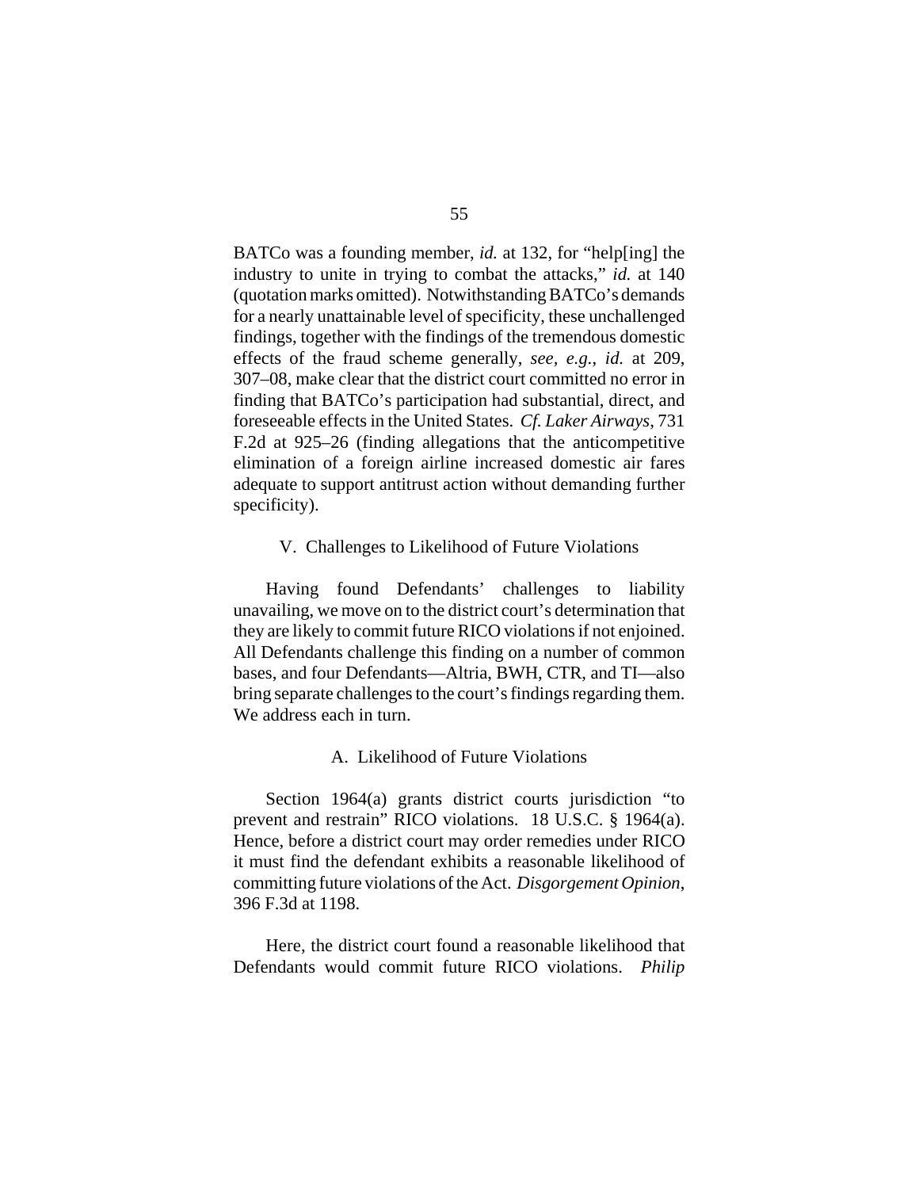BATCo was a founding member, *id.* at 132, for "help[ing] the industry to unite in trying to combat the attacks," *id.* at 140 (quotation marks omitted). Notwithstanding BATCo's demands for a nearly unattainable level of specificity, these unchallenged findings, together with the findings of the tremendous domestic effects of the fraud scheme generally, *see, e.g.*, *id.* at 209, 307–08, make clear that the district court committed no error in finding that BATCo's participation had substantial, direct, and foreseeable effects in the United States. *Cf. Laker Airways*, 731 F.2d at 925–26 (finding allegations that the anticompetitive elimination of a foreign airline increased domestic air fares adequate to support antitrust action without demanding further specificity).

## V. Challenges to Likelihood of Future Violations

Having found Defendants' challenges to liability unavailing, we move on to the district court's determination that they are likely to commit future RICO violations if not enjoined. All Defendants challenge this finding on a number of common bases, and four Defendants—Altria, BWH, CTR, and TI—also bring separate challenges to the court's findings regarding them. We address each in turn.

### A. Likelihood of Future Violations

Section 1964(a) grants district courts jurisdiction "to prevent and restrain" RICO violations. 18 U.S.C. § 1964(a). Hence, before a district court may order remedies under RICO it must find the defendant exhibits a reasonable likelihood of committing future violations of the Act. *Disgorgement Opinion*, 396 F.3d at 1198.

Here, the district court found a reasonable likelihood that Defendants would commit future RICO violations. *Philip*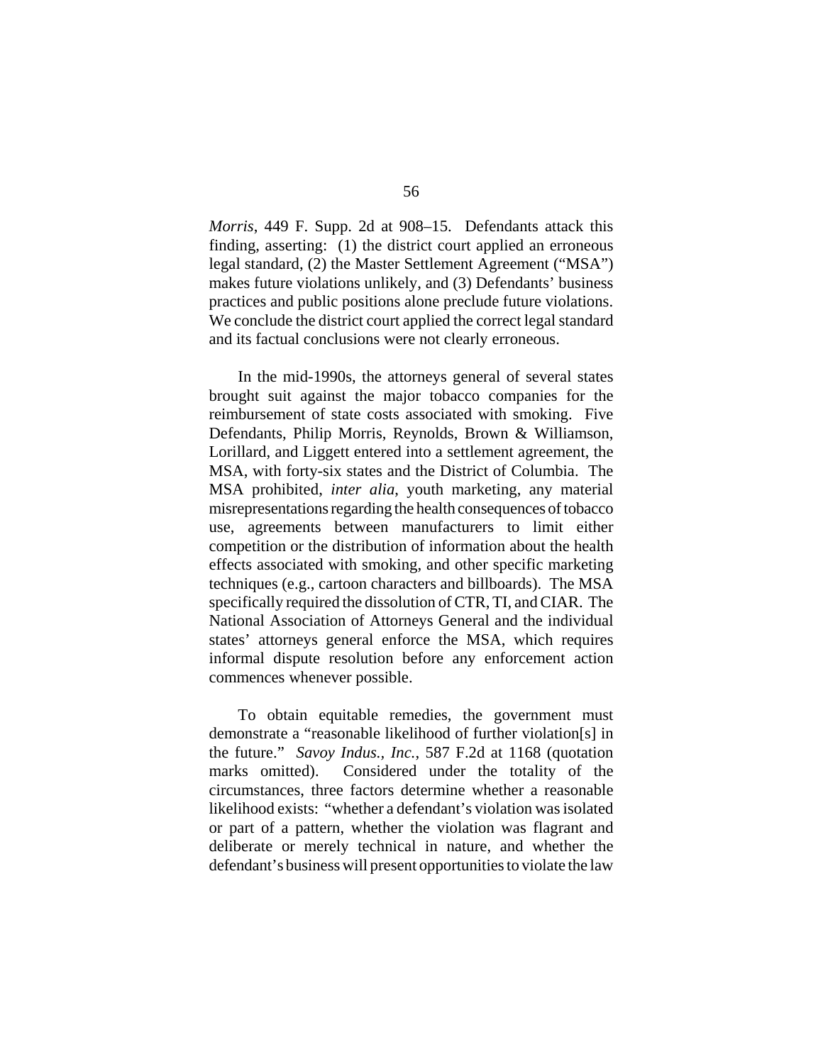*Morris*, 449 F. Supp. 2d at 908–15. Defendants attack this finding, asserting: (1) the district court applied an erroneous legal standard, (2) the Master Settlement Agreement ("MSA") makes future violations unlikely, and (3) Defendants' business practices and public positions alone preclude future violations. We conclude the district court applied the correct legal standard and its factual conclusions were not clearly erroneous.

In the mid-1990s, the attorneys general of several states brought suit against the major tobacco companies for the reimbursement of state costs associated with smoking. Five Defendants, Philip Morris, Reynolds, Brown & Williamson, Lorillard, and Liggett entered into a settlement agreement, the MSA, with forty-six states and the District of Columbia. The MSA prohibited, *inter alia*, youth marketing, any material misrepresentations regarding the health consequences of tobacco use, agreements between manufacturers to limit either competition or the distribution of information about the health effects associated with smoking, and other specific marketing techniques (e.g., cartoon characters and billboards). The MSA specifically required the dissolution of CTR, TI, and CIAR. The National Association of Attorneys General and the individual states' attorneys general enforce the MSA, which requires informal dispute resolution before any enforcement action commences whenever possible.

To obtain equitable remedies, the government must demonstrate a "reasonable likelihood of further violation[s] in the future." *Savoy Indus., Inc.*, 587 F.2d at 1168 (quotation marks omitted). Considered under the totality of the circumstances, three factors determine whether a reasonable likelihood exists: "whether a defendant's violation was isolated or part of a pattern, whether the violation was flagrant and deliberate or merely technical in nature, and whether the defendant's business will present opportunities to violate the law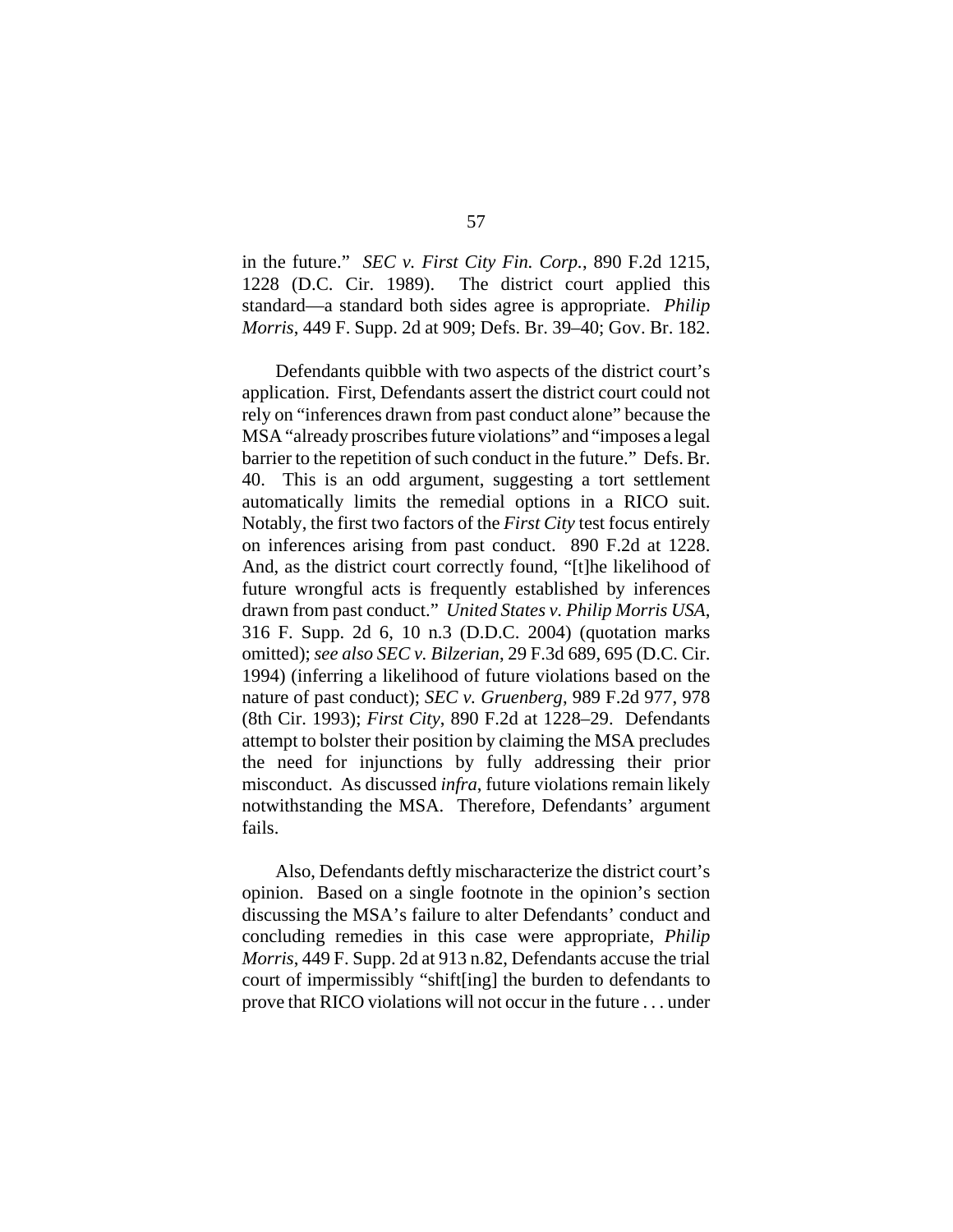in the future." *SEC v. First City Fin. Corp.*, 890 F.2d 1215, 1228 (D.C. Cir. 1989). The district court applied this standard—a standard both sides agree is appropriate. *Philip Morris*, 449 F. Supp. 2d at 909; Defs. Br. 39–40; Gov. Br. 182.

Defendants quibble with two aspects of the district court's application. First, Defendants assert the district court could not rely on "inferences drawn from past conduct alone" because the MSA "already proscribes future violations" and "imposes a legal barrier to the repetition of such conduct in the future." Defs. Br. 40. This is an odd argument, suggesting a tort settlement automatically limits the remedial options in a RICO suit. Notably, the first two factors of the *First City* test focus entirely on inferences arising from past conduct. 890 F.2d at 1228. And, as the district court correctly found, "[t]he likelihood of future wrongful acts is frequently established by inferences drawn from past conduct." *United States v. Philip Morris USA*, 316 F. Supp. 2d 6, 10 n.3 (D.D.C. 2004) (quotation marks omitted); *see also SEC v. Bilzerian*, 29 F.3d 689, 695 (D.C. Cir. 1994) (inferring a likelihood of future violations based on the nature of past conduct); *SEC v. Gruenberg*, 989 F.2d 977, 978 (8th Cir. 1993); *First City*, 890 F.2d at 1228–29. Defendants attempt to bolster their position by claiming the MSA precludes the need for injunctions by fully addressing their prior misconduct. As discussed *infra*, future violations remain likely notwithstanding the MSA. Therefore, Defendants' argument fails.

Also, Defendants deftly mischaracterize the district court's opinion. Based on a single footnote in the opinion's section discussing the MSA's failure to alter Defendants' conduct and concluding remedies in this case were appropriate, *Philip Morris*, 449 F. Supp. 2d at 913 n.82, Defendants accuse the trial court of impermissibly "shift[ing] the burden to defendants to prove that RICO violations will not occur in the future . . . under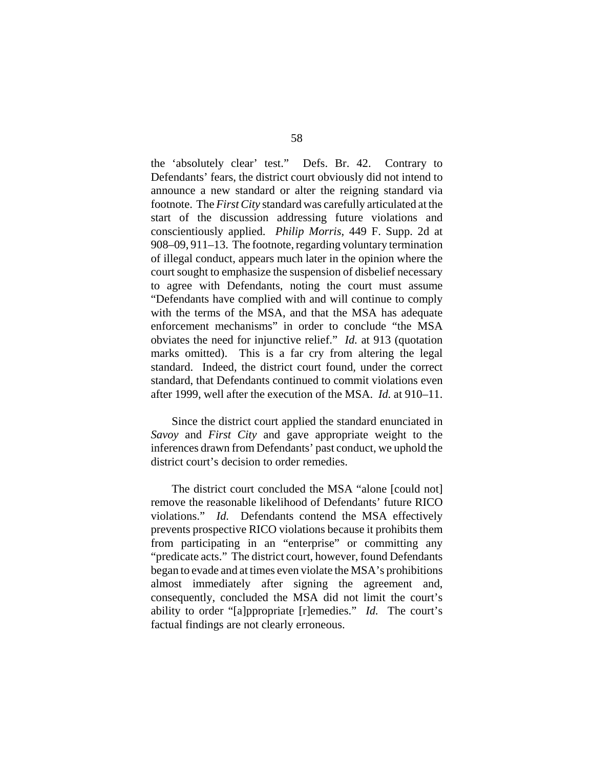the 'absolutely clear' test." Defs. Br. 42. Contrary to Defendants' fears, the district court obviously did not intend to announce a new standard or alter the reigning standard via footnote. The *First City* standard was carefully articulated at the start of the discussion addressing future violations and conscientiously applied. *Philip Morris*, 449 F. Supp. 2d at 908–09, 911–13. The footnote, regarding voluntary termination of illegal conduct, appears much later in the opinion where the court sought to emphasize the suspension of disbelief necessary to agree with Defendants, noting the court must assume "Defendants have complied with and will continue to comply with the terms of the MSA, and that the MSA has adequate enforcement mechanisms" in order to conclude "the MSA obviates the need for injunctive relief." *Id.* at 913 (quotation marks omitted). This is a far cry from altering the legal standard. Indeed, the district court found, under the correct standard, that Defendants continued to commit violations even after 1999, well after the execution of the MSA. *Id.* at 910–11.

Since the district court applied the standard enunciated in *Savoy* and *First City* and gave appropriate weight to the inferences drawn from Defendants' past conduct, we uphold the district court's decision to order remedies.

The district court concluded the MSA "alone [could not] remove the reasonable likelihood of Defendants' future RICO violations." *Id.* Defendants contend the MSA effectively prevents prospective RICO violations because it prohibits them from participating in an "enterprise" or committing any "predicate acts." The district court, however, found Defendants began to evade and at times even violate the MSA's prohibitions almost immediately after signing the agreement and, consequently, concluded the MSA did not limit the court's ability to order "[a]ppropriate [r]emedies." *Id.* The court's factual findings are not clearly erroneous.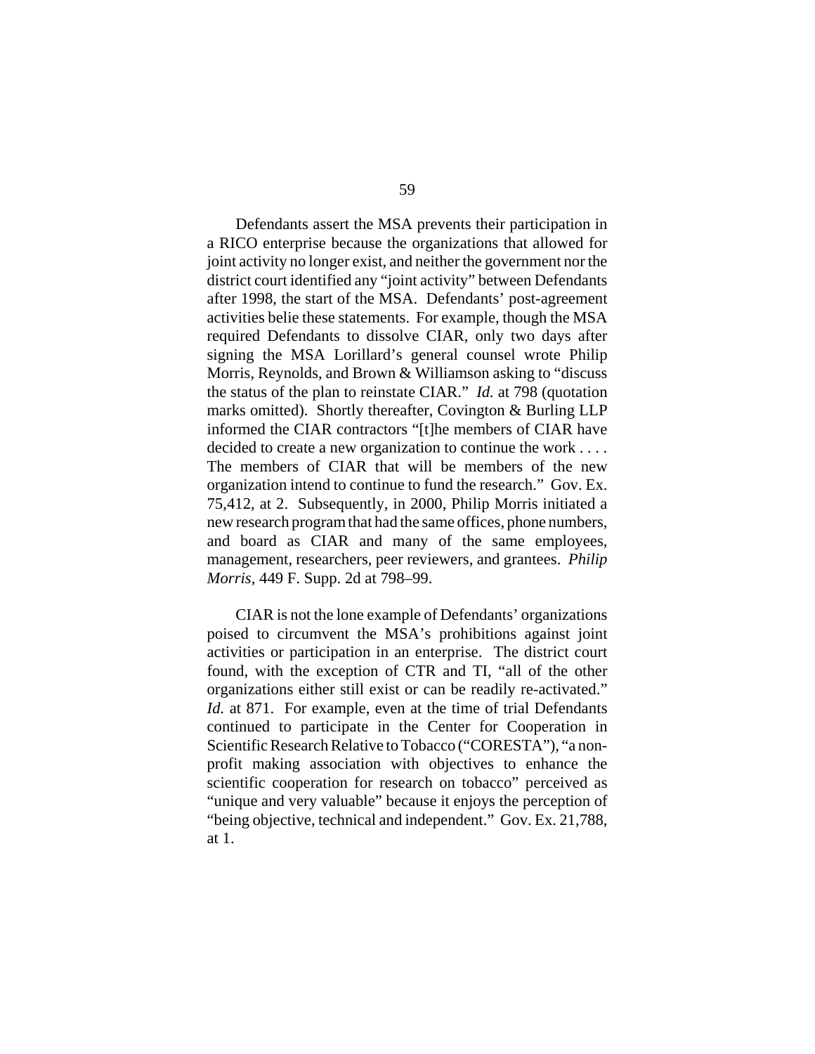Defendants assert the MSA prevents their participation in a RICO enterprise because the organizations that allowed for joint activity no longer exist, and neither the government nor the district court identified any "joint activity" between Defendants after 1998, the start of the MSA. Defendants' post-agreement activities belie these statements. For example, though the MSA required Defendants to dissolve CIAR, only two days after signing the MSA Lorillard's general counsel wrote Philip Morris, Reynolds, and Brown & Williamson asking to "discuss the status of the plan to reinstate CIAR." *Id.* at 798 (quotation marks omitted). Shortly thereafter, Covington & Burling LLP informed the CIAR contractors "[t]he members of CIAR have decided to create a new organization to continue the work . . . . The members of CIAR that will be members of the new organization intend to continue to fund the research." Gov. Ex. 75,412, at 2. Subsequently, in 2000, Philip Morris initiated a new research program that had the same offices, phone numbers, and board as CIAR and many of the same employees, management, researchers, peer reviewers, and grantees. *Philip Morris*, 449 F. Supp. 2d at 798–99.

CIAR is not the lone example of Defendants' organizations poised to circumvent the MSA's prohibitions against joint activities or participation in an enterprise. The district court found, with the exception of CTR and TI, "all of the other organizations either still exist or can be readily re-activated." *Id.* at 871. For example, even at the time of trial Defendants continued to participate in the Center for Cooperation in Scientific Research Relative to Tobacco ("CORESTA"), "a non-profit making association with objectives to enhance the scientific cooperation for research on tobacco" perceived as "unique and very valuable" because it enjoys the perception of "being objective, technical and independent." Gov. Ex. 21,788, at 1.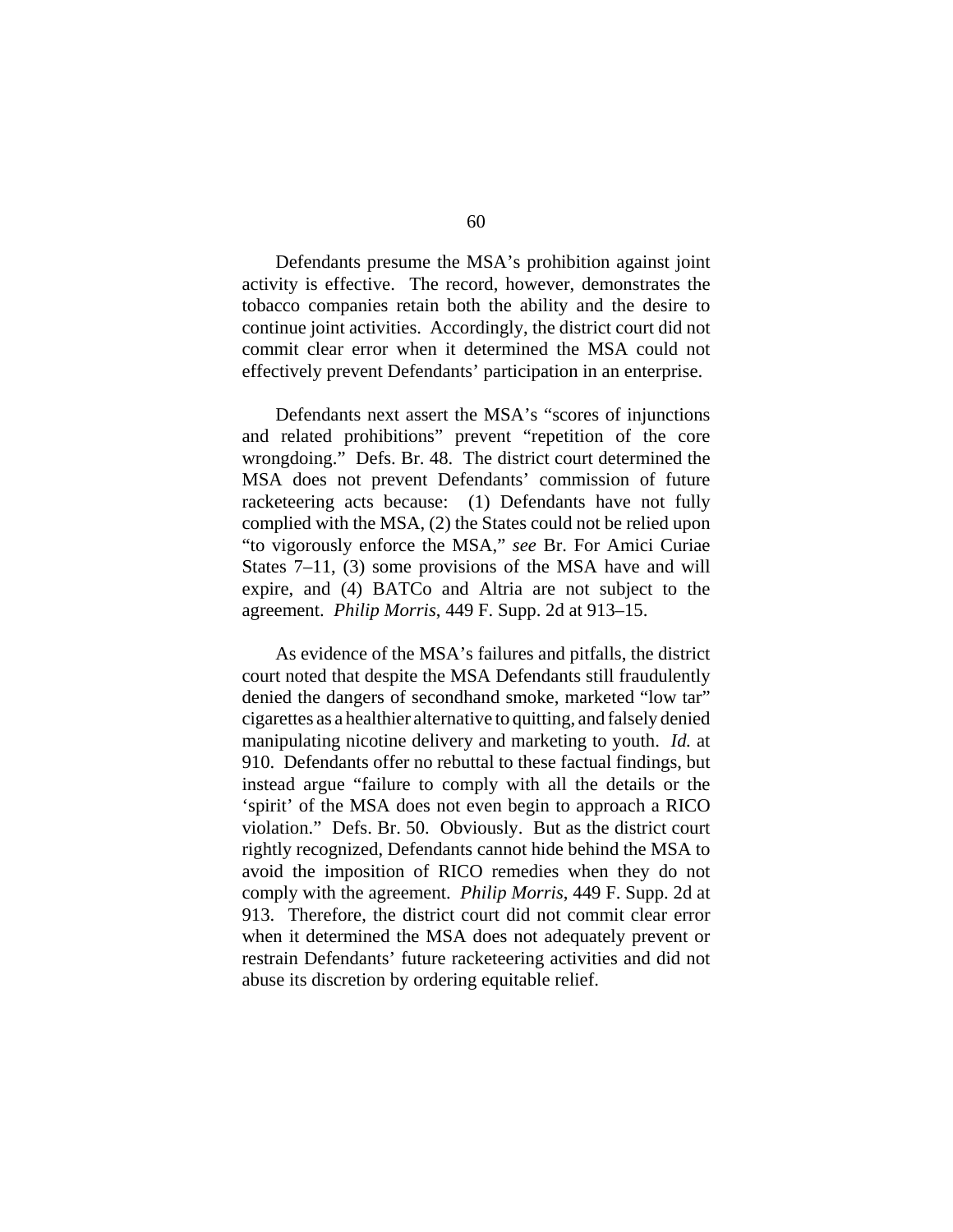Defendants presume the MSA's prohibition against joint activity is effective. The record, however, demonstrates the tobacco companies retain both the ability and the desire to continue joint activities. Accordingly, the district court did not commit clear error when it determined the MSA could not effectively prevent Defendants' participation in an enterprise.

Defendants next assert the MSA's "scores of injunctions and related prohibitions" prevent "repetition of the core wrongdoing." Defs. Br. 48. The district court determined the MSA does not prevent Defendants' commission of future racketeering acts because: (1) Defendants have not fully complied with the MSA, (2) the States could not be relied upon "to vigorously enforce the MSA," *see* Br. For Amici Curiae States 7–11, (3) some provisions of the MSA have and will expire, and (4) BATCo and Altria are not subject to the agreement. *Philip Morris*, 449 F. Supp. 2d at 913–15.

As evidence of the MSA's failures and pitfalls, the district court noted that despite the MSA Defendants still fraudulently denied the dangers of secondhand smoke, marketed "low tar" cigarettes as a healthier alternative to quitting, and falsely denied manipulating nicotine delivery and marketing to youth. *Id.* at 910. Defendants offer no rebuttal to these factual findings, but instead argue "failure to comply with all the details or the 'spirit' of the MSA does not even begin to approach a RICO violation." Defs. Br. 50. Obviously. But as the district court rightly recognized, Defendants cannot hide behind the MSA to avoid the imposition of RICO remedies when they do not comply with the agreement. *Philip Morris*, 449 F. Supp. 2d at 913. Therefore, the district court did not commit clear error when it determined the MSA does not adequately prevent or restrain Defendants' future racketeering activities and did not abuse its discretion by ordering equitable relief.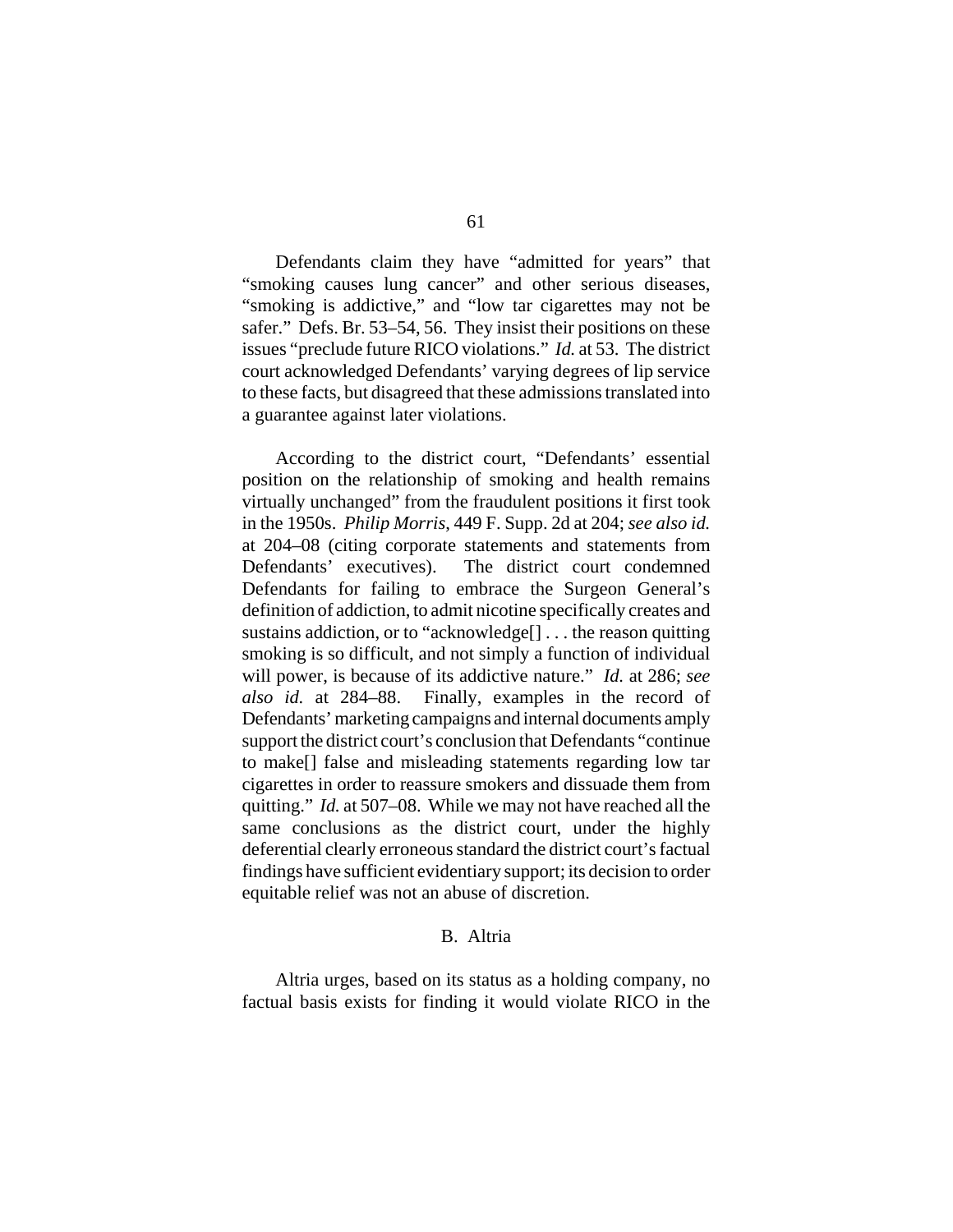Defendants claim they have "admitted for years" that "smoking causes lung cancer" and other serious diseases, "smoking is addictive," and "low tar cigarettes may not be safer." Defs. Br. 53–54, 56. They insist their positions on these issues "preclude future RICO violations." *Id.* at 53. The district court acknowledged Defendants' varying degrees of lip service to these facts, but disagreed that these admissions translated into a guarantee against later violations.

According to the district court, "Defendants' essential position on the relationship of smoking and health remains virtually unchanged" from the fraudulent positions it first took in the 1950s. *Philip Morris*, 449 F. Supp. 2d at 204; *see also id.* at 204–08 (citing corporate statements and statements from Defendants' executives). The district court condemned Defendants for failing to embrace the Surgeon General's definition of addiction, to admit nicotine specifically creates and sustains addiction, or to "acknowledge[] . . . the reason quitting smoking is so difficult, and not simply a function of individual will power, is because of its addictive nature." *Id.* at 286; *see also id.* at 284–88. Finally, examples in the record of Defendants' marketing campaigns and internal documents amply support the district court's conclusion that Defendants "continue to make[] false and misleading statements regarding low tar cigarettes in order to reassure smokers and dissuade them from quitting." *Id.* at 507–08. While we may not have reached all the same conclusions as the district court, under the highly deferential clearly erroneous standard the district court's factual findings have sufficient evidentiary support; its decision to order equitable relief was not an abuse of discretion.

### B. Altria

Altria urges, based on its status as a holding company, no factual basis exists for finding it would violate RICO in the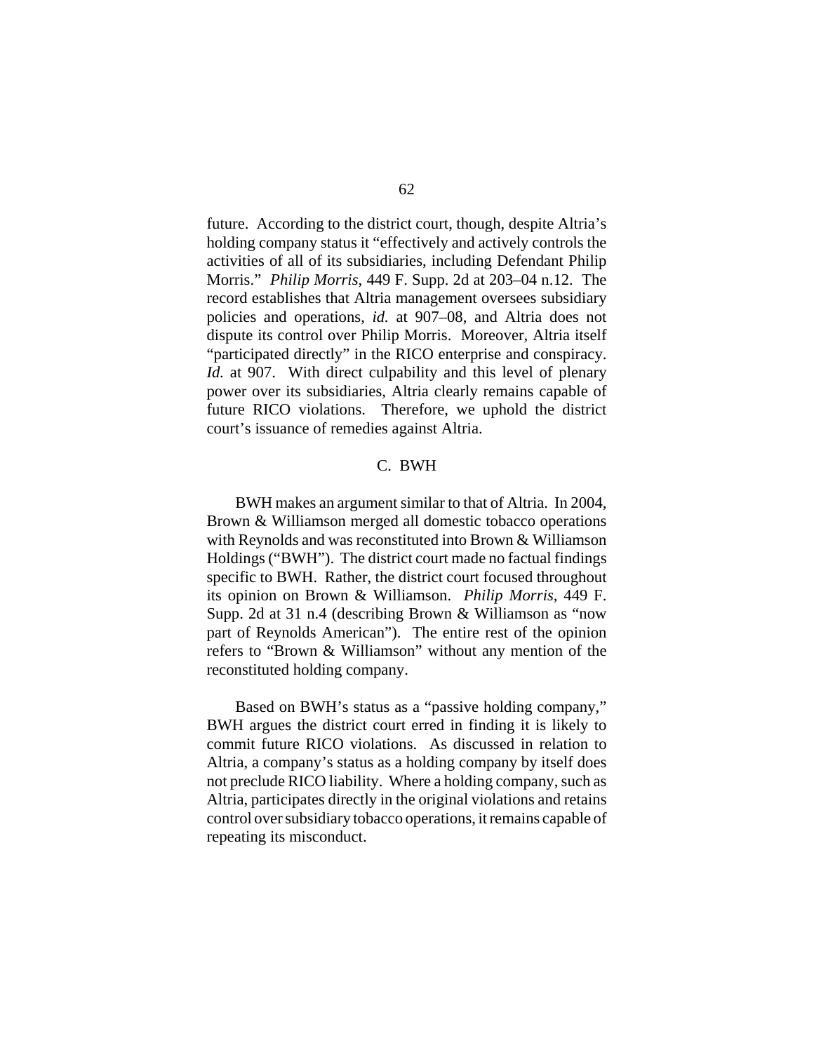future. According to the district court, though, despite Altria's holding company status it "effectively and actively controls the activities of all of its subsidiaries, including Defendant Philip Morris." *Philip Morris*, 449 F. Supp. 2d at 203–04 n.12. The record establishes that Altria management oversees subsidiary policies and operations, *id.* at 907–08, and Altria does not dispute its control over Philip Morris. Moreover, Altria itself "participated directly" in the RICO enterprise and conspiracy. *Id.* at 907. With direct culpability and this level of plenary power over its subsidiaries, Altria clearly remains capable of future RICO violations. Therefore, we uphold the district court's issuance of remedies against Altria.

### C. BWH

BWH makes an argument similar to that of Altria. In 2004, Brown & Williamson merged all domestic tobacco operations with Reynolds and was reconstituted into Brown & Williamson Holdings ("BWH"). The district court made no factual findings specific to BWH. Rather, the district court focused throughout its opinion on Brown & Williamson. *Philip Morris*, 449 F. Supp. 2d at 31 n.4 (describing Brown & Williamson as "now part of Reynolds American"). The entire rest of the opinion refers to "Brown & Williamson" without any mention of the reconstituted holding company.

Based on BWH's status as a "passive holding company," BWH argues the district court erred in finding it is likely to commit future RICO violations. As discussed in relation to Altria, a company's status as a holding company by itself does not preclude RICO liability. Where a holding company, such as Altria, participates directly in the original violations and retains control over subsidiary tobacco operations, it remains capable of repeating its misconduct.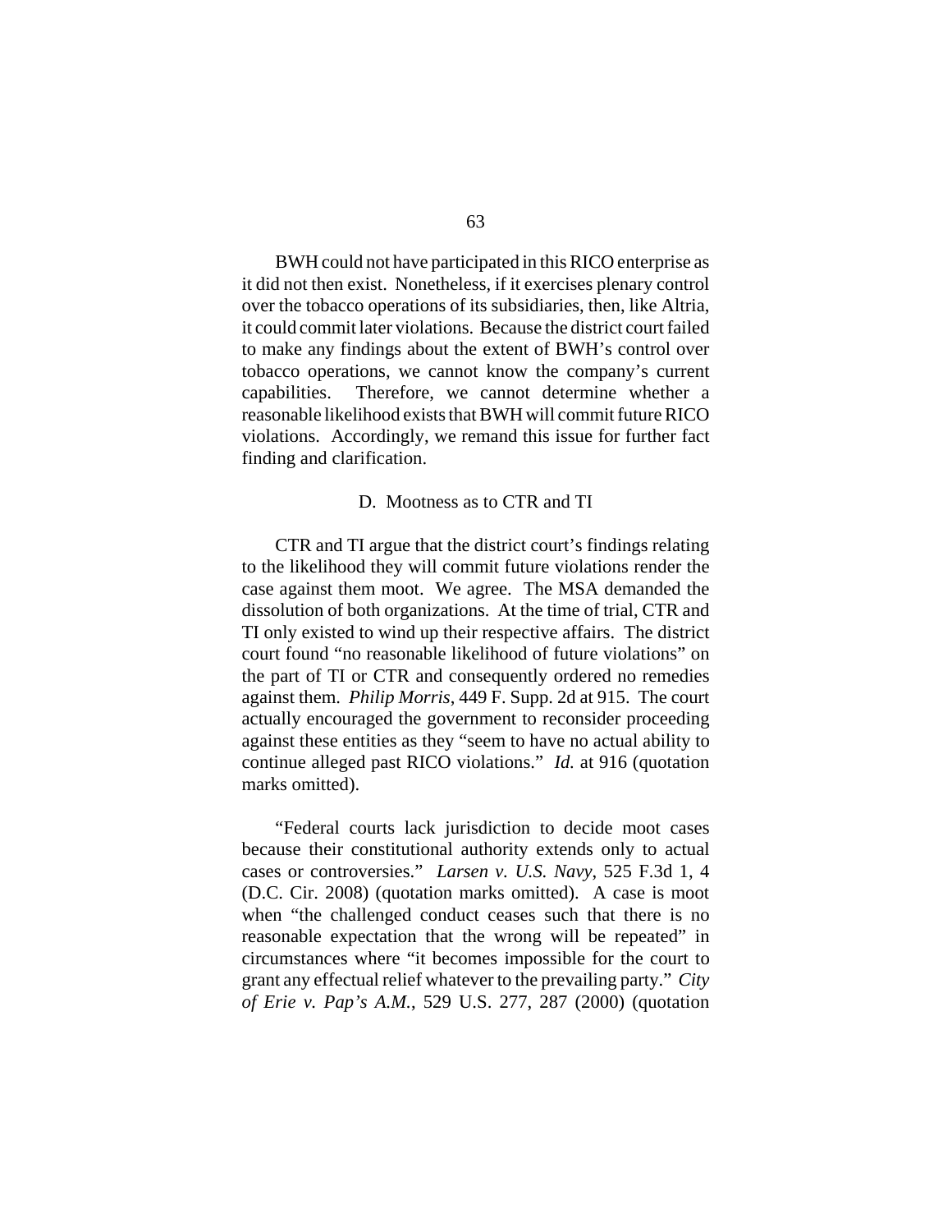BWH could not have participated in this RICO enterprise as it did not then exist. Nonetheless, if it exercises plenary control over the tobacco operations of its subsidiaries, then, like Altria, it could commit later violations. Because the district court failed to make any findings about the extent of BWH's control over tobacco operations, we cannot know the company's current capabilities. Therefore, we cannot determine whether a reasonable likelihood exists that BWH will commit future RICO violations. Accordingly, we remand this issue for further fact finding and clarification.

### D. Mootness as to CTR and TI

CTR and TI argue that the district court's findings relating to the likelihood they will commit future violations render the case against them moot. We agree. The MSA demanded the dissolution of both organizations. At the time of trial, CTR and TI only existed to wind up their respective affairs. The district court found "no reasonable likelihood of future violations" on the part of TI or CTR and consequently ordered no remedies against them. *Philip Morris*, 449 F. Supp. 2d at 915. The court actually encouraged the government to reconsider proceeding against these entities as they "seem to have no actual ability to continue alleged past RICO violations." *Id.* at 916 (quotation marks omitted).

"Federal courts lack jurisdiction to decide moot cases because their constitutional authority extends only to actual cases or controversies." *Larsen v. U.S. Navy*, 525 F.3d 1, 4 (D.C. Cir. 2008) (quotation marks omitted). A case is moot when "the challenged conduct ceases such that there is no reasonable expectation that the wrong will be repeated" in circumstances where "it becomes impossible for the court to grant any effectual relief whatever to the prevailing party." *City of Erie v. Pap's A.M.*, 529 U.S. 277, 287 (2000) (quotation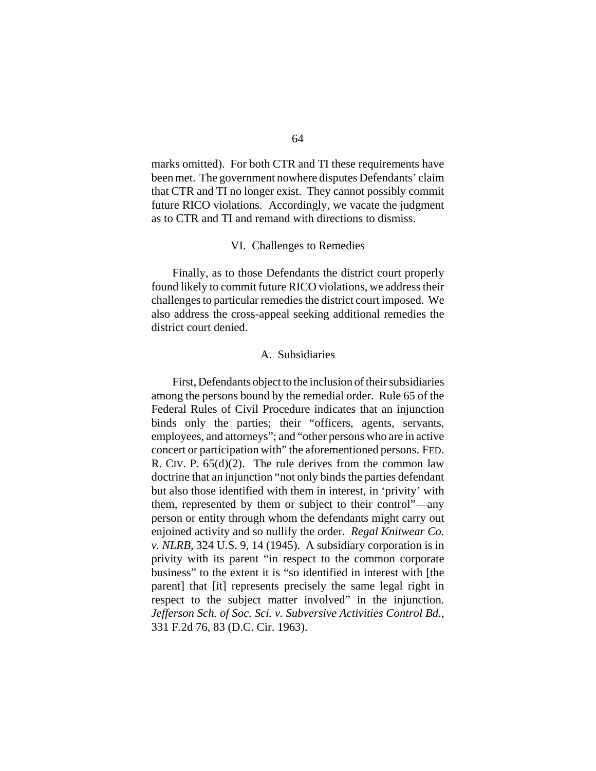marks omitted). For both CTR and TI these requirements have been met. The government nowhere disputes Defendants' claim that CTR and TI no longer exist. They cannot possibly commit future RICO violations. Accordingly, we vacate the judgment as to CTR and TI and remand with directions to dismiss.

## VI. Challenges to Remedies

Finally, as to those Defendants the district court properly found likely to commit future RICO violations, we address their challenges to particular remedies the district court imposed. We also address the cross-appeal seeking additional remedies the district court denied.

### A. Subsidiaries

First, Defendants object to the inclusion of their subsidiaries among the persons bound by the remedial order. Rule 65 of the Federal Rules of Civil Procedure indicates that an injunction binds only the parties; their "officers, agents, servants, employees, and attorneys"; and "other persons who are in active concert or participation with" the aforementioned persons. FED. R. CIV. P. 65(d)(2). The rule derives from the common law doctrine that an injunction "not only binds the parties defendant but also those identified with them in interest, in 'privity' with them, represented by them or subject to their control"—any person or entity through whom the defendants might carry out enjoined activity and so nullify the order. *Regal Knitwear Co. v. NLRB*, 324 U.S. 9, 14 (1945). A subsidiary corporation is in privity with its parent "in respect to the common corporate business" to the extent it is "so identified in interest with [the parent] that [it] represents precisely the same legal right in respect to the subject matter involved" in the injunction. *Jefferson Sch. of Soc. Sci. v. Subversive Activities Control Bd.*, 331 F.2d 76, 83 (D.C. Cir. 1963).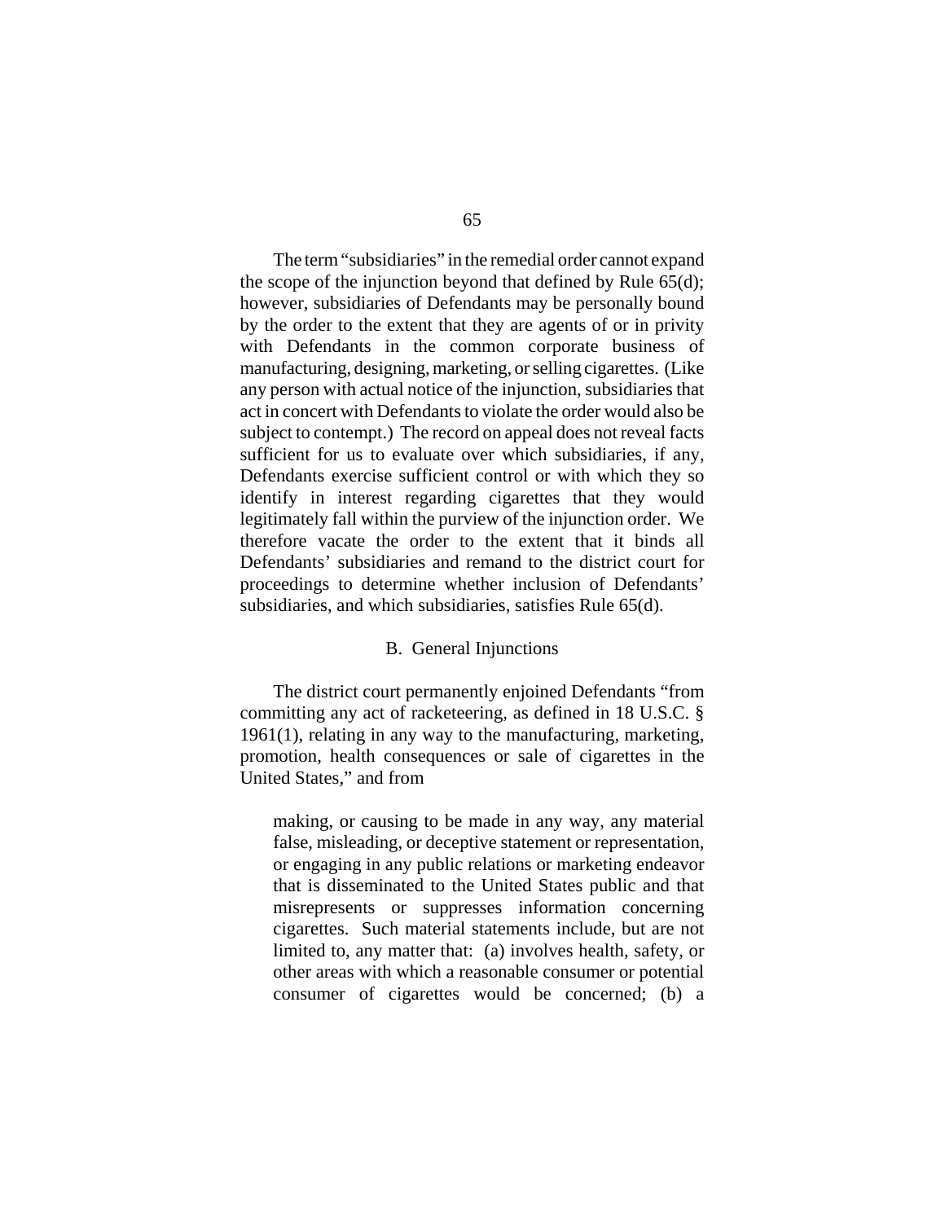The term "subsidiaries" in the remedial order cannot expand the scope of the injunction beyond that defined by Rule 65(d); however, subsidiaries of Defendants may be personally bound by the order to the extent that they are agents of or in privity with Defendants in the common corporate business of manufacturing, designing, marketing, or selling cigarettes. (Like any person with actual notice of the injunction, subsidiaries that act in concert with Defendants to violate the order would also be subject to contempt.) The record on appeal does not reveal facts sufficient for us to evaluate over which subsidiaries, if any, Defendants exercise sufficient control or with which they so identify in interest regarding cigarettes that they would legitimately fall within the purview of the injunction order. We therefore vacate the order to the extent that it binds all Defendants' subsidiaries and remand to the district court for proceedings to determine whether inclusion of Defendants' subsidiaries, and which subsidiaries, satisfies Rule 65(d).

### B. General Injunctions

The district court permanently enjoined Defendants "from committing any act of racketeering, as defined in 18 U.S.C. § 1961(1), relating in any way to the manufacturing, marketing, promotion, health consequences or sale of cigarettes in the United States," and from

> making, or causing to be made in any way, any material false, misleading, or deceptive statement or representation, or engaging in any public relations or marketing endeavor that is disseminated to the United States public and that misrepresents or suppresses information concerning cigarettes. Such material statements include, but are not limited to, any matter that: (a) involves health, safety, or other areas with which a reasonable consumer or potential consumer of cigarettes would be concerned; (b) a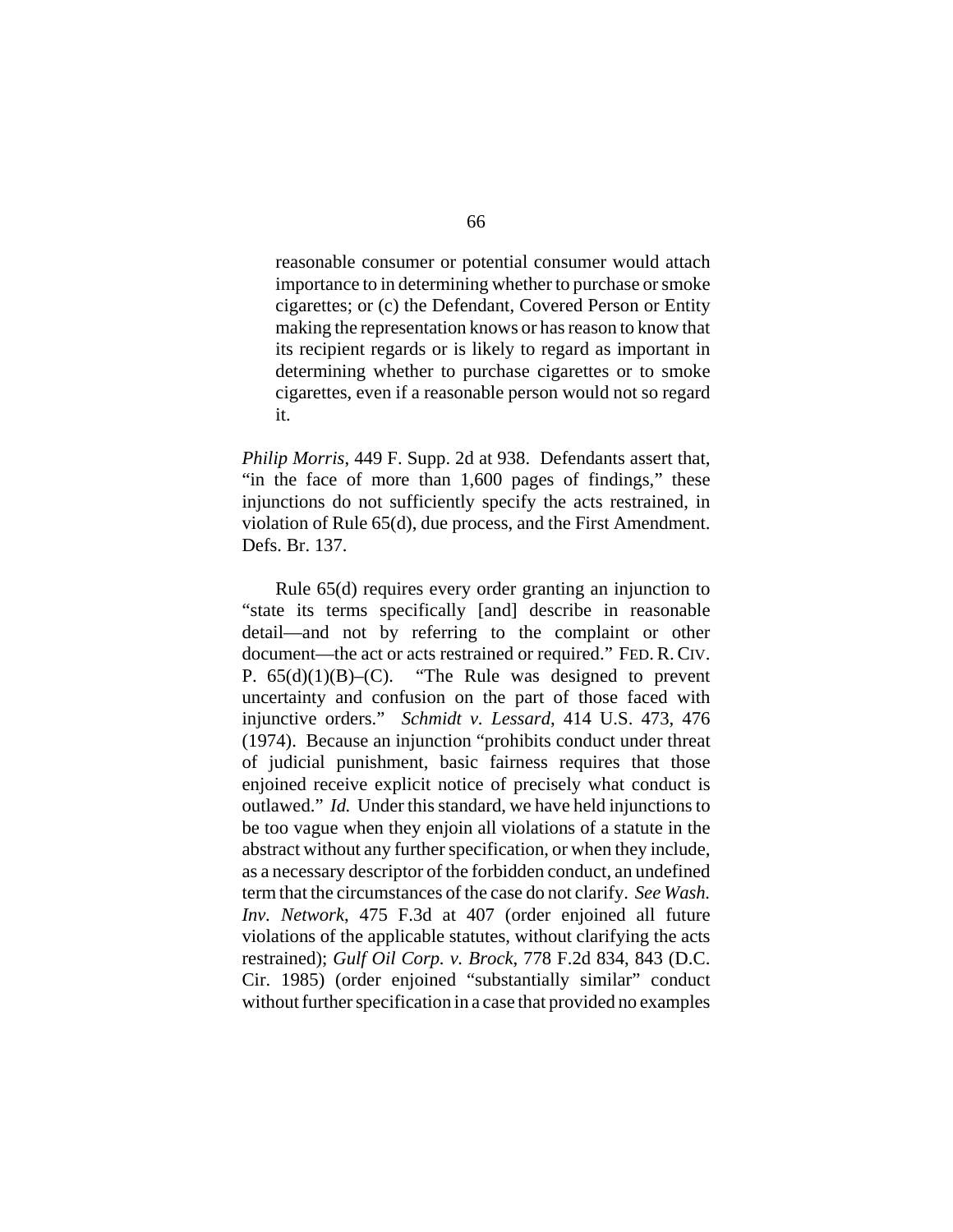> reasonable consumer or potential consumer would attach importance to in determining whether to purchase or smoke cigarettes; or (c) the Defendant, Covered Person or Entity making the representation knows or has reason to know that its recipient regards or is likely to regard as important in determining whether to purchase cigarettes or to smoke cigarettes, even if a reasonable person would not so regard it.

*Philip Morris*, 449 F. Supp. 2d at 938. Defendants assert that, "in the face of more than 1,600 pages of findings," these injunctions do not sufficiently specify the acts restrained, in violation of Rule 65(d), due process, and the First Amendment. Defs. Br. 137.

Rule 65(d) requires every order granting an injunction to "state its terms specifically [and] describe in reasonable detail—and not by referring to the complaint or other document—the act or acts restrained or required." FED. R. CIV. P. 65(d)(1)(B)–(C). "The Rule was designed to prevent uncertainty and confusion on the part of those faced with injunctive orders." *Schmidt v. Lessard*, 414 U.S. 473, 476 (1974). Because an injunction "prohibits conduct under threat of judicial punishment, basic fairness requires that those enjoined receive explicit notice of precisely what conduct is outlawed." *Id.* Under this standard, we have held injunctions to be too vague when they enjoin all violations of a statute in the abstract without any further specification, or when they include, as a necessary descriptor of the forbidden conduct, an undefined term that the circumstances of the case do not clarify. *See Wash. Inv. Network*, 475 F.3d at 407 (order enjoined all future violations of the applicable statutes, without clarifying the acts restrained); *Gulf Oil Corp. v. Brock*, 778 F.2d 834, 843 (D.C. Cir. 1985) (order enjoined "substantially similar" conduct without further specification in a case that provided no examples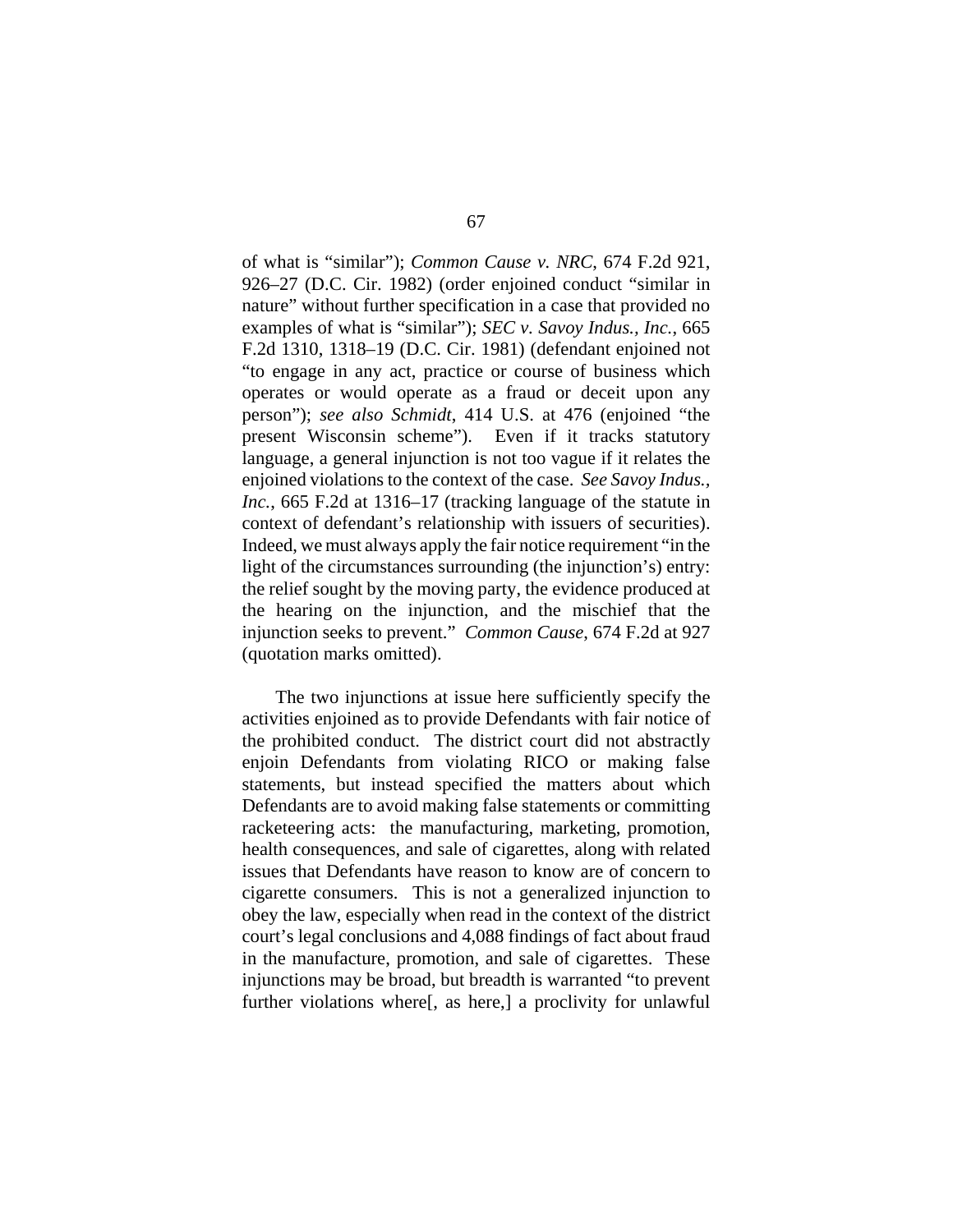of what is "similar"); *Common Cause v. NRC*, 674 F.2d 921, 926–27 (D.C. Cir. 1982) (order enjoined conduct "similar in nature" without further specification in a case that provided no examples of what is "similar"); *SEC v. Savoy Indus., Inc.*, 665 F.2d 1310, 1318–19 (D.C. Cir. 1981) (defendant enjoined not "to engage in any act, practice or course of business which operates or would operate as a fraud or deceit upon any person"); *see also Schmidt*, 414 U.S. at 476 (enjoined "the present Wisconsin scheme"). Even if it tracks statutory language, a general injunction is not too vague if it relates the enjoined violations to the context of the case. *See Savoy Indus., Inc.*, 665 F.2d at 1316–17 (tracking language of the statute in context of defendant's relationship with issuers of securities). Indeed, we must always apply the fair notice requirement "in the light of the circumstances surrounding (the injunction's) entry: the relief sought by the moving party, the evidence produced at the hearing on the injunction, and the mischief that the injunction seeks to prevent." *Common Cause*, 674 F.2d at 927 (quotation marks omitted).

The two injunctions at issue here sufficiently specify the activities enjoined as to provide Defendants with fair notice of the prohibited conduct. The district court did not abstractly enjoin Defendants from violating RICO or making false statements, but instead specified the matters about which Defendants are to avoid making false statements or committing racketeering acts: the manufacturing, marketing, promotion, health consequences, and sale of cigarettes, along with related issues that Defendants have reason to know are of concern to cigarette consumers. This is not a generalized injunction to obey the law, especially when read in the context of the district court's legal conclusions and 4,088 findings of fact about fraud in the manufacture, promotion, and sale of cigarettes. These injunctions may be broad, but breadth is warranted "to prevent further violations where[, as here,] a proclivity for unlawful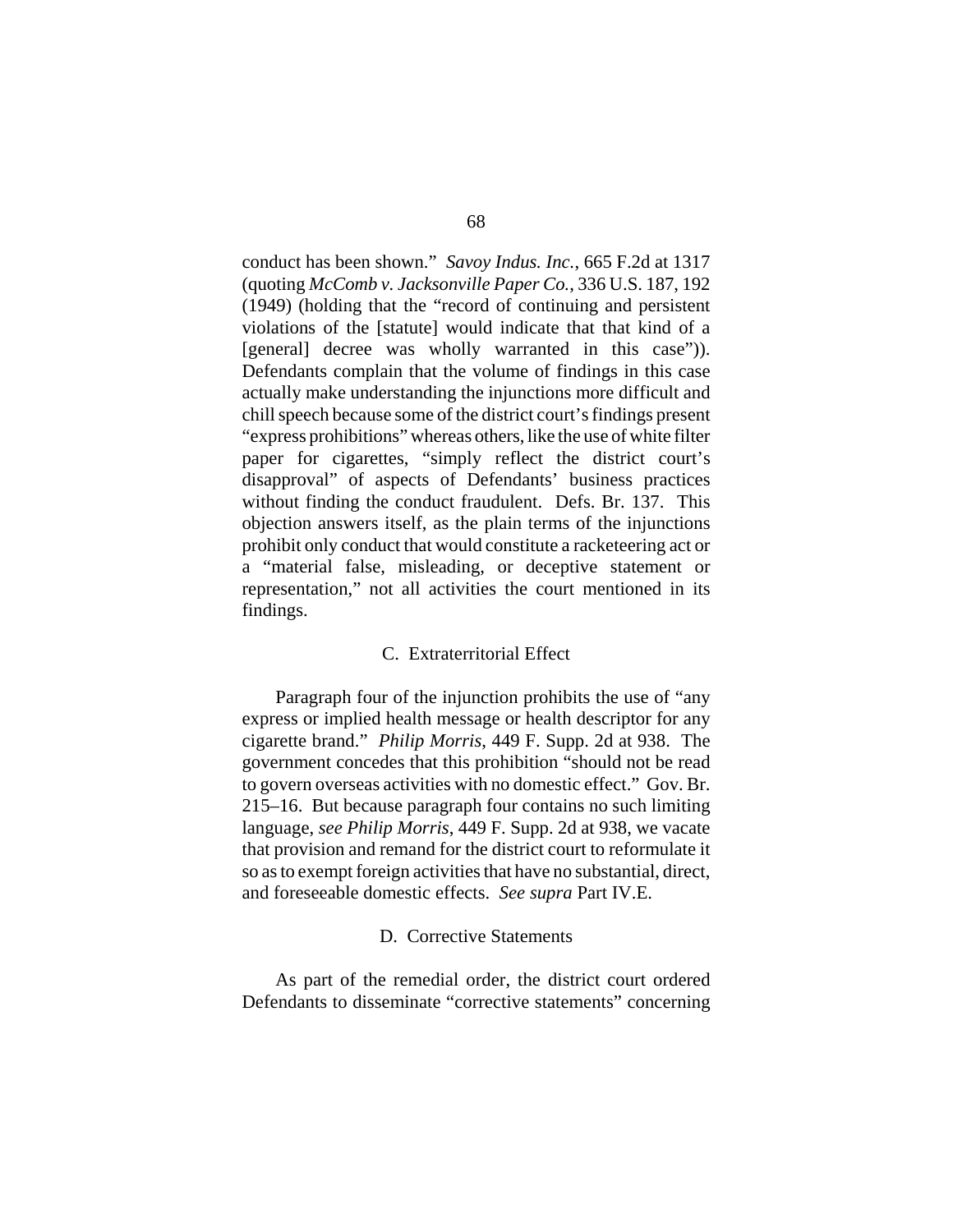conduct has been shown." *Savoy Indus. Inc.*, 665 F.2d at 1317 (quoting *McComb v. Jacksonville Paper Co.*, 336 U.S. 187, 192 (1949) (holding that the "record of continuing and persistent violations of the [statute] would indicate that that kind of a [general] decree was wholly warranted in this case")). Defendants complain that the volume of findings in this case actually make understanding the injunctions more difficult and chill speech because some of the district court's findings present "express prohibitions" whereas others, like the use of white filter paper for cigarettes, "simply reflect the district court's disapproval" of aspects of Defendants' business practices without finding the conduct fraudulent. Defs. Br. 137. This objection answers itself, as the plain terms of the injunctions prohibit only conduct that would constitute a racketeering act or a "material false, misleading, or deceptive statement or representation," not all activities the court mentioned in its findings.

### C. Extraterritorial Effect

Paragraph four of the injunction prohibits the use of "any express or implied health message or health descriptor for any cigarette brand." *Philip Morris*, 449 F. Supp. 2d at 938. The government concedes that this prohibition "should not be read to govern overseas activities with no domestic effect." Gov. Br. 215–16. But because paragraph four contains no such limiting language, *see Philip Morris*, 449 F. Supp. 2d at 938, we vacate that provision and remand for the district court to reformulate it so as to exempt foreign activities that have no substantial, direct, and foreseeable domestic effects. *See supra* Part IV.E.

### D. Corrective Statements

As part of the remedial order, the district court ordered Defendants to disseminate "corrective statements" concerning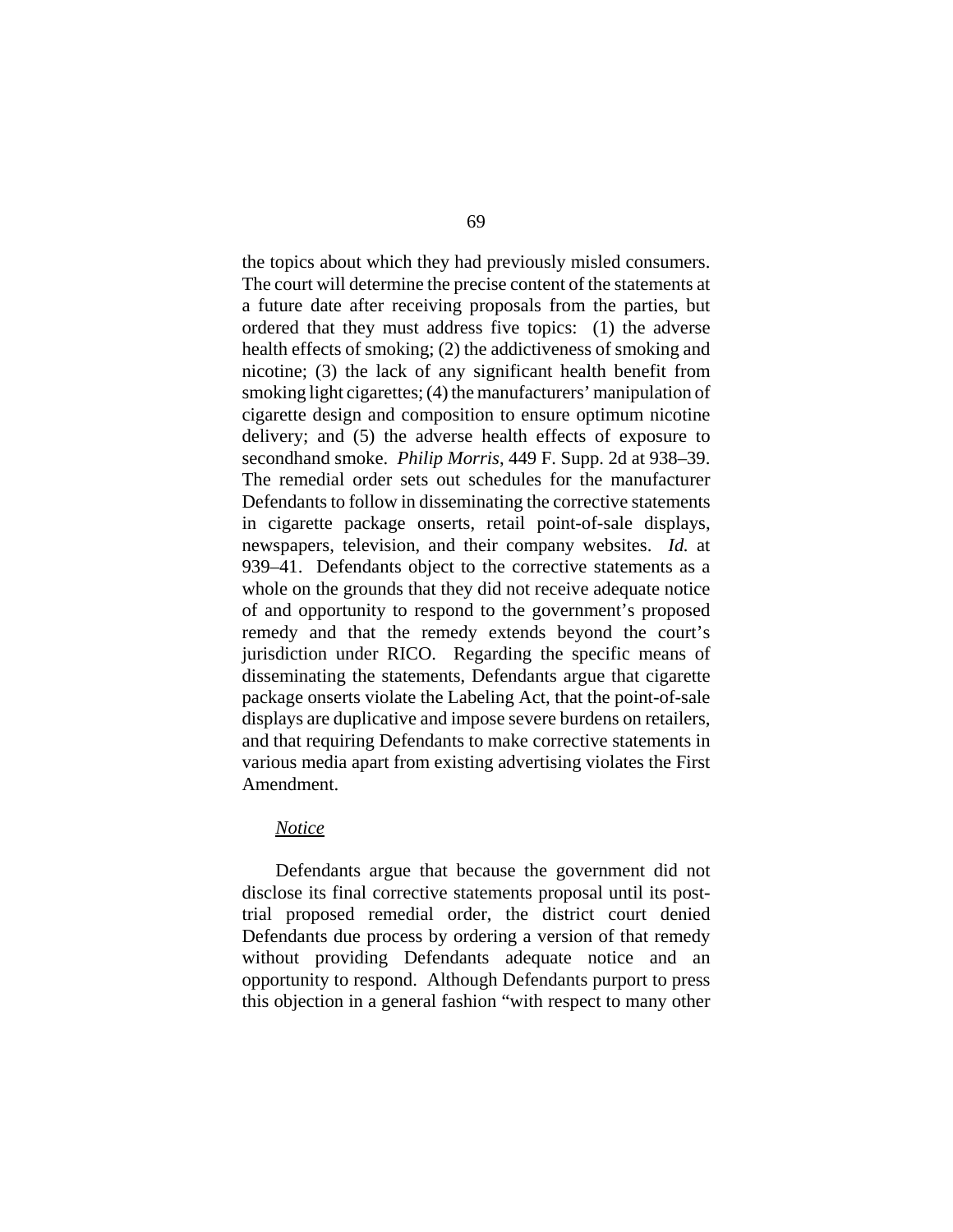the topics about which they had previously misled consumers. The court will determine the precise content of the statements at a future date after receiving proposals from the parties, but ordered that they must address five topics: (1) the adverse health effects of smoking; (2) the addictiveness of smoking and nicotine; (3) the lack of any significant health benefit from smoking light cigarettes; (4) the manufacturers' manipulation of cigarette design and composition to ensure optimum nicotine delivery; and (5) the adverse health effects of exposure to secondhand smoke. *Philip Morris*, 449 F. Supp. 2d at 938–39. The remedial order sets out schedules for the manufacturer Defendants to follow in disseminating the corrective statements in cigarette package onserts, retail point-of-sale displays, newspapers, television, and their company websites. *Id.* at 939–41. Defendants object to the corrective statements as a whole on the grounds that they did not receive adequate notice of and opportunity to respond to the government's proposed remedy and that the remedy extends beyond the court's jurisdiction under RICO. Regarding the specific means of disseminating the statements, Defendants argue that cigarette package onserts violate the Labeling Act, that the point-of-sale displays are duplicative and impose severe burdens on retailers, and that requiring Defendants to make corrective statements in various media apart from existing advertising violates the First Amendment.

*Notice*

Defendants argue that because the government did not disclose its final corrective statements proposal until its post-trial proposed remedial order, the district court denied Defendants due process by ordering a version of that remedy without providing Defendants adequate notice and an opportunity to respond. Although Defendants purport to press this objection in a general fashion "with respect to many other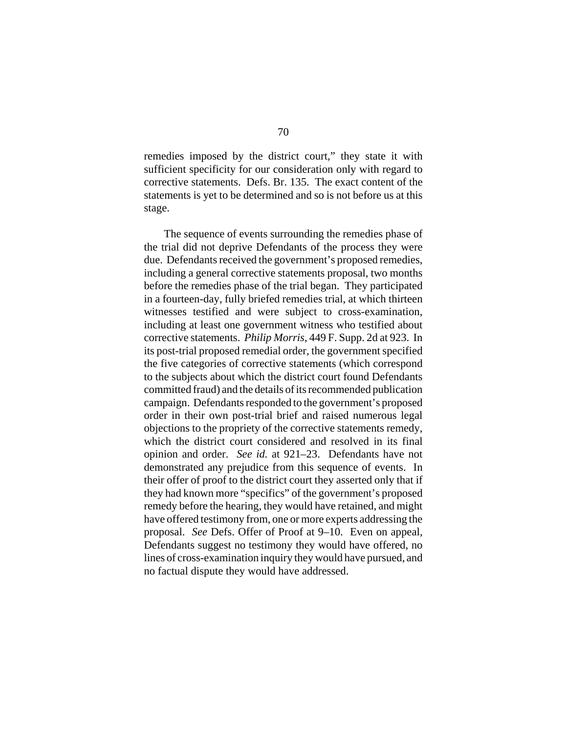remedies imposed by the district court," they state it with sufficient specificity for our consideration only with regard to corrective statements. Defs. Br. 135. The exact content of the statements is yet to be determined and so is not before us at this stage.

The sequence of events surrounding the remedies phase of the trial did not deprive Defendants of the process they were due. Defendants received the government's proposed remedies, including a general corrective statements proposal, two months before the remedies phase of the trial began. They participated in a fourteen-day, fully briefed remedies trial, at which thirteen witnesses testified and were subject to cross-examination, including at least one government witness who testified about corrective statements. *Philip Morris*, 449 F. Supp. 2d at 923. In its post-trial proposed remedial order, the government specified the five categories of corrective statements (which correspond to the subjects about which the district court found Defendants committed fraud) and the details of its recommended publication campaign. Defendants responded to the government's proposed order in their own post-trial brief and raised numerous legal objections to the propriety of the corrective statements remedy, which the district court considered and resolved in its final opinion and order. *See id.* at 921–23. Defendants have not demonstrated any prejudice from this sequence of events. In their offer of proof to the district court they asserted only that if they had known more "specifics" of the government's proposed remedy before the hearing, they would have retained, and might have offered testimony from, one or more experts addressing the proposal. *See* Defs. Offer of Proof at 9–10. Even on appeal, Defendants suggest no testimony they would have offered, no lines of cross-examination inquiry they would have pursued, and no factual dispute they would have addressed.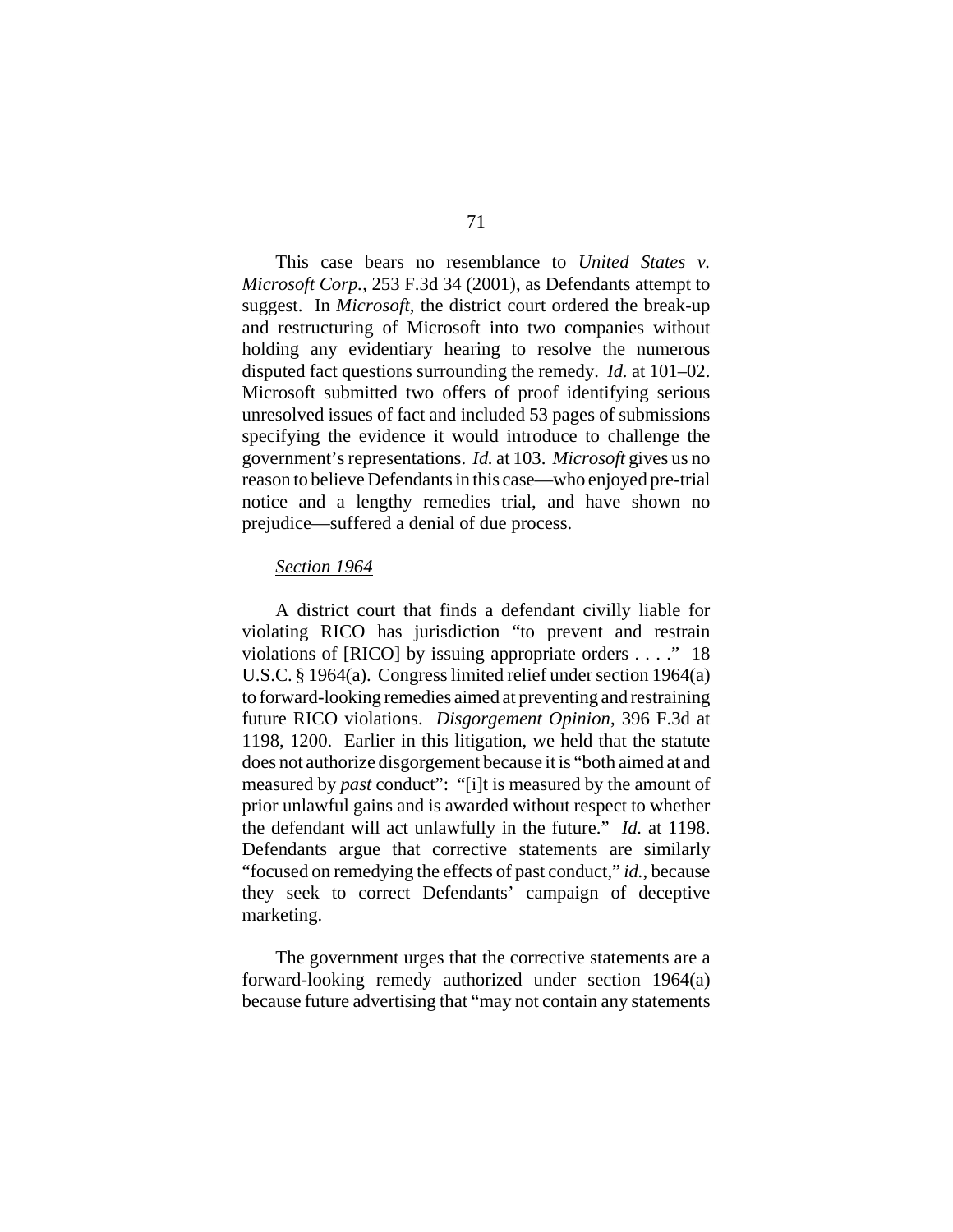This case bears no resemblance to *United States v. Microsoft Corp.*, 253 F.3d 34 (2001), as Defendants attempt to suggest. In *Microsoft*, the district court ordered the break-up and restructuring of Microsoft into two companies without holding any evidentiary hearing to resolve the numerous disputed fact questions surrounding the remedy. *Id.* at 101–02. Microsoft submitted two offers of proof identifying serious unresolved issues of fact and included 53 pages of submissions specifying the evidence it would introduce to challenge the government's representations. *Id.* at 103. *Microsoft* gives us no reason to believe Defendants in this case—who enjoyed pre-trial notice and a lengthy remedies trial, and have shown no prejudice—suffered a denial of due process.

<u>*Section 1964*</u>

A district court that finds a defendant civilly liable for violating RICO has jurisdiction "to prevent and restrain violations of [RICO] by issuing appropriate orders . . . ." 18 U.S.C. § 1964(a). Congress limited relief under section 1964(a) to forward-looking remedies aimed at preventing and restraining future RICO violations. *Disgorgement Opinion*, 396 F.3d at 1198, 1200. Earlier in this litigation, we held that the statute does not authorize disgorgement because it is "both aimed at and measured by *past* conduct": "[i]t is measured by the amount of prior unlawful gains and is awarded without respect to whether the defendant will act unlawfully in the future." *Id.* at 1198. Defendants argue that corrective statements are similarly "focused on remedying the effects of past conduct," *id.*, because they seek to correct Defendants' campaign of deceptive marketing.

The government urges that the corrective statements are a forward-looking remedy authorized under section 1964(a) because future advertising that "may not contain any statements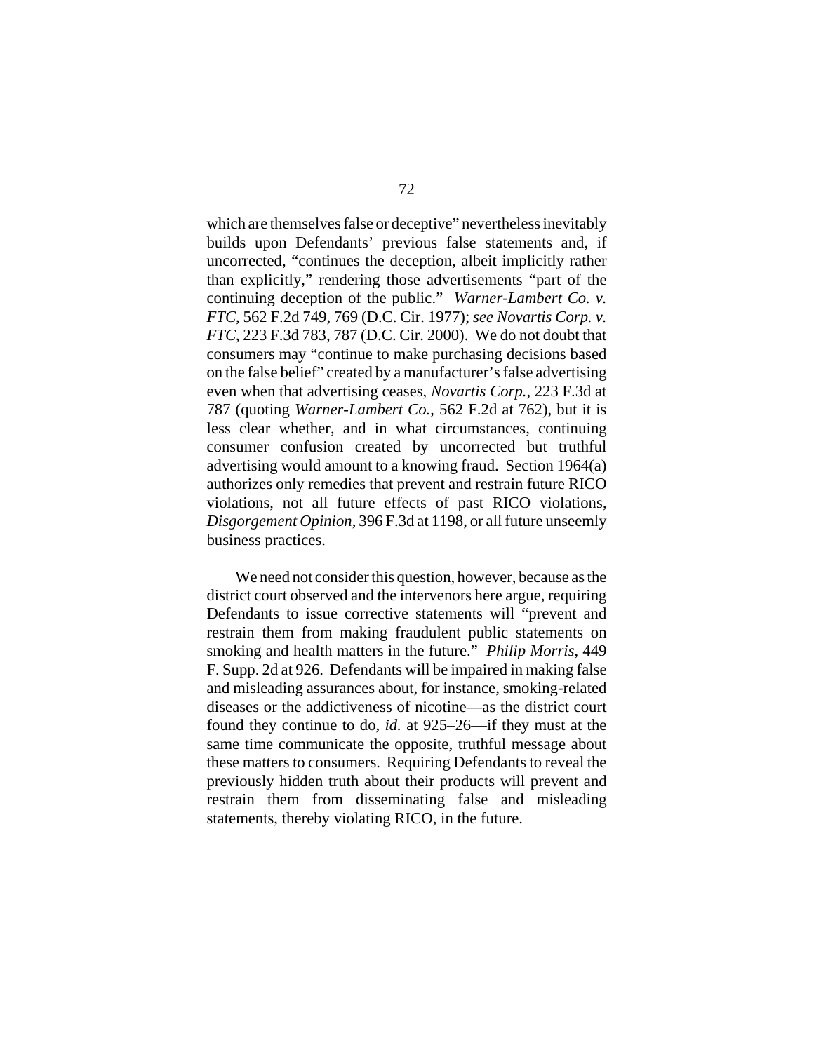which are themselves false or deceptive" nevertheless inevitably builds upon Defendants' previous false statements and, if uncorrected, "continues the deception, albeit implicitly rather than explicitly," rendering those advertisements "part of the continuing deception of the public." *Warner-Lambert Co. v. FTC*, 562 F.2d 749, 769 (D.C. Cir. 1977); *see Novartis Corp. v. FTC*, 223 F.3d 783, 787 (D.C. Cir. 2000). We do not doubt that consumers may "continue to make purchasing decisions based on the false belief" created by a manufacturer's false advertising even when that advertising ceases, *Novartis Corp.*, 223 F.3d at 787 (quoting *Warner-Lambert Co.*, 562 F.2d at 762), but it is less clear whether, and in what circumstances, continuing consumer confusion created by uncorrected but truthful advertising would amount to a knowing fraud. Section 1964(a) authorizes only remedies that prevent and restrain future RICO violations, not all future effects of past RICO violations, *Disgorgement Opinion*, 396 F.3d at 1198, or all future unseemly business practices.

We need not consider this question, however, because as the district court observed and the intervenors here argue, requiring Defendants to issue corrective statements will "prevent and restrain them from making fraudulent public statements on smoking and health matters in the future." *Philip Morris*, 449 F. Supp. 2d at 926. Defendants will be impaired in making false and misleading assurances about, for instance, smoking-related diseases or the addictiveness of nicotine—as the district court found they continue to do, *id.* at 925–26—if they must at the same time communicate the opposite, truthful message about these matters to consumers. Requiring Defendants to reveal the previously hidden truth about their products will prevent and restrain them from disseminating false and misleading statements, thereby violating RICO, in the future.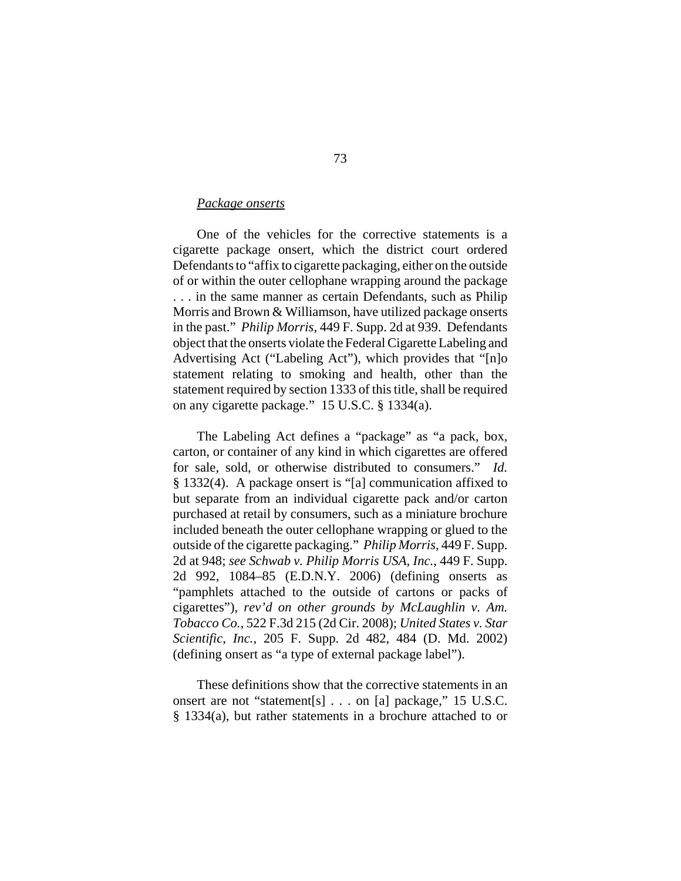*Package onserts*

One of the vehicles for the corrective statements is a cigarette package onsert, which the district court ordered Defendants to "affix to cigarette packaging, either on the outside of or within the outer cellophane wrapping around the package . . . in the same manner as certain Defendants, such as Philip Morris and Brown & Williamson, have utilized package onserts in the past." *Philip Morris*, 449 F. Supp. 2d at 939. Defendants object that the onserts violate the Federal Cigarette Labeling and Advertising Act ("Labeling Act"), which provides that "[n]o statement relating to smoking and health, other than the statement required by section 1333 of this title, shall be required on any cigarette package." 15 U.S.C. § 1334(a).

The Labeling Act defines a "package" as "a pack, box, carton, or container of any kind in which cigarettes are offered for sale, sold, or otherwise distributed to consumers." *Id.* § 1332(4). A package onsert is "[a] communication affixed to but separate from an individual cigarette pack and/or carton purchased at retail by consumers, such as a miniature brochure included beneath the outer cellophane wrapping or glued to the outside of the cigarette packaging." *Philip Morris*, 449 F. Supp. 2d at 948; *see Schwab v. Philip Morris USA, Inc.*, 449 F. Supp. 2d 992, 1084–85 (E.D.N.Y. 2006) (defining onserts as "pamphlets attached to the outside of cartons or packs of cigarettes"), *rev'd on other grounds by McLaughlin v. Am. Tobacco Co.*, 522 F.3d 215 (2d Cir. 2008); *United States v. Star Scientific, Inc.*, 205 F. Supp. 2d 482, 484 (D. Md. 2002) (defining onsert as "a type of external package label").

These definitions show that the corrective statements in an onsert are not "statement[s] . . . on [a] package," 15 U.S.C. § 1334(a), but rather statements in a brochure attached to or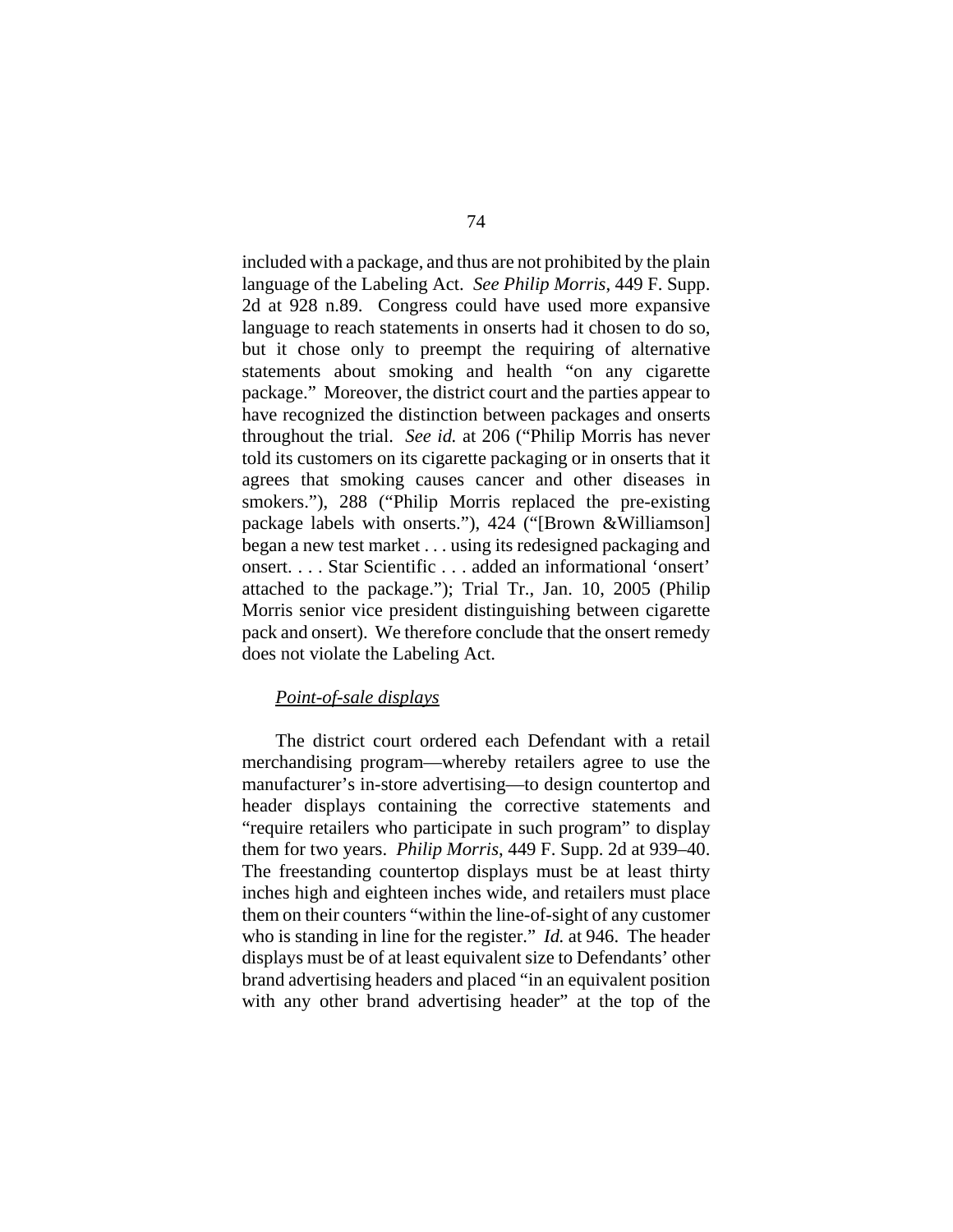included with a package, and thus are not prohibited by the plain language of the Labeling Act. *See Philip Morris*, 449 F. Supp. 2d at 928 n.89. Congress could have used more expansive language to reach statements in onserts had it chosen to do so, but it chose only to preempt the requiring of alternative statements about smoking and health "on any cigarette package." Moreover, the district court and the parties appear to have recognized the distinction between packages and onserts throughout the trial. *See id.* at 206 ("Philip Morris has never told its customers on its cigarette packaging or in onserts that it agrees that smoking causes cancer and other diseases in smokers."), 288 ("Philip Morris replaced the pre-existing package labels with onserts."), 424 ("[Brown &Williamson] began a new test market . . . using its redesigned packaging and onsert. . . . Star Scientific . . . added an informational 'onsert' attached to the package."); Trial Tr., Jan. 10, 2005 (Philip Morris senior vice president distinguishing between cigarette pack and onsert). We therefore conclude that the onsert remedy does not violate the Labeling Act.

*Point-of-sale displays*

The district court ordered each Defendant with a retail merchandising program—whereby retailers agree to use the manufacturer's in-store advertising—to design countertop and header displays containing the corrective statements and "require retailers who participate in such program" to display them for two years. *Philip Morris*, 449 F. Supp. 2d at 939–40. The freestanding countertop displays must be at least thirty inches high and eighteen inches wide, and retailers must place them on their counters "within the line-of-sight of any customer who is standing in line for the register." *Id.* at 946. The header displays must be of at least equivalent size to Defendants' other brand advertising headers and placed "in an equivalent position with any other brand advertising header" at the top of the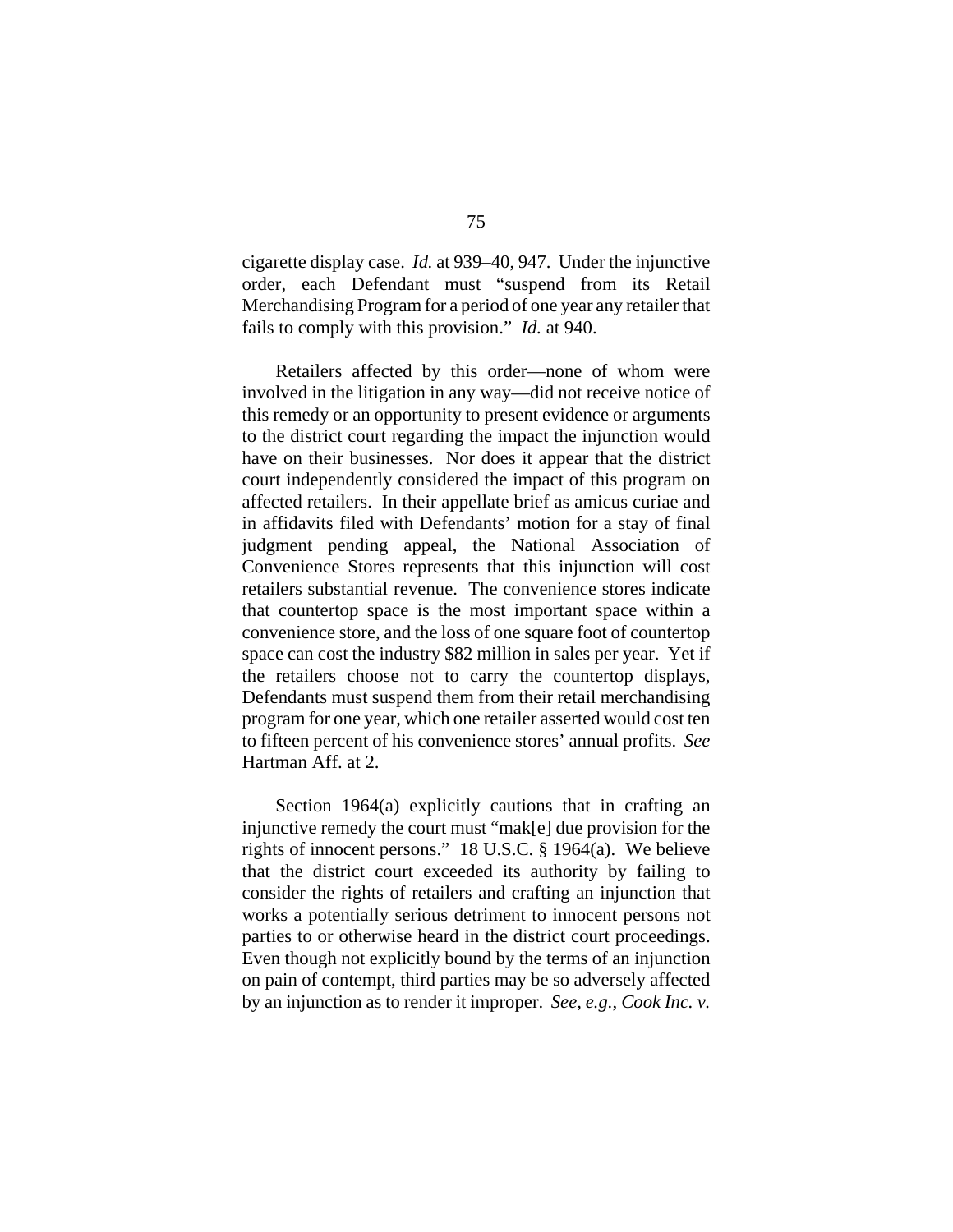cigarette display case. *Id.* at 939–40, 947. Under the injunctive order, each Defendant must "suspend from its Retail Merchandising Program for a period of one year any retailer that fails to comply with this provision." *Id.* at 940.

Retailers affected by this order—none of whom were involved in the litigation in any way—did not receive notice of this remedy or an opportunity to present evidence or arguments to the district court regarding the impact the injunction would have on their businesses. Nor does it appear that the district court independently considered the impact of this program on affected retailers. In their appellate brief as amicus curiae and in affidavits filed with Defendants' motion for a stay of final judgment pending appeal, the National Association of Convenience Stores represents that this injunction will cost retailers substantial revenue. The convenience stores indicate that countertop space is the most important space within a convenience store, and the loss of one square foot of countertop space can cost the industry \$82 million in sales per year. Yet if the retailers choose not to carry the countertop displays, Defendants must suspend them from their retail merchandising program for one year, which one retailer asserted would cost ten to fifteen percent of his convenience stores' annual profits. *See* Hartman Aff. at 2.

Section 1964(a) explicitly cautions that in crafting an injunctive remedy the court must "mak[e] due provision for the rights of innocent persons." 18 U.S.C. § 1964(a). We believe that the district court exceeded its authority by failing to consider the rights of retailers and crafting an injunction that works a potentially serious detriment to innocent persons not parties to or otherwise heard in the district court proceedings. Even though not explicitly bound by the terms of an injunction on pain of contempt, third parties may be so adversely affected by an injunction as to render it improper. *See, e.g.*, *Cook Inc. v.*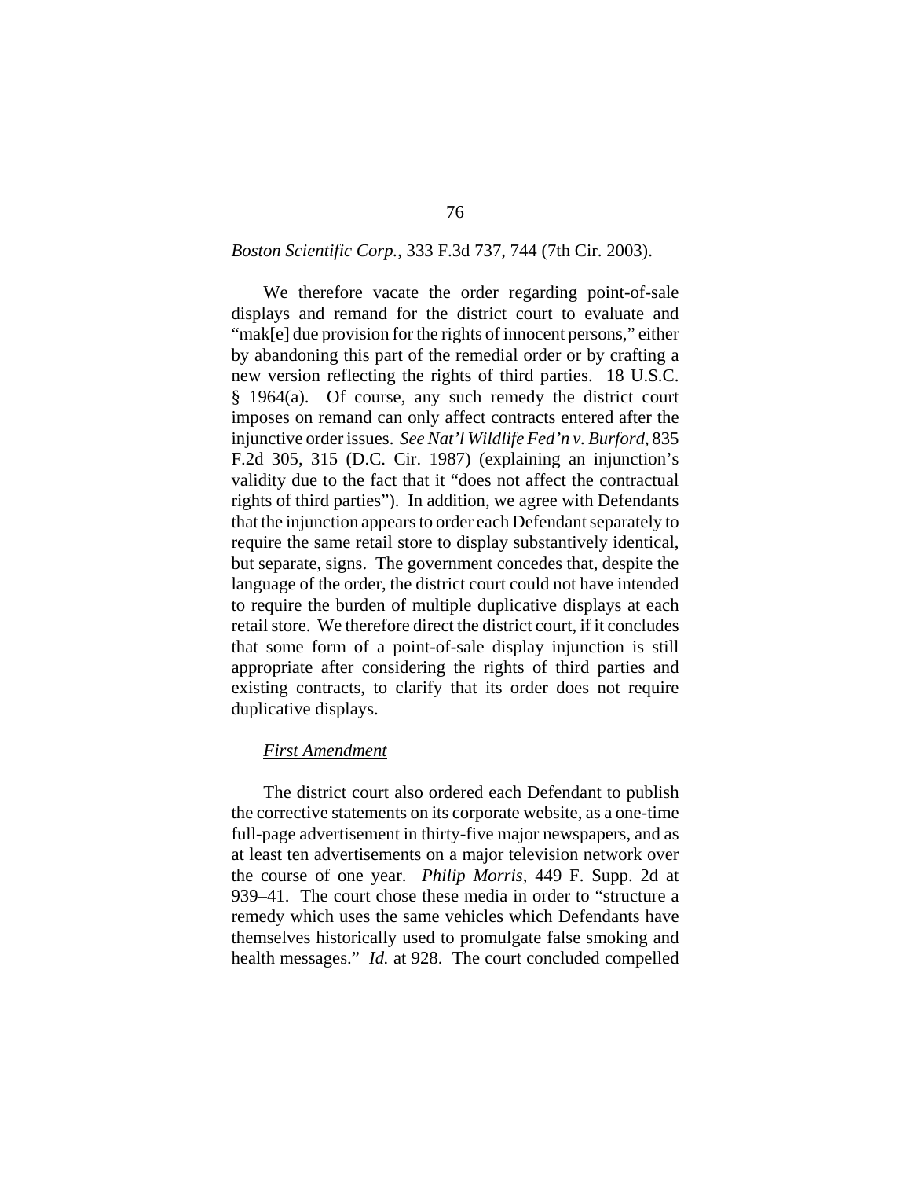*Boston Scientific Corp.*, 333 F.3d 737, 744 (7th Cir. 2003).

We therefore vacate the order regarding point-of-sale displays and remand for the district court to evaluate and "mak[e] due provision for the rights of innocent persons," either by abandoning this part of the remedial order or by crafting a new version reflecting the rights of third parties. 18 U.S.C. § 1964(a). Of course, any such remedy the district court imposes on remand can only affect contracts entered after the injunctive order issues. *See Nat'l Wildlife Fed'n v. Burford*, 835 F.2d 305, 315 (D.C. Cir. 1987) (explaining an injunction's validity due to the fact that it "does not affect the contractual rights of third parties"). In addition, we agree with Defendants that the injunction appears to order each Defendant separately to require the same retail store to display substantively identical, but separate, signs. The government concedes that, despite the language of the order, the district court could not have intended to require the burden of multiple duplicative displays at each retail store. We therefore direct the district court, if it concludes that some form of a point-of-sale display injunction is still appropriate after considering the rights of third parties and existing contracts, to clarify that its order does not require duplicative displays.

*First Amendment*

The district court also ordered each Defendant to publish the corrective statements on its corporate website, as a one-time full-page advertisement in thirty-five major newspapers, and as at least ten advertisements on a major television network over the course of one year. *Philip Morris*, 449 F. Supp. 2d at 939–41. The court chose these media in order to "structure a remedy which uses the same vehicles which Defendants have themselves historically used to promulgate false smoking and health messages." *Id.* at 928. The court concluded compelled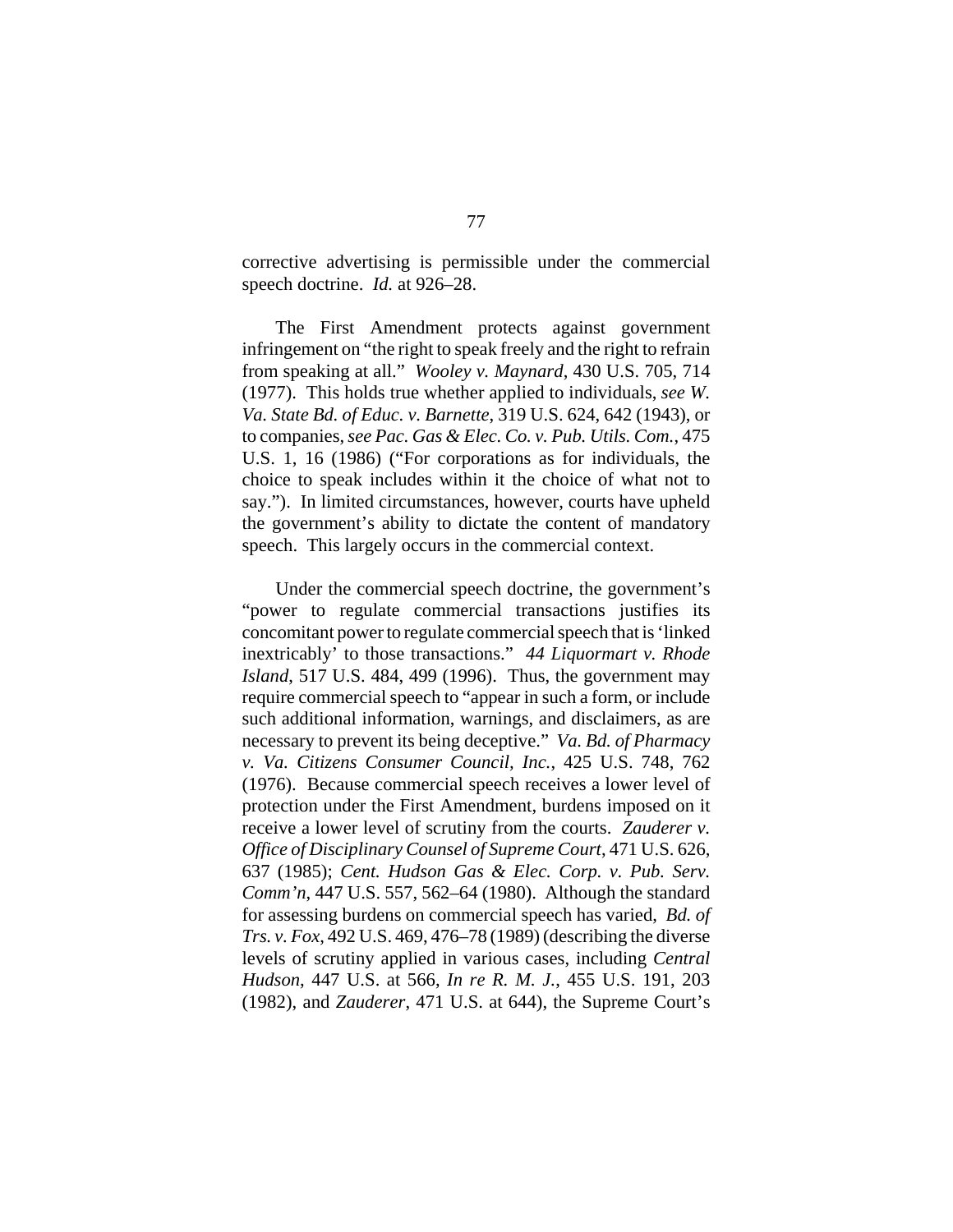corrective advertising is permissible under the commercial speech doctrine. *Id.* at 926–28.

The First Amendment protects against government infringement on "the right to speak freely and the right to refrain from speaking at all." *Wooley v. Maynard*, 430 U.S. 705, 714 (1977). This holds true whether applied to individuals, *see W. Va. State Bd. of Educ. v. Barnette*, 319 U.S. 624, 642 (1943), or to companies, *see Pac. Gas & Elec. Co. v. Pub. Utils. Com.*, 475 U.S. 1, 16 (1986) ("For corporations as for individuals, the choice to speak includes within it the choice of what not to say."). In limited circumstances, however, courts have upheld the government's ability to dictate the content of mandatory speech. This largely occurs in the commercial context.

Under the commercial speech doctrine, the government's "power to regulate commercial transactions justifies its concomitant power to regulate commercial speech that is 'linked inextricably' to those transactions." *44 Liquormart v. Rhode Island*, 517 U.S. 484, 499 (1996). Thus, the government may require commercial speech to "appear in such a form, or include such additional information, warnings, and disclaimers, as are necessary to prevent its being deceptive." *Va. Bd. of Pharmacy v. Va. Citizens Consumer Council, Inc.*, 425 U.S. 748, 762 (1976). Because commercial speech receives a lower level of protection under the First Amendment, burdens imposed on it receive a lower level of scrutiny from the courts. *Zauderer v. Office of Disciplinary Counsel of Supreme Court*, 471 U.S. 626, 637 (1985); *Cent. Hudson Gas & Elec. Corp. v. Pub. Serv. Comm'n*, 447 U.S. 557, 562–64 (1980). Although the standard for assessing burdens on commercial speech has varied, *Bd. of Trs. v. Fox*, 492 U.S. 469, 476–78 (1989) (describing the diverse levels of scrutiny applied in various cases, including *Central Hudson*, 447 U.S. at 566, *In re R. M. J.*, 455 U.S. 191, 203 (1982), and *Zauderer*, 471 U.S. at 644), the Supreme Court's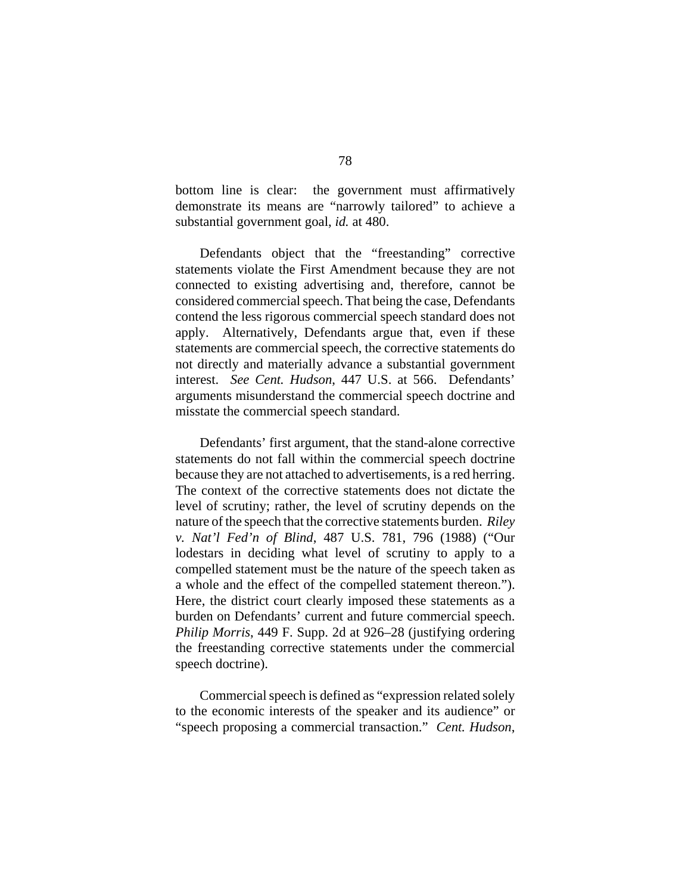bottom line is clear: the government must affirmatively demonstrate its means are "narrowly tailored" to achieve a substantial government goal, *id.* at 480.

Defendants object that the "freestanding" corrective statements violate the First Amendment because they are not connected to existing advertising and, therefore, cannot be considered commercial speech. That being the case, Defendants contend the less rigorous commercial speech standard does not apply. Alternatively, Defendants argue that, even if these statements are commercial speech, the corrective statements do not directly and materially advance a substantial government interest. *See Cent. Hudson*, 447 U.S. at 566. Defendants' arguments misunderstand the commercial speech doctrine and misstate the commercial speech standard.

Defendants' first argument, that the stand-alone corrective statements do not fall within the commercial speech doctrine because they are not attached to advertisements, is a red herring. The context of the corrective statements does not dictate the level of scrutiny; rather, the level of scrutiny depends on the nature of the speech that the corrective statements burden. *Riley v. Nat'l Fed'n of Blind*, 487 U.S. 781, 796 (1988) ("Our lodestars in deciding what level of scrutiny to apply to a compelled statement must be the nature of the speech taken as a whole and the effect of the compelled statement thereon."). Here, the district court clearly imposed these statements as a burden on Defendants' current and future commercial speech. *Philip Morris*, 449 F. Supp. 2d at 926–28 (justifying ordering the freestanding corrective statements under the commercial speech doctrine).

Commercial speech is defined as "expression related solely to the economic interests of the speaker and its audience" or "speech proposing a commercial transaction." *Cent. Hudson*,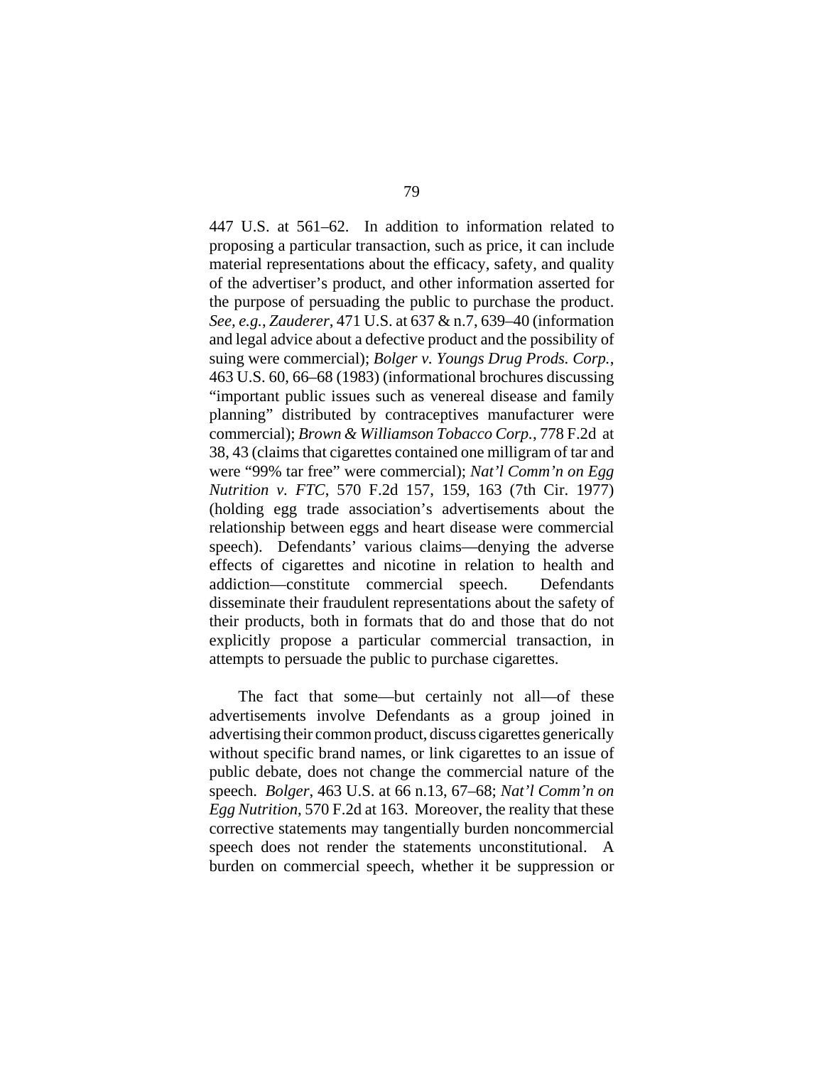447 U.S. at 561–62. In addition to information related to proposing a particular transaction, such as price, it can include material representations about the efficacy, safety, and quality of the advertiser's product, and other information asserted for the purpose of persuading the public to purchase the product. *See, e.g.*, *Zauderer*, 471 U.S. at 637 & n.7, 639–40 (information and legal advice about a defective product and the possibility of suing were commercial); *Bolger v. Youngs Drug Prods. Corp.*, 463 U.S. 60, 66–68 (1983) (informational brochures discussing "important public issues such as venereal disease and family planning" distributed by contraceptives manufacturer were commercial); *Brown & Williamson Tobacco Corp.*, 778 F.2d at 38, 43 (claims that cigarettes contained one milligram of tar and were "99% tar free" were commercial); *Nat'l Comm'n on Egg Nutrition v. FTC*, 570 F.2d 157, 159, 163 (7th Cir. 1977) (holding egg trade association's advertisements about the relationship between eggs and heart disease were commercial speech). Defendants' various claims—denying the adverse effects of cigarettes and nicotine in relation to health and addiction—constitute commercial speech. Defendants disseminate their fraudulent representations about the safety of their products, both in formats that do and those that do not explicitly propose a particular commercial transaction, in attempts to persuade the public to purchase cigarettes.

The fact that some—but certainly not all—of these advertisements involve Defendants as a group joined in advertising their common product, discuss cigarettes generically without specific brand names, or link cigarettes to an issue of public debate, does not change the commercial nature of the speech. *Bolger*, 463 U.S. at 66 n.13, 67–68; *Nat'l Comm'n on Egg Nutrition*, 570 F.2d at 163. Moreover, the reality that these corrective statements may tangentially burden noncommercial speech does not render the statements unconstitutional. A burden on commercial speech, whether it be suppression or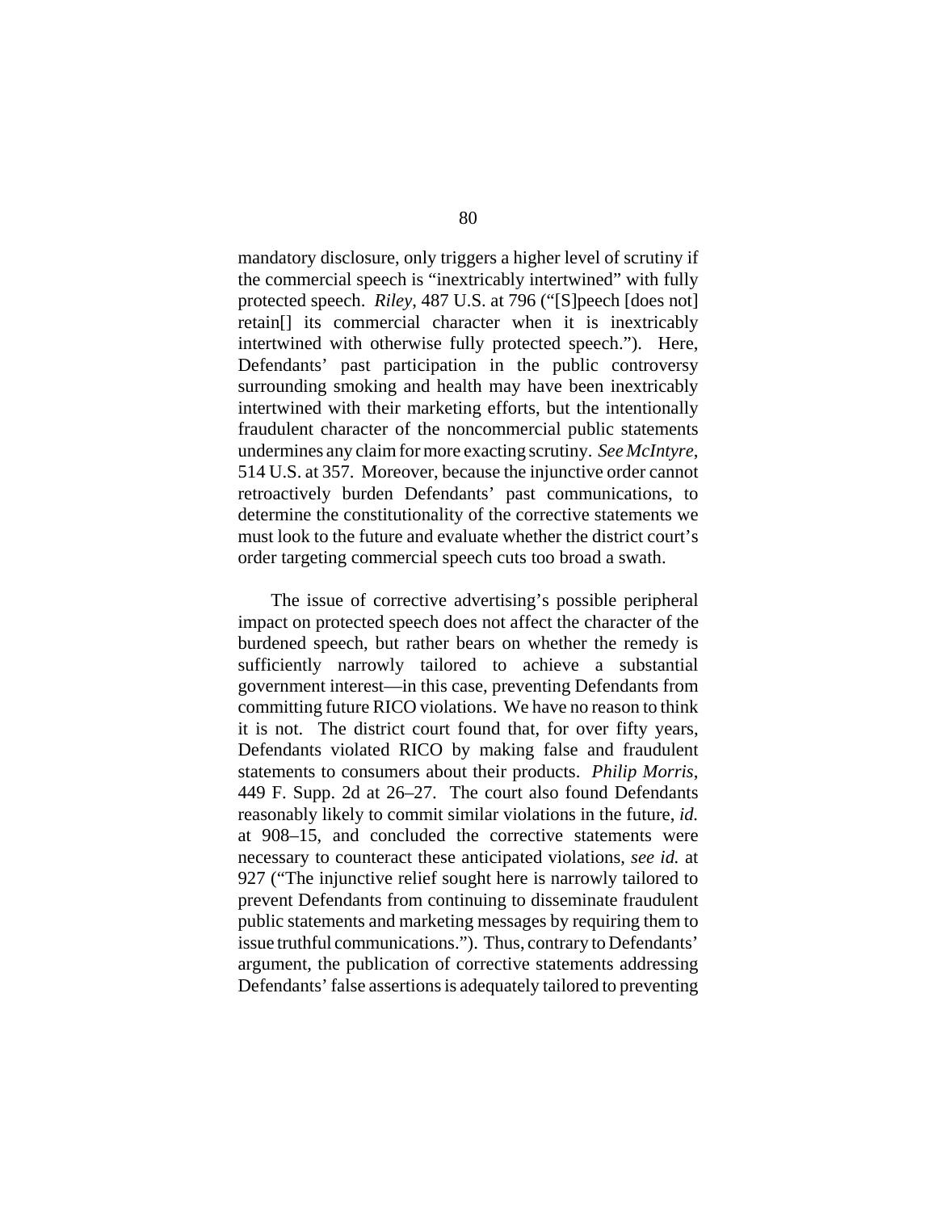mandatory disclosure, only triggers a higher level of scrutiny if the commercial speech is "inextricably intertwined" with fully protected speech. *Riley*, 487 U.S. at 796 ("[S]peech [does not] retain[] its commercial character when it is inextricably intertwined with otherwise fully protected speech."). Here, Defendants' past participation in the public controversy surrounding smoking and health may have been inextricably intertwined with their marketing efforts, but the intentionally fraudulent character of the noncommercial public statements undermines any claim for more exacting scrutiny. *See McIntyre*, 514 U.S. at 357. Moreover, because the injunctive order cannot retroactively burden Defendants' past communications, to determine the constitutionality of the corrective statements we must look to the future and evaluate whether the district court's order targeting commercial speech cuts too broad a swath.

The issue of corrective advertising's possible peripheral impact on protected speech does not affect the character of the burdened speech, but rather bears on whether the remedy is sufficiently narrowly tailored to achieve a substantial government interest—in this case, preventing Defendants from committing future RICO violations. We have no reason to think it is not. The district court found that, for over fifty years, Defendants violated RICO by making false and fraudulent statements to consumers about their products. *Philip Morris*, 449 F. Supp. 2d at 26–27. The court also found Defendants reasonably likely to commit similar violations in the future, *id.* at 908–15, and concluded the corrective statements were necessary to counteract these anticipated violations, *see id.* at 927 ("The injunctive relief sought here is narrowly tailored to prevent Defendants from continuing to disseminate fraudulent public statements and marketing messages by requiring them to issue truthful communications."). Thus, contrary to Defendants' argument, the publication of corrective statements addressing Defendants' false assertions is adequately tailored to preventing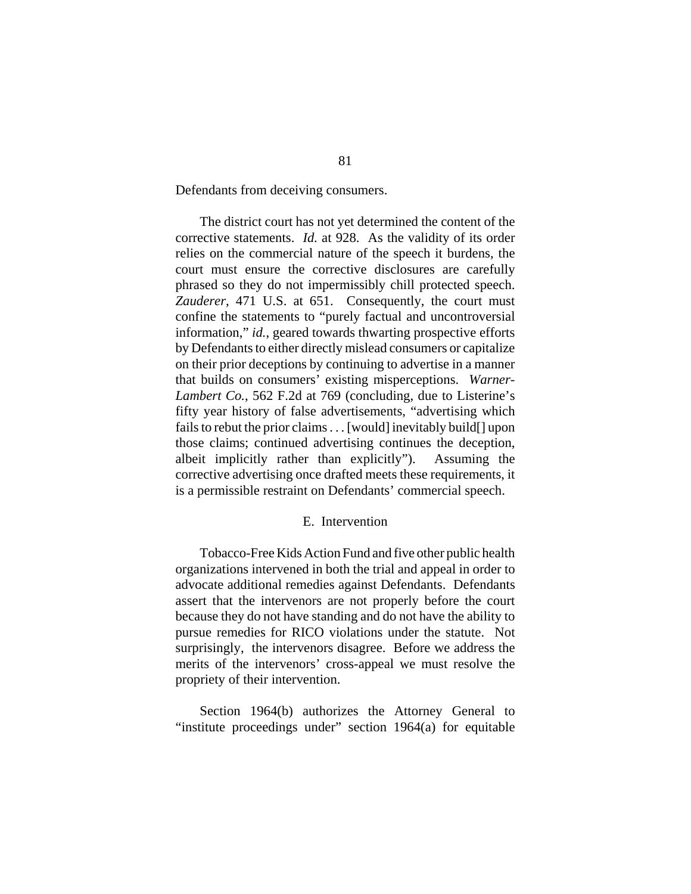Defendants from deceiving consumers.

The district court has not yet determined the content of the corrective statements. *Id.* at 928. As the validity of its order relies on the commercial nature of the speech it burdens, the court must ensure the corrective disclosures are carefully phrased so they do not impermissibly chill protected speech. *Zauderer*, 471 U.S. at 651. Consequently, the court must confine the statements to "purely factual and uncontroversial information," *id.*, geared towards thwarting prospective efforts by Defendants to either directly mislead consumers or capitalize on their prior deceptions by continuing to advertise in a manner that builds on consumers' existing misperceptions. *Warner-Lambert Co.*, 562 F.2d at 769 (concluding, due to Listerine's fifty year history of false advertisements, "advertising which fails to rebut the prior claims . . . [would] inevitably build[] upon those claims; continued advertising continues the deception, albeit implicitly rather than explicitly"). Assuming the corrective advertising once drafted meets these requirements, it is a permissible restraint on Defendants' commercial speech.

### E. Intervention

Tobacco-Free Kids Action Fund and five other public health organizations intervened in both the trial and appeal in order to advocate additional remedies against Defendants. Defendants assert that the intervenors are not properly before the court because they do not have standing and do not have the ability to pursue remedies for RICO violations under the statute. Not surprisingly, the intervenors disagree. Before we address the merits of the intervenors' cross-appeal we must resolve the propriety of their intervention.

Section 1964(b) authorizes the Attorney General to "institute proceedings under" section 1964(a) for equitable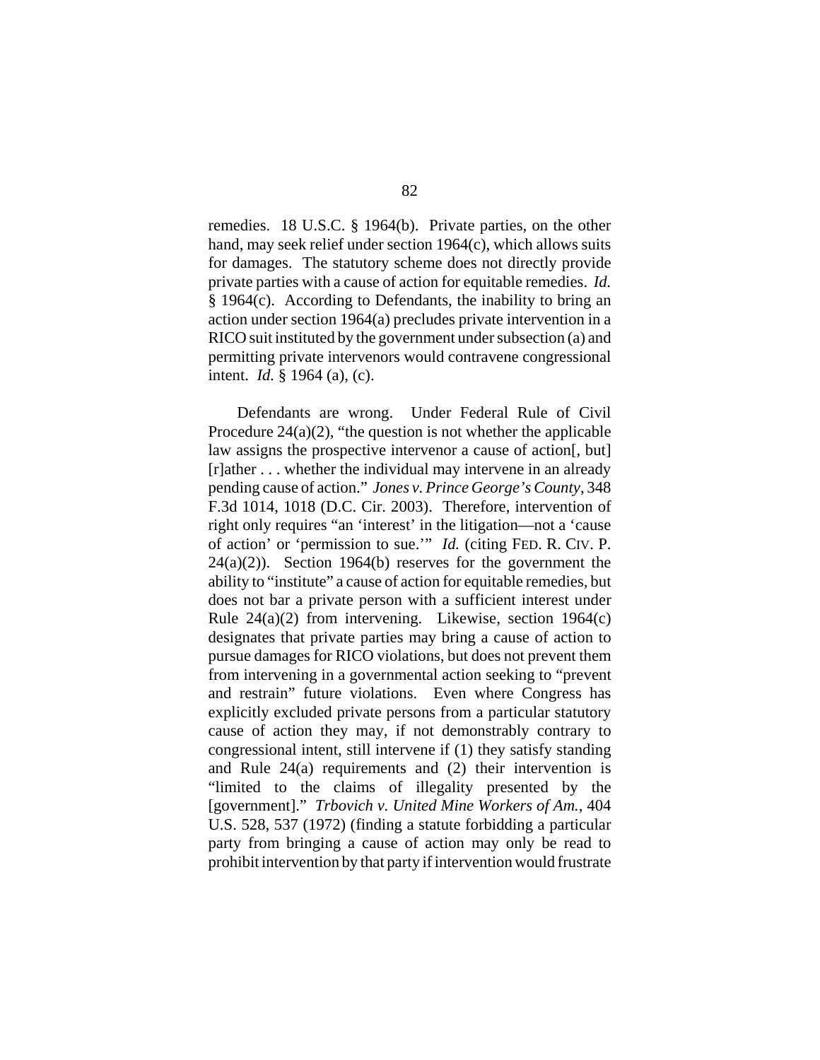remedies. 18 U.S.C. § 1964(b). Private parties, on the other hand, may seek relief under section 1964(c), which allows suits for damages. The statutory scheme does not directly provide private parties with a cause of action for equitable remedies. *Id.* § 1964(c). According to Defendants, the inability to bring an action under section 1964(a) precludes private intervention in a RICO suit instituted by the government under subsection (a) and permitting private intervenors would contravene congressional intent. *Id.* § 1964 (a), (c).

Defendants are wrong. Under Federal Rule of Civil Procedure 24(a)(2), "the question is not whether the applicable law assigns the prospective intervenor a cause of action[, but] [r]ather . . . whether the individual may intervene in an already pending cause of action." *Jones v. Prince George's County*, 348 F.3d 1014, 1018 (D.C. Cir. 2003). Therefore, intervention of right only requires "an 'interest' in the litigation—not a 'cause of action' or 'permission to sue.'" *Id.* (citing FED. R. CIV. P. 24(a)(2)). Section 1964(b) reserves for the government the ability to "institute" a cause of action for equitable remedies, but does not bar a private person with a sufficient interest under Rule 24(a)(2) from intervening. Likewise, section 1964(c) designates that private parties may bring a cause of action to pursue damages for RICO violations, but does not prevent them from intervening in a governmental action seeking to "prevent and restrain" future violations. Even where Congress has explicitly excluded private persons from a particular statutory cause of action they may, if not demonstrably contrary to congressional intent, still intervene if (1) they satisfy standing and Rule 24(a) requirements and (2) their intervention is "limited to the claims of illegality presented by the [government]." *Trbovich v. United Mine Workers of Am.*, 404 U.S. 528, 537 (1972) (finding a statute forbidding a particular party from bringing a cause of action may only be read to prohibit intervention by that party if intervention would frustrate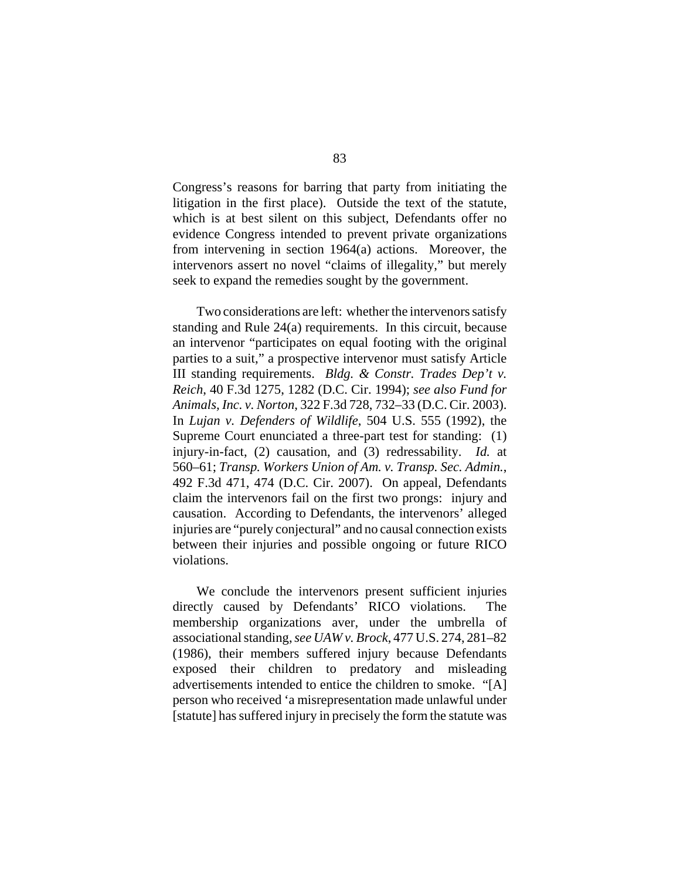Congress's reasons for barring that party from initiating the litigation in the first place). Outside the text of the statute, which is at best silent on this subject, Defendants offer no evidence Congress intended to prevent private organizations from intervening in section 1964(a) actions. Moreover, the intervenors assert no novel "claims of illegality," but merely seek to expand the remedies sought by the government.

Two considerations are left: whether the intervenors satisfy standing and Rule 24(a) requirements. In this circuit, because an intervenor "participates on equal footing with the original parties to a suit," a prospective intervenor must satisfy Article III standing requirements. *Bldg. & Constr. Trades Dep't v. Reich*, 40 F.3d 1275, 1282 (D.C. Cir. 1994); *see also Fund for Animals, Inc. v. Norton*, 322 F.3d 728, 732–33 (D.C. Cir. 2003). In *Lujan v. Defenders of Wildlife*, 504 U.S. 555 (1992), the Supreme Court enunciated a three-part test for standing: (1) injury-in-fact, (2) causation, and (3) redressability. *Id.* at 560–61; *Transp. Workers Union of Am. v. Transp. Sec. Admin.*, 492 F.3d 471, 474 (D.C. Cir. 2007). On appeal, Defendants claim the intervenors fail on the first two prongs: injury and causation. According to Defendants, the intervenors' alleged injuries are "purely conjectural" and no causal connection exists between their injuries and possible ongoing or future RICO violations.

We conclude the intervenors present sufficient injuries directly caused by Defendants' RICO violations. The membership organizations aver, under the umbrella of associational standing, *see UAW v. Brock*, 477 U.S. 274, 281–82 (1986), their members suffered injury because Defendants exposed their children to predatory and misleading advertisements intended to entice the children to smoke. "[A] person who received 'a misrepresentation made unlawful under [statute] has suffered injury in precisely the form the statute was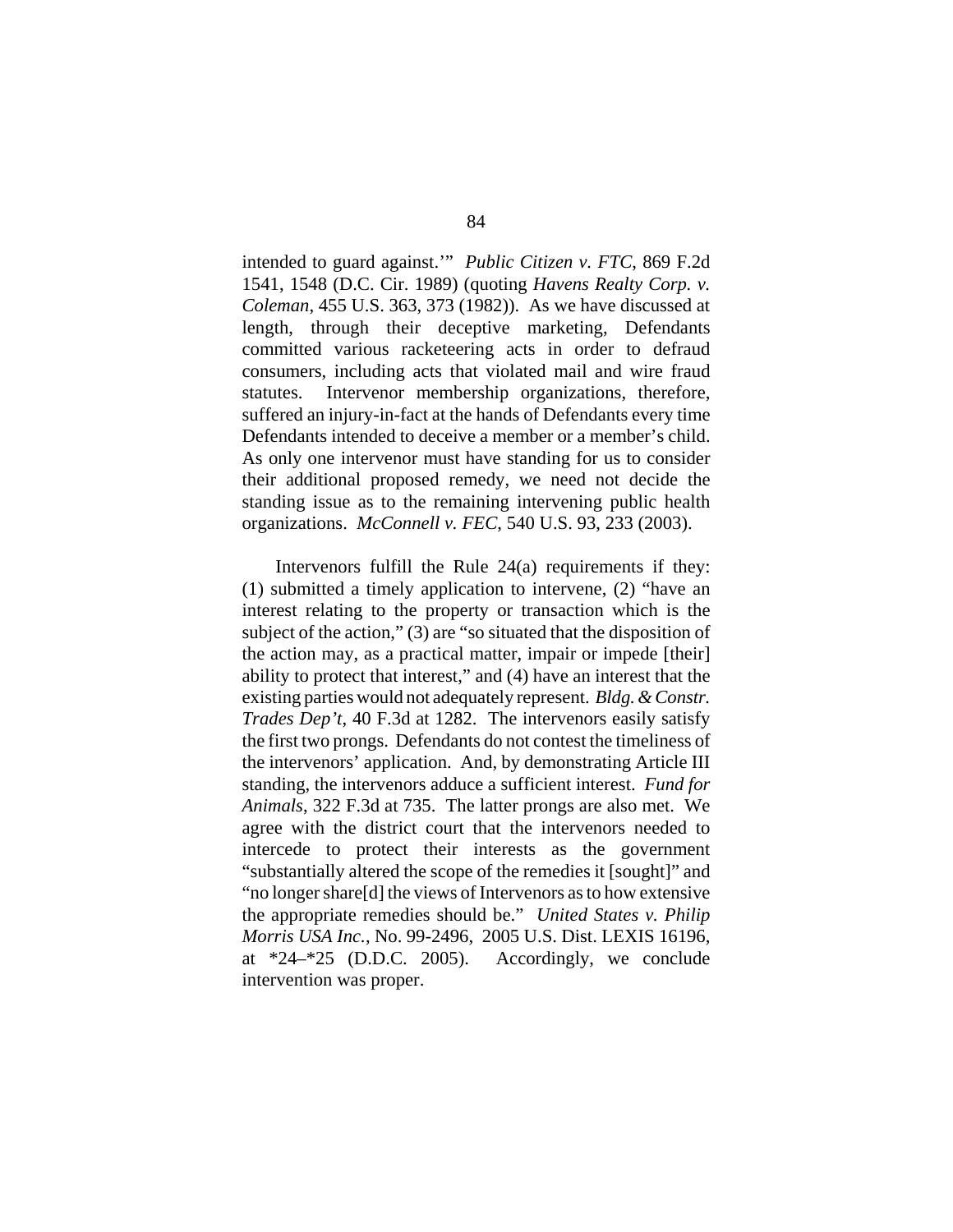intended to guard against.'" *Public Citizen v. FTC*, 869 F.2d 1541, 1548 (D.C. Cir. 1989) (quoting *Havens Realty Corp. v. Coleman*, 455 U.S. 363, 373 (1982)). As we have discussed at length, through their deceptive marketing, Defendants committed various racketeering acts in order to defraud consumers, including acts that violated mail and wire fraud statutes. Intervenor membership organizations, therefore, suffered an injury-in-fact at the hands of Defendants every time Defendants intended to deceive a member or a member's child. As only one intervenor must have standing for us to consider their additional proposed remedy, we need not decide the standing issue as to the remaining intervening public health organizations. *McConnell v. FEC*, 540 U.S. 93, 233 (2003).

Intervenors fulfill the Rule 24(a) requirements if they: (1) submitted a timely application to intervene, (2) "have an interest relating to the property or transaction which is the subject of the action," (3) are "so situated that the disposition of the action may, as a practical matter, impair or impede [their] ability to protect that interest," and (4) have an interest that the existing parties would not adequately represent. *Bldg. & Constr. Trades Dep't*, 40 F.3d at 1282. The intervenors easily satisfy the first two prongs. Defendants do not contest the timeliness of the intervenors' application. And, by demonstrating Article III standing, the intervenors adduce a sufficient interest. *Fund for Animals*, 322 F.3d at 735. The latter prongs are also met. We agree with the district court that the intervenors needed to intercede to protect their interests as the government "substantially altered the scope of the remedies it [sought]" and "no longer share[d] the views of Intervenors as to how extensive the appropriate remedies should be." *United States v. Philip Morris USA Inc.*, No. 99-2496, 2005 U.S. Dist. LEXIS 16196, at *24–*25 (D.D.C. 2005). Accordingly, we conclude intervention was proper.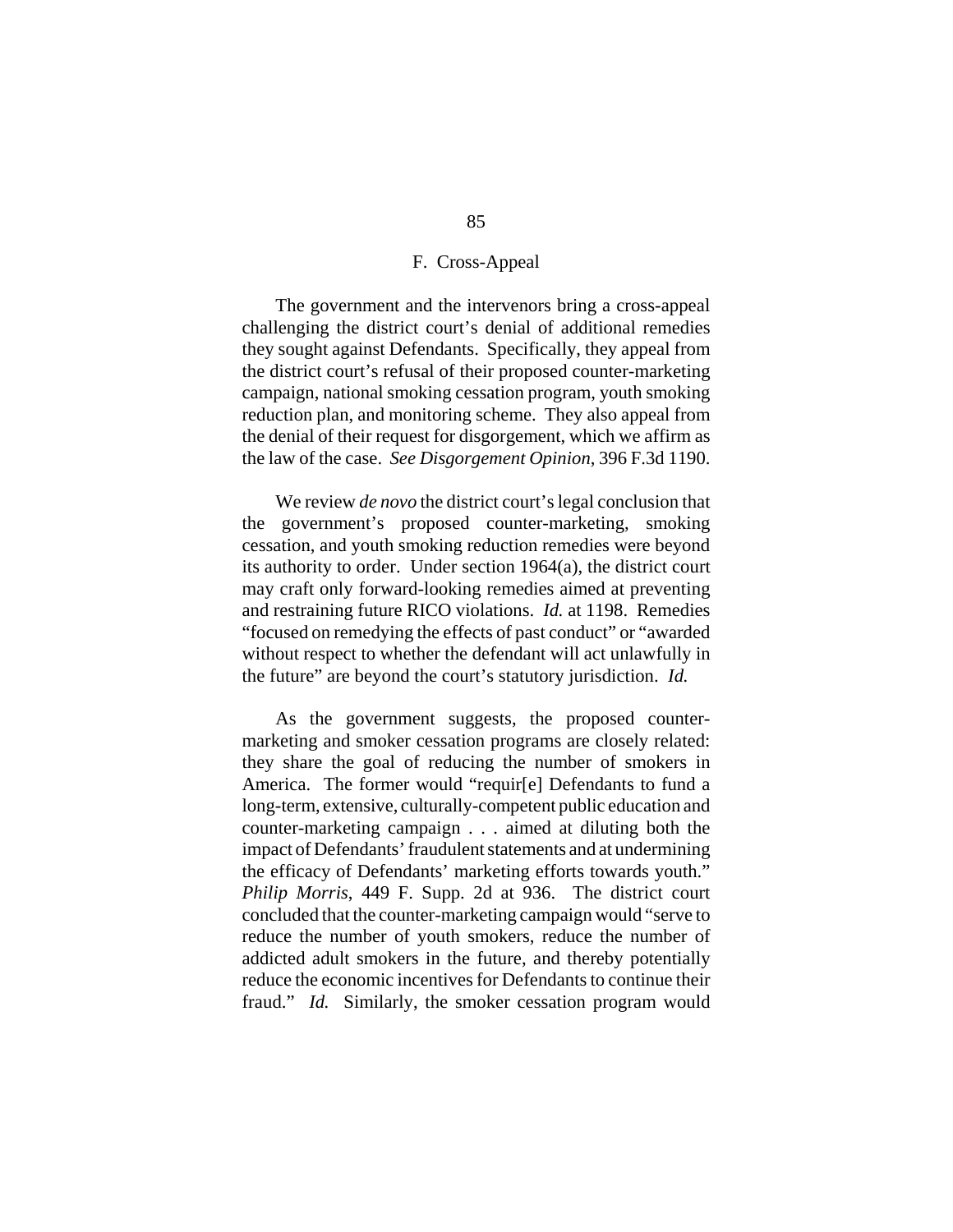## F. Cross-Appeal

The government and the intervenors bring a cross-appeal challenging the district court's denial of additional remedies they sought against Defendants. Specifically, they appeal from the district court's refusal of their proposed counter-marketing campaign, national smoking cessation program, youth smoking reduction plan, and monitoring scheme. They also appeal from the denial of their request for disgorgement, which we affirm as the law of the case. *See Disgorgement Opinion*, 396 F.3d 1190.

We review *de novo* the district court's legal conclusion that the government's proposed counter-marketing, smoking cessation, and youth smoking reduction remedies were beyond its authority to order. Under section 1964(a), the district court may craft only forward-looking remedies aimed at preventing and restraining future RICO violations. *Id.* at 1198. Remedies "focused on remedying the effects of past conduct" or "awarded without respect to whether the defendant will act unlawfully in the future" are beyond the court's statutory jurisdiction. *Id.*

As the government suggests, the proposed counter-marketing and smoker cessation programs are closely related: they share the goal of reducing the number of smokers in America. The former would "requir[e] Defendants to fund a long-term, extensive, culturally-competent public education and counter-marketing campaign . . . aimed at diluting both the impact of Defendants' fraudulent statements and at undermining the efficacy of Defendants' marketing efforts towards youth." *Philip Morris*, 449 F. Supp. 2d at 936. The district court concluded that the counter-marketing campaign would "serve to reduce the number of youth smokers, reduce the number of addicted adult smokers in the future, and thereby potentially reduce the economic incentives for Defendants to continue their fraud." *Id.* Similarly, the smoker cessation program would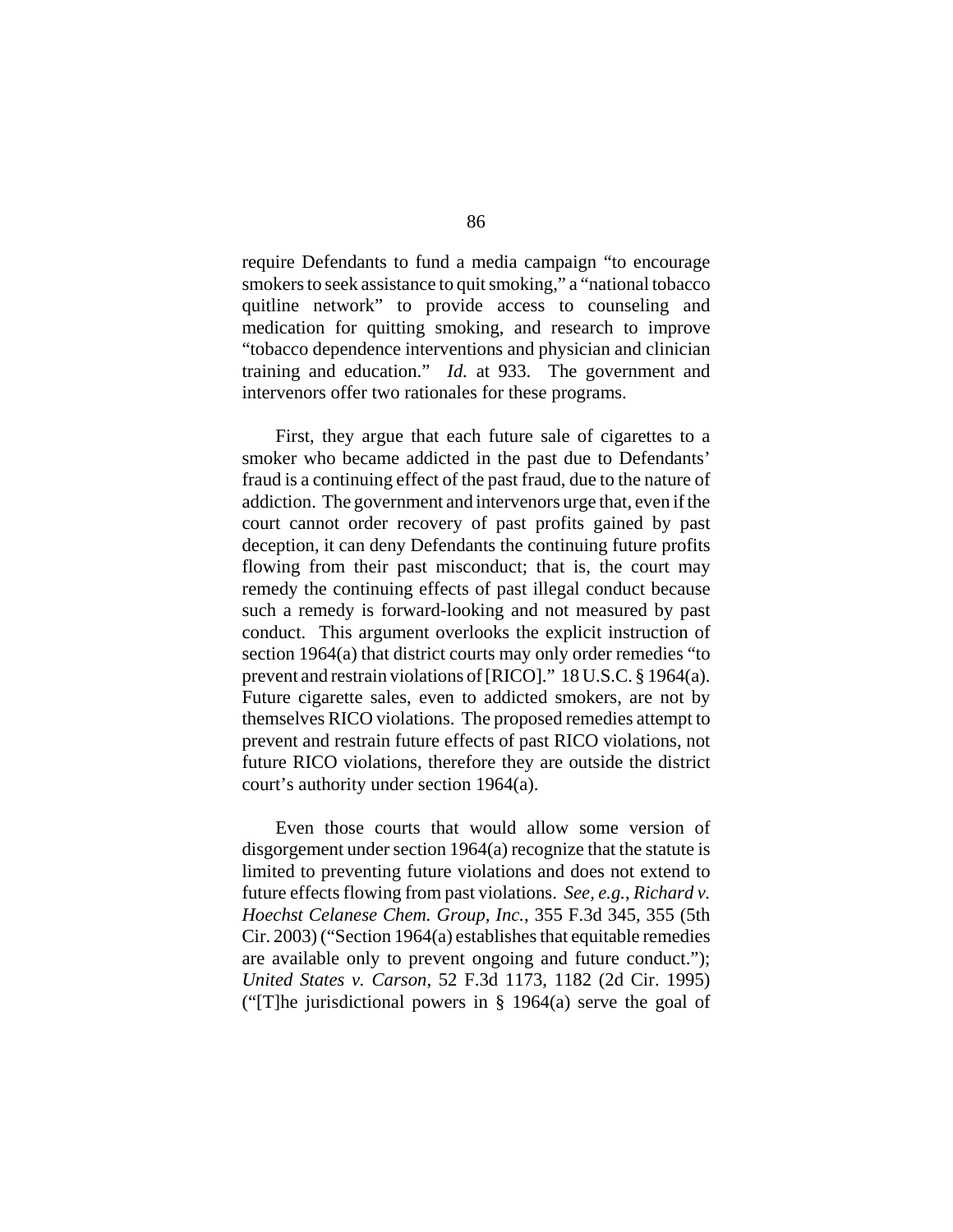require Defendants to fund a media campaign "to encourage smokers to seek assistance to quit smoking," a "national tobacco quitline network" to provide access to counseling and medication for quitting smoking, and research to improve "tobacco dependence interventions and physician and clinician training and education." *Id.* at 933. The government and intervenors offer two rationales for these programs.

First, they argue that each future sale of cigarettes to a smoker who became addicted in the past due to Defendants' fraud is a continuing effect of the past fraud, due to the nature of addiction. The government and intervenors urge that, even if the court cannot order recovery of past profits gained by past deception, it can deny Defendants the continuing future profits flowing from their past misconduct; that is, the court may remedy the continuing effects of past illegal conduct because such a remedy is forward-looking and not measured by past conduct. This argument overlooks the explicit instruction of section 1964(a) that district courts may only order remedies "to prevent and restrain violations of [RICO]." 18 U.S.C. § 1964(a). Future cigarette sales, even to addicted smokers, are not by themselves RICO violations. The proposed remedies attempt to prevent and restrain future effects of past RICO violations, not future RICO violations, therefore they are outside the district court's authority under section 1964(a).

Even those courts that would allow some version of disgorgement under section 1964(a) recognize that the statute is limited to preventing future violations and does not extend to future effects flowing from past violations. *See, e.g.*, *Richard v. Hoechst Celanese Chem. Group, Inc.*, 355 F.3d 345, 355 (5th Cir. 2003) ("Section 1964(a) establishes that equitable remedies are available only to prevent ongoing and future conduct."); *United States v. Carson*, 52 F.3d 1173, 1182 (2d Cir. 1995) ("[T]he jurisdictional powers in § 1964(a) serve the goal of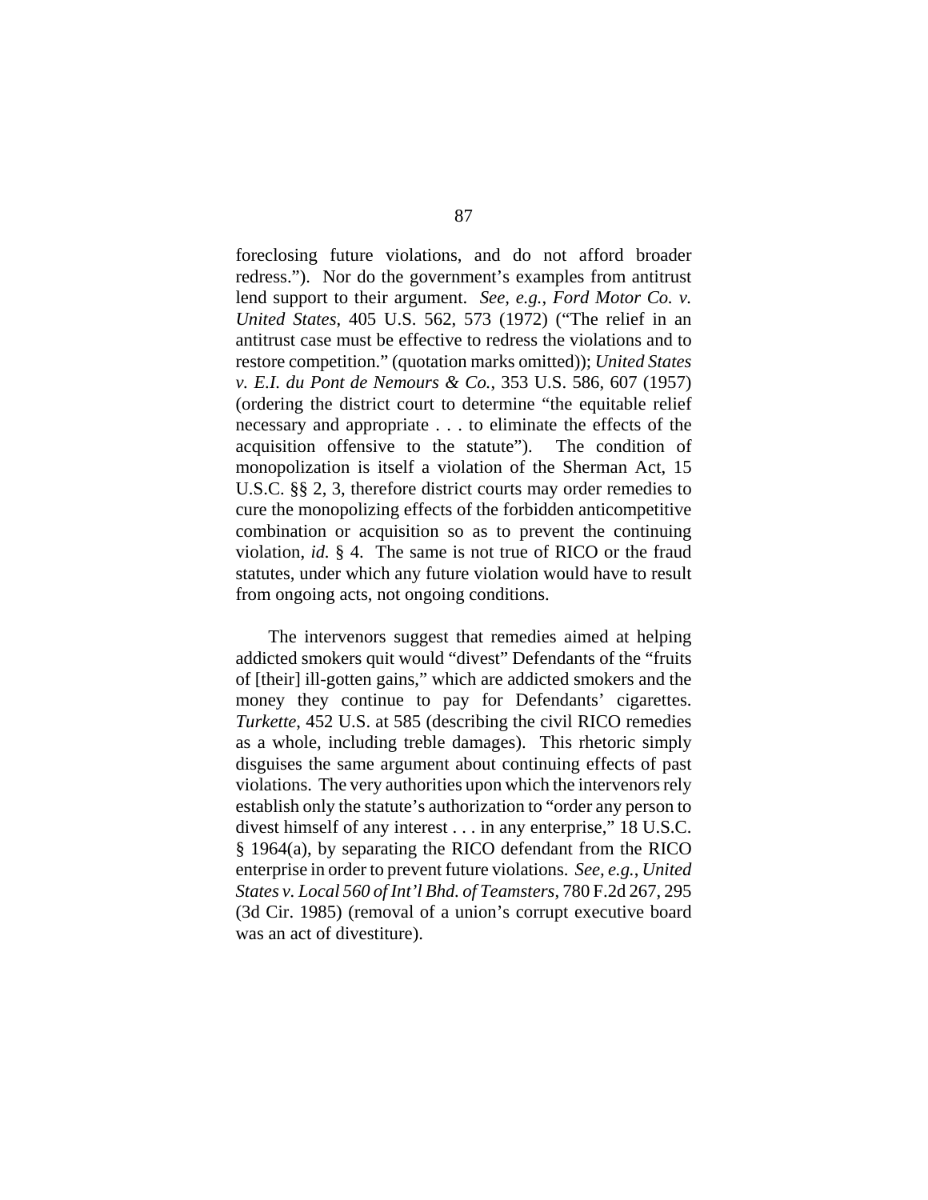foreclosing future violations, and do not afford broader redress."). Nor do the government's examples from antitrust lend support to their argument. *See, e.g.*, *Ford Motor Co. v. United States*, 405 U.S. 562, 573 (1972) ("The relief in an antitrust case must be effective to redress the violations and to restore competition." (quotation marks omitted)); *United States v. E.I. du Pont de Nemours & Co.*, 353 U.S. 586, 607 (1957) (ordering the district court to determine "the equitable relief necessary and appropriate . . . to eliminate the effects of the acquisition offensive to the statute"). The condition of monopolization is itself a violation of the Sherman Act, 15 U.S.C. §§ 2, 3, therefore district courts may order remedies to cure the monopolizing effects of the forbidden anticompetitive combination or acquisition so as to prevent the continuing violation, *id.* § 4. The same is not true of RICO or the fraud statutes, under which any future violation would have to result from ongoing acts, not ongoing conditions.

The intervenors suggest that remedies aimed at helping addicted smokers quit would "divest" Defendants of the "fruits of [their] ill-gotten gains," which are addicted smokers and the money they continue to pay for Defendants' cigarettes. *Turkette*, 452 U.S. at 585 (describing the civil RICO remedies as a whole, including treble damages). This rhetoric simply disguises the same argument about continuing effects of past violations. The very authorities upon which the intervenors rely establish only the statute's authorization to "order any person to divest himself of any interest . . . in any enterprise," 18 U.S.C. § 1964(a), by separating the RICO defendant from the RICO enterprise in order to prevent future violations. *See, e.g.*, *United States v. Local 560 of Int'l Bhd. of Teamsters*, 780 F.2d 267, 295 (3d Cir. 1985) (removal of a union's corrupt executive board was an act of divestiture).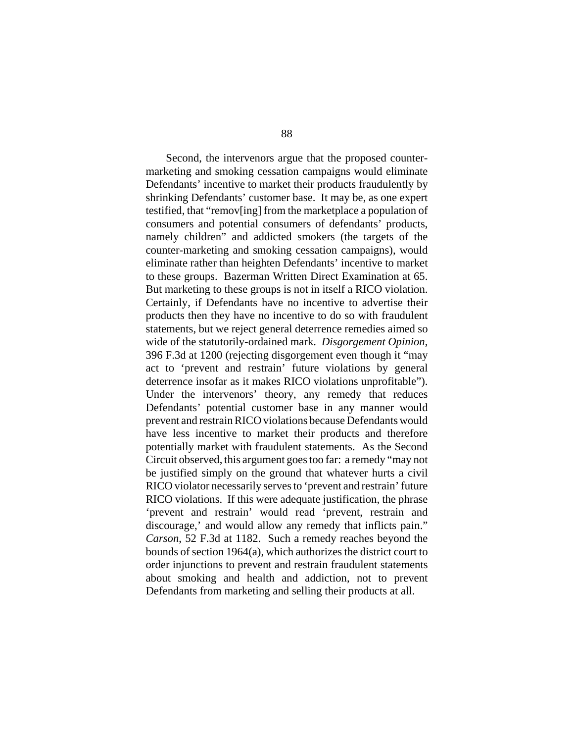Second, the intervenors argue that the proposed counter-marketing and smoking cessation campaigns would eliminate Defendants' incentive to market their products fraudulently by shrinking Defendants' customer base. It may be, as one expert testified, that "remov[ing] from the marketplace a population of consumers and potential consumers of defendants' products, namely children" and addicted smokers (the targets of the counter-marketing and smoking cessation campaigns), would eliminate rather than heighten Defendants' incentive to market to these groups. Bazerman Written Direct Examination at 65. But marketing to these groups is not in itself a RICO violation. Certainly, if Defendants have no incentive to advertise their products then they have no incentive to do so with fraudulent statements, but we reject general deterrence remedies aimed so wide of the statutorily-ordained mark. *Disgorgement Opinion*, 396 F.3d at 1200 (rejecting disgorgement even though it "may act to 'prevent and restrain' future violations by general deterrence insofar as it makes RICO violations unprofitable"). Under the intervenors' theory, any remedy that reduces Defendants' potential customer base in any manner would prevent and restrain RICO violations because Defendants would have less incentive to market their products and therefore potentially market with fraudulent statements. As the Second Circuit observed, this argument goes too far: a remedy "may not be justified simply on the ground that whatever hurts a civil RICO violator necessarily serves to 'prevent and restrain' future RICO violations. If this were adequate justification, the phrase 'prevent and restrain' would read 'prevent, restrain and discourage,' and would allow any remedy that inflicts pain." *Carson*, 52 F.3d at 1182. Such a remedy reaches beyond the bounds of section 1964(a), which authorizes the district court to order injunctions to prevent and restrain fraudulent statements about smoking and health and addiction, not to prevent Defendants from marketing and selling their products at all.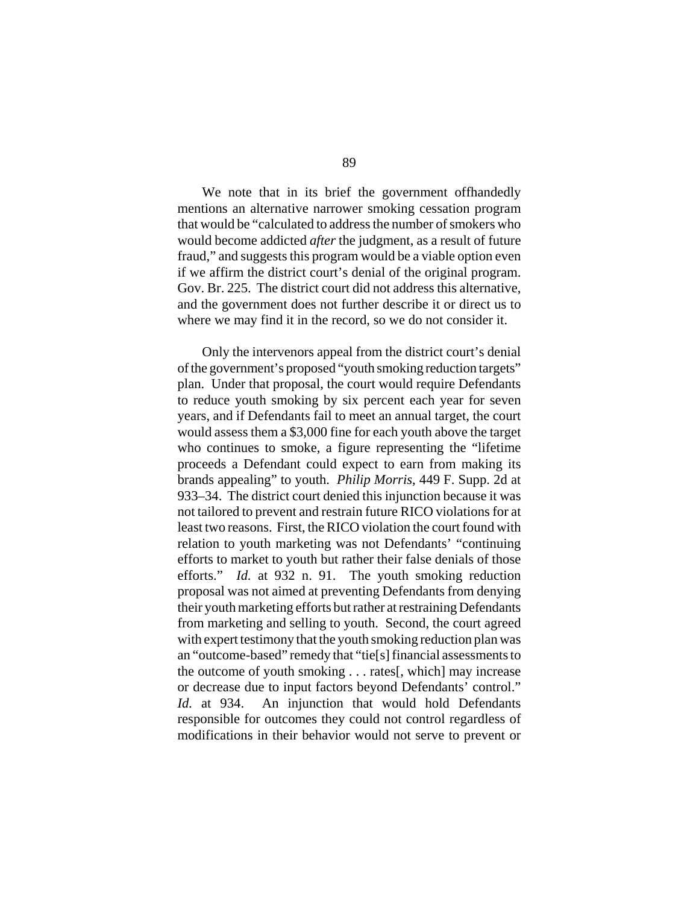We note that in its brief the government offhandedly mentions an alternative narrower smoking cessation program that would be "calculated to address the number of smokers who would become addicted *after* the judgment, as a result of future fraud," and suggests this program would be a viable option even if we affirm the district court's denial of the original program. Gov. Br. 225. The district court did not address this alternative, and the government does not further describe it or direct us to where we may find it in the record, so we do not consider it.

Only the intervenors appeal from the district court's denial of the government's proposed "youth smoking reduction targets" plan. Under that proposal, the court would require Defendants to reduce youth smoking by six percent each year for seven years, and if Defendants fail to meet an annual target, the court would assess them a $3,000 fine for each youth above the target who continues to smoke, a figure representing the "lifetime proceeds a Defendant could expect to earn from making its brands appealing" to youth. *Philip Morris*, 449 F. Supp. 2d at 933–34. The district court denied this injunction because it was not tailored to prevent and restrain future RICO violations for at least two reasons. First, the RICO violation the court found with relation to youth marketing was not Defendants' "continuing efforts to market to youth but rather their false denials of those efforts." *Id.* at 932 n. 91. The youth smoking reduction proposal was not aimed at preventing Defendants from denying their youth marketing efforts but rather at restraining Defendants from marketing and selling to youth. Second, the court agreed with expert testimony that the youth smoking reduction plan was an "outcome-based" remedy that "tie[s] financial assessments to the outcome of youth smoking . . . rates[, which] may increase or decrease due to input factors beyond Defendants' control." *Id.* at 934. An injunction that would hold Defendants responsible for outcomes they could not control regardless of modifications in their behavior would not serve to prevent or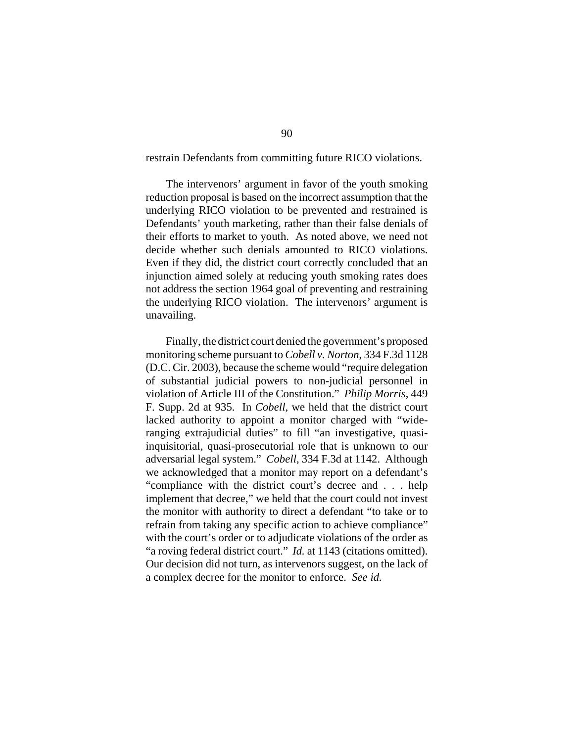restrain Defendants from committing future RICO violations.

The intervenors' argument in favor of the youth smoking reduction proposal is based on the incorrect assumption that the underlying RICO violation to be prevented and restrained is Defendants' youth marketing, rather than their false denials of their efforts to market to youth. As noted above, we need not decide whether such denials amounted to RICO violations. Even if they did, the district court correctly concluded that an injunction aimed solely at reducing youth smoking rates does not address the section 1964 goal of preventing and restraining the underlying RICO violation. The intervenors' argument is unavailing.

Finally, the district court denied the government's proposed monitoring scheme pursuant to *Cobell v. Norton*, 334 F.3d 1128 (D.C. Cir. 2003), because the scheme would "require delegation of substantial judicial powers to non-judicial personnel in violation of Article III of the Constitution." *Philip Morris*, 449 F. Supp. 2d at 935. In *Cobell*, we held that the district court lacked authority to appoint a monitor charged with "wide-ranging extrajudicial duties" to fill "an investigative, quasi-inquisitorial, quasi-prosecutorial role that is unknown to our adversarial legal system." *Cobell*, 334 F.3d at 1142. Although we acknowledged that a monitor may report on a defendant's "compliance with the district court's decree and . . . help implement that decree," we held that the court could not invest the monitor with authority to direct a defendant "to take or to refrain from taking any specific action to achieve compliance" with the court's order or to adjudicate violations of the order as "a roving federal district court." *Id.* at 1143 (citations omitted). Our decision did not turn, as intervenors suggest, on the lack of a complex decree for the monitor to enforce. *See id.*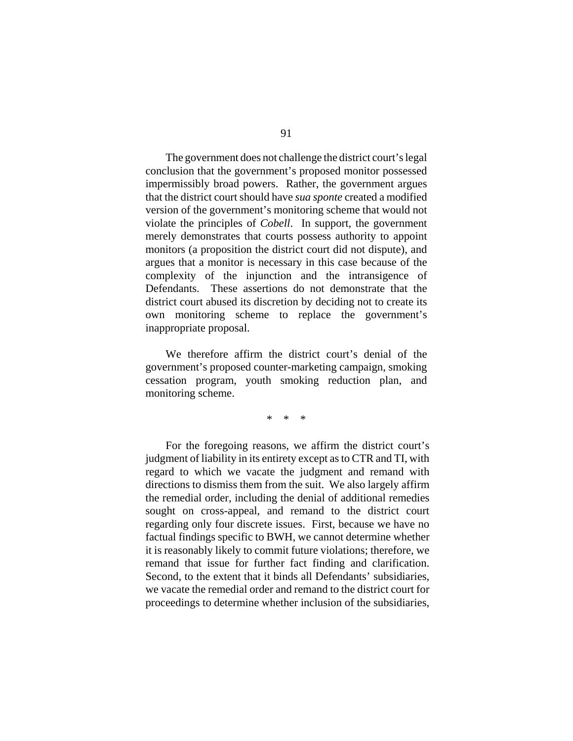The government does not challenge the district court's legal conclusion that the government's proposed monitor possessed impermissibly broad powers. Rather, the government argues that the district court should have *sua sponte* created a modified version of the government's monitoring scheme that would not violate the principles of *Cobell*. In support, the government merely demonstrates that courts possess authority to appoint monitors (a proposition the district court did not dispute), and argues that a monitor is necessary in this case because of the complexity of the injunction and the intransigence of Defendants. These assertions do not demonstrate that the district court abused its discretion by deciding not to create its own monitoring scheme to replace the government's inappropriate proposal.

We therefore affirm the district court's denial of the government's proposed counter-marketing campaign, smoking cessation program, youth smoking reduction plan, and monitoring scheme.

\* \* \*

For the foregoing reasons, we affirm the district court's judgment of liability in its entirety except as to CTR and TI, with regard to which we vacate the judgment and remand with directions to dismiss them from the suit. We also largely affirm the remedial order, including the denial of additional remedies sought on cross-appeal, and remand to the district court regarding only four discrete issues. First, because we have no factual findings specific to BWH, we cannot determine whether it is reasonably likely to commit future violations; therefore, we remand that issue for further fact finding and clarification. Second, to the extent that it binds all Defendants' subsidiaries, we vacate the remedial order and remand to the district court for proceedings to determine whether inclusion of the subsidiaries,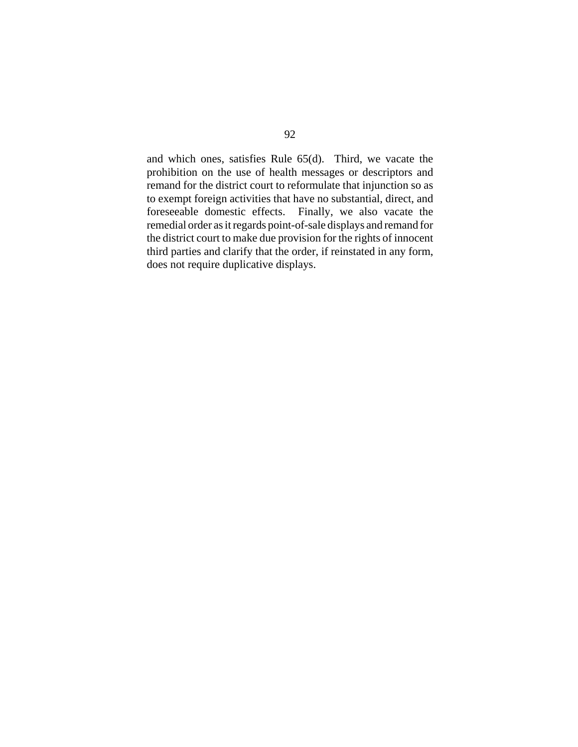and which ones, satisfies Rule 65(d). Third, we vacate the prohibition on the use of health messages or descriptors and remand for the district court to reformulate that injunction so as to exempt foreign activities that have no substantial, direct, and foreseeable domestic effects. Finally, we also vacate the remedial order as it regards point-of-sale displays and remand for the district court to make due provision for the rights of innocent third parties and clarify that the order, if reinstated in any form, does not require duplicative displays.